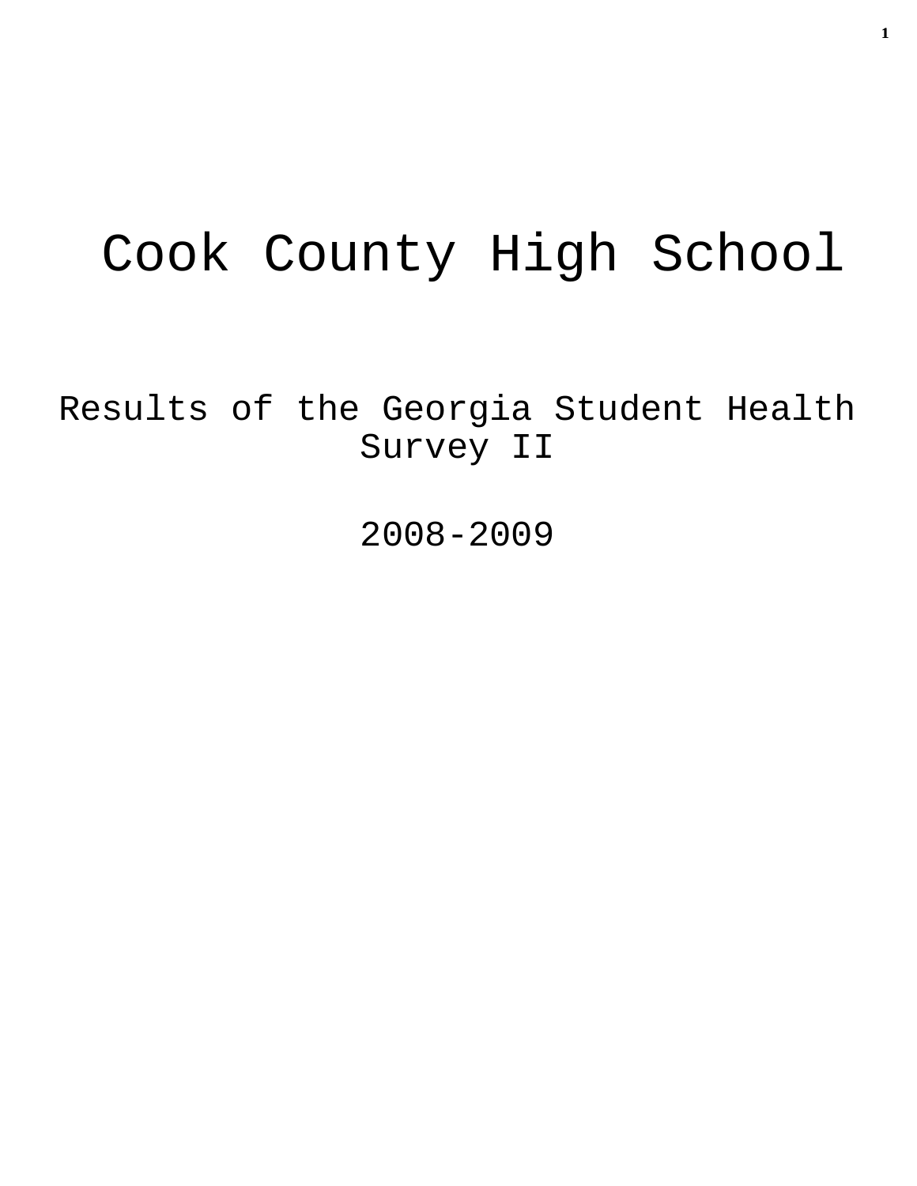# Cook County High School

## Results of the Georgia Student Health Survey II

## 2008-2009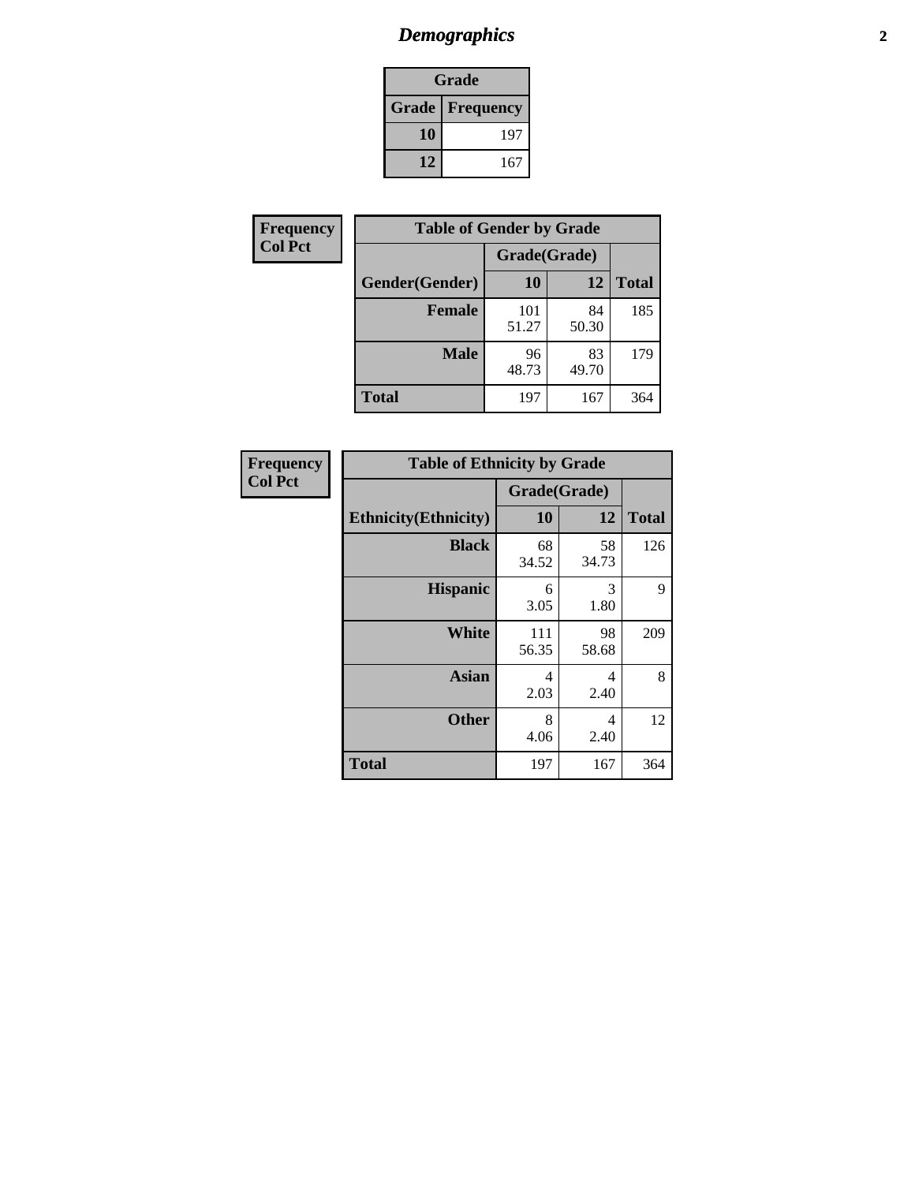# *Demographics*

| Grade | |
|---|---|
| **Grade** | **Frequency** |
| **10** | 197 |
| **12** | 167 |

**Frequency**
**Col Pct**

| Table of Gender by Grade | | | |
|---|---|---|---|
| | Grade(Grade) | | |
| **Gender(Gender)** | **10** | **12** | **Total** |
| **Female** | 101<br>51.27 | 84<br>50.30 | 185 |
| **Male** | 96<br>48.73 | 83<br>49.70 | 179 |
| **Total** | 197 | 167 | 364 |

**Frequency**
**Col Pct**

| Table of Ethnicity by Grade | | | |
|---|---|---|---|
| | Grade(Grade) | | |
| **Ethnicity(Ethnicity)** | **10** | **12** | **Total** |
| **Black** | 68<br>34.52 | 58<br>34.73 | 126 |
| **Hispanic** | 6<br>3.05 | 3<br>1.80 | 9 |
| **White** | 111<br>56.35 | 98<br>58.68 | 209 |
| **Asian** | 4<br>2.03 | 4<br>2.40 | 8 |
| **Other** | 8<br>4.06 | 4<br>2.40 | 12 |
| **Total** | 197 | 167 | 364 |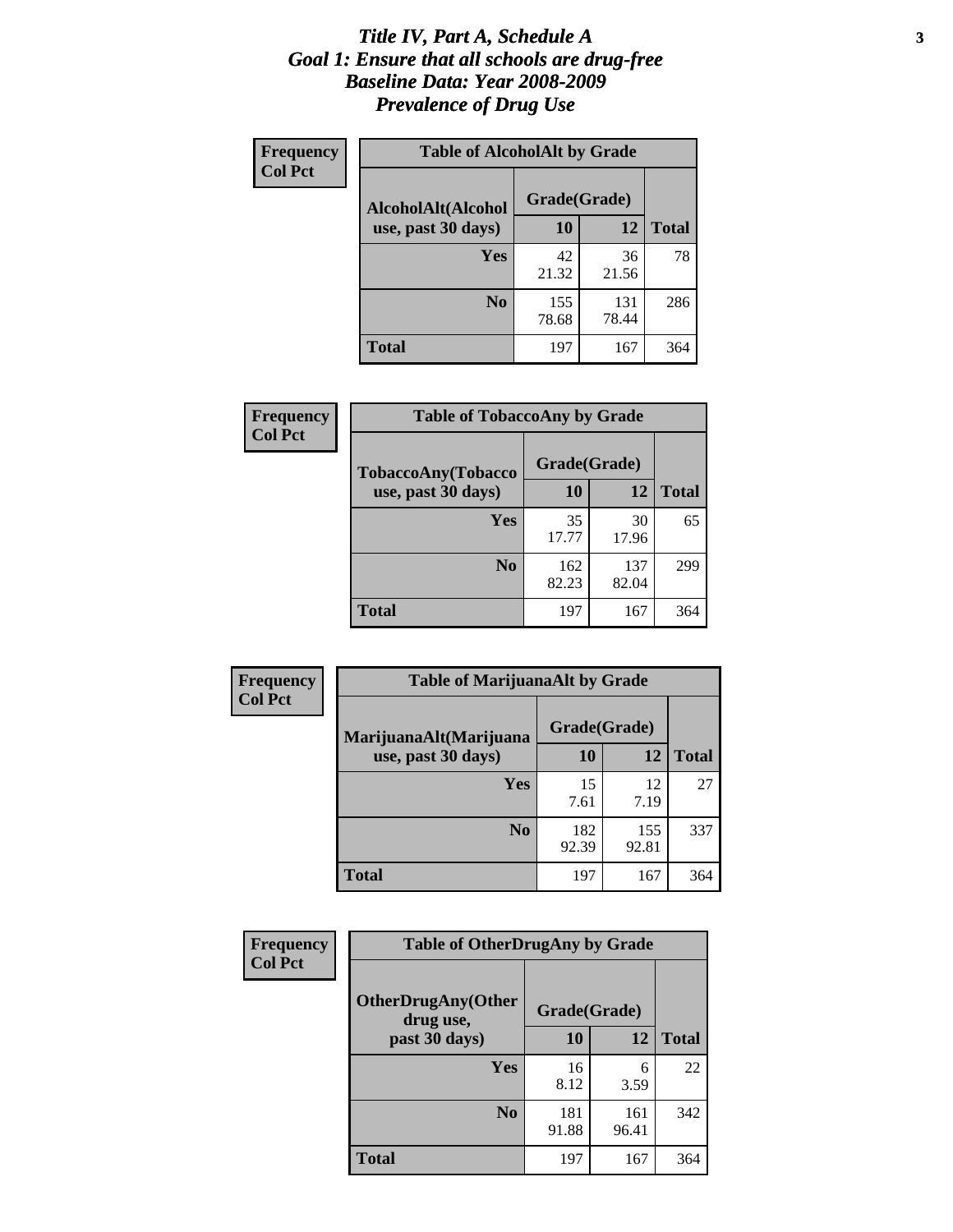# Title IV, Part A, Schedule A
# Goal 1: Ensure that all schools are drug-free
# Baseline Data: Year 2008-2009
# Prevalence of Drug Use

**Frequency**
**Col Pct**

| Table of AlcoholAlt by Grade | | | |
|---|---|---|---|
| AlcoholAlt(Alcohol use, past 30 days) | Grade(Grade) | | |
| | 10 | 12 | Total |
| Yes | 42<br>21.32 | 36<br>21.56 | 78 |
| No | 155<br>78.68 | 131<br>78.44 | 286 |
| Total | 197 | 167 | 364 |

**Frequency**
**Col Pct**

| Table of TobaccoAny by Grade | | | |
|---|---|---|---|
| TobaccoAny(Tobacco use, past 30 days) | Grade(Grade) | | |
| | 10 | 12 | Total |
| Yes | 35<br>17.77 | 30<br>17.96 | 65 |
| No | 162<br>82.23 | 137<br>82.04 | 299 |
| Total | 197 | 167 | 364 |

**Frequency**
**Col Pct**

| Table of MarijuanaAlt by Grade | | | |
|---|---|---|---|
| MarijuanaAlt(Marijuana use, past 30 days) | Grade(Grade) | | |
| | 10 | 12 | Total |
| Yes | 15<br>7.61 | 12<br>7.19 | 27 |
| No | 182<br>92.39 | 155<br>92.81 | 337 |
| Total | 197 | 167 | 364 |

**Frequency**
**Col Pct**

| Table of OtherDrugAny by Grade | | | |
|---|---|---|---|
| OtherDrugAny(Other drug use, past 30 days) | Grade(Grade) | | |
| | 10 | 12 | Total |
| Yes | 16<br>8.12 | 6<br>3.59 | 22 |
| No | 181<br>91.88 | 161<br>96.41 | 342 |
| Total | 197 | 167 | 364 |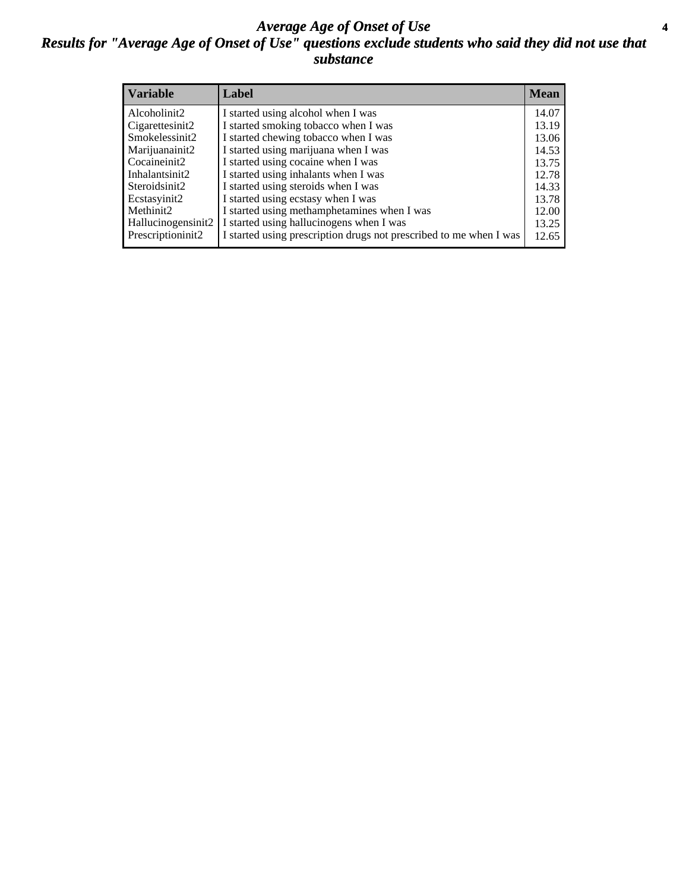# *Average Age of Onset of Use*

## *Results for "Average Age of Onset of Use" questions exclude students who said they did not use that substance*

| Variable | Label | Mean |
|---|---|---|
| Alcoholinit2 | I started using alcohol when I was | 14.07 |
| Cigarettesinit2 | I started smoking tobacco when I was | 13.19 |
| Smokelessinit2 | I started chewing tobacco when I was | 13.06 |
| Marijuanainit2 | I started using marijuana when I was | 14.53 |
| Cocaineinit2 | I started using cocaine when I was | 13.75 |
| Inhalantsinit2 | I started using inhalants when I was | 12.78 |
| Steroidsinit2 | I started using steroids when I was | 14.33 |
| Ecstasyinit2 | I started using ecstasy when I was | 13.78 |
| Methinit2 | I started using methamphetamines when I was | 12.00 |
| Hallucinogensinit2 | I started using hallucinogens when I was | 13.25 |
| Prescriptioninit2 | I started using prescription drugs not prescribed to me when I was | 12.65 |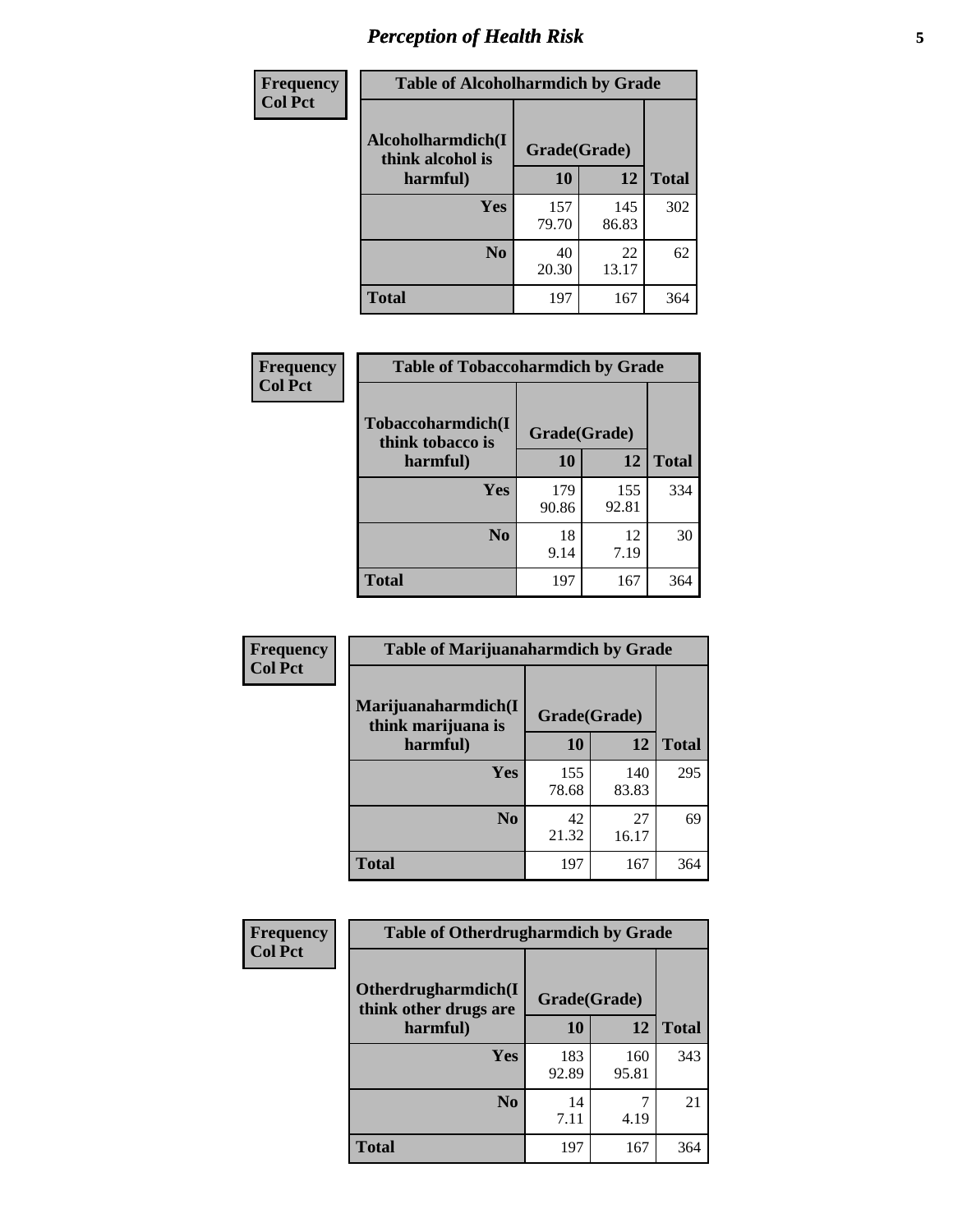# *Perception of Health Risk*

**Frequency**
**Col Pct**

| Table of Alcoholharmdich by Grade | | | |
|---|---|---|---|
| Alcoholharmdich(I think alcohol is harmful) | Grade(Grade) | | Total |
| | 10 | 12 | |
| **Yes** | 157<br>79.70 | 145<br>86.83 | 302 |
| **No** | 40<br>20.30 | 22<br>13.17 | 62 |
| **Total** | 197 | 167 | 364 |

**Frequency**
**Col Pct**

| Table of Tobaccoharmdich by Grade | | | |
|---|---|---|---|
| Tobaccoharmdich(I think tobacco is harmful) | Grade(Grade) | | Total |
| | 10 | 12 | |
| **Yes** | 179<br>90.86 | 155<br>92.81 | 334 |
| **No** | 18<br>9.14 | 12<br>7.19 | 30 |
| **Total** | 197 | 167 | 364 |

**Frequency**
**Col Pct**

| Table of Marijuanaharmdich by Grade | | | |
|---|---|---|---|
| Marijuanaharmdich(I think marijuana is harmful) | Grade(Grade) | | Total |
| | 10 | 12 | |
| **Yes** | 155<br>78.68 | 140<br>83.83 | 295 |
| **No** | 42<br>21.32 | 27<br>16.17 | 69 |
| **Total** | 197 | 167 | 364 |

**Frequency**
**Col Pct**

| Table of Otherdrugharmdich by Grade | | | |
|---|---|---|---|
| Otherdrugharmdich(I think other drugs are harmful) | Grade(Grade) | | Total |
| | 10 | 12 | |
| **Yes** | 183<br>92.89 | 160<br>95.81 | 343 |
| **No** | 14<br>7.11 | 7<br>4.19 | 21 |
| **Total** | 197 | 167 | 364 |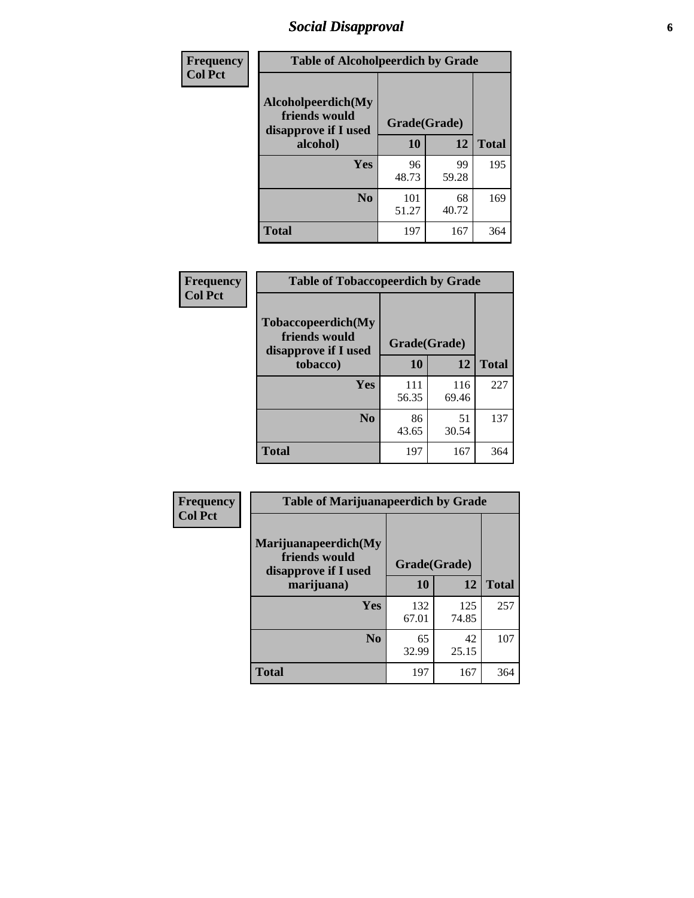## Social Disapproval

**Frequency**
**Col Pct**

| Table of Alcoholpeerdich by Grade | | | |
|---|---|---|---|
| **Alcoholpeerdich(My friends would disapprove if I used alcohol)** | **Grade(Grade)** | | |
| | **10** | **12** | **Total** |
| **Yes** | 96<br>48.73 | 99<br>59.28 | 195 |
| **No** | 101<br>51.27 | 68<br>40.72 | 169 |
| **Total** | 197 | 167 | 364 |

**Frequency**
**Col Pct**

| Table of Tobaccopeerdich by Grade | | | |
|---|---|---|---|
| **Tobaccopeerdich(My friends would disapprove if I used tobacco)** | **Grade(Grade)** | | |
| | **10** | **12** | **Total** |
| **Yes** | 111<br>56.35 | 116<br>69.46 | 227 |
| **No** | 86<br>43.65 | 51<br>30.54 | 137 |
| **Total** | 197 | 167 | 364 |

**Frequency**
**Col Pct**

| Table of Marijuanapeerdich by Grade | | | |
|---|---|---|---|
| **Marijuanapeerdich(My friends would disapprove if I used marijuana)** | **Grade(Grade)** | | |
| | **10** | **12** | **Total** |
| **Yes** | 132<br>67.01 | 125<br>74.85 | 257 |
| **No** | 65<br>32.99 | 42<br>25.15 | 107 |
| **Total** | 197 | 167 | 364 |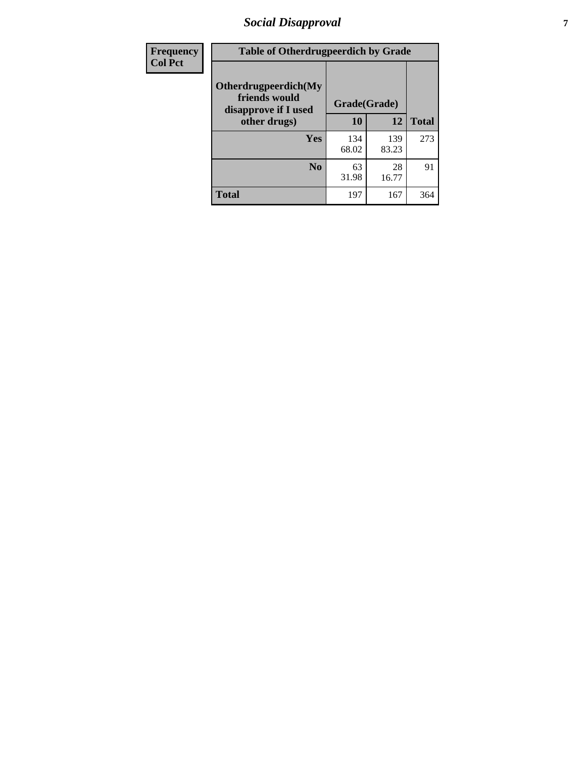| Frequency<br>Col Pct | Table of Otherdrugpeerdich by Grade | | |
|---|---|---|---|
| Otherdrugpeerdich(My friends would disapprove if I used other drugs) | Grade(Grade) | | |
| | 10 | 12 | Total |
| Yes | 134<br>68.02 | 139<br>83.23 | 273 |
| No | 63<br>31.98 | 28<br>16.77 | 91 |
| Total | 197 | 167 | 364 |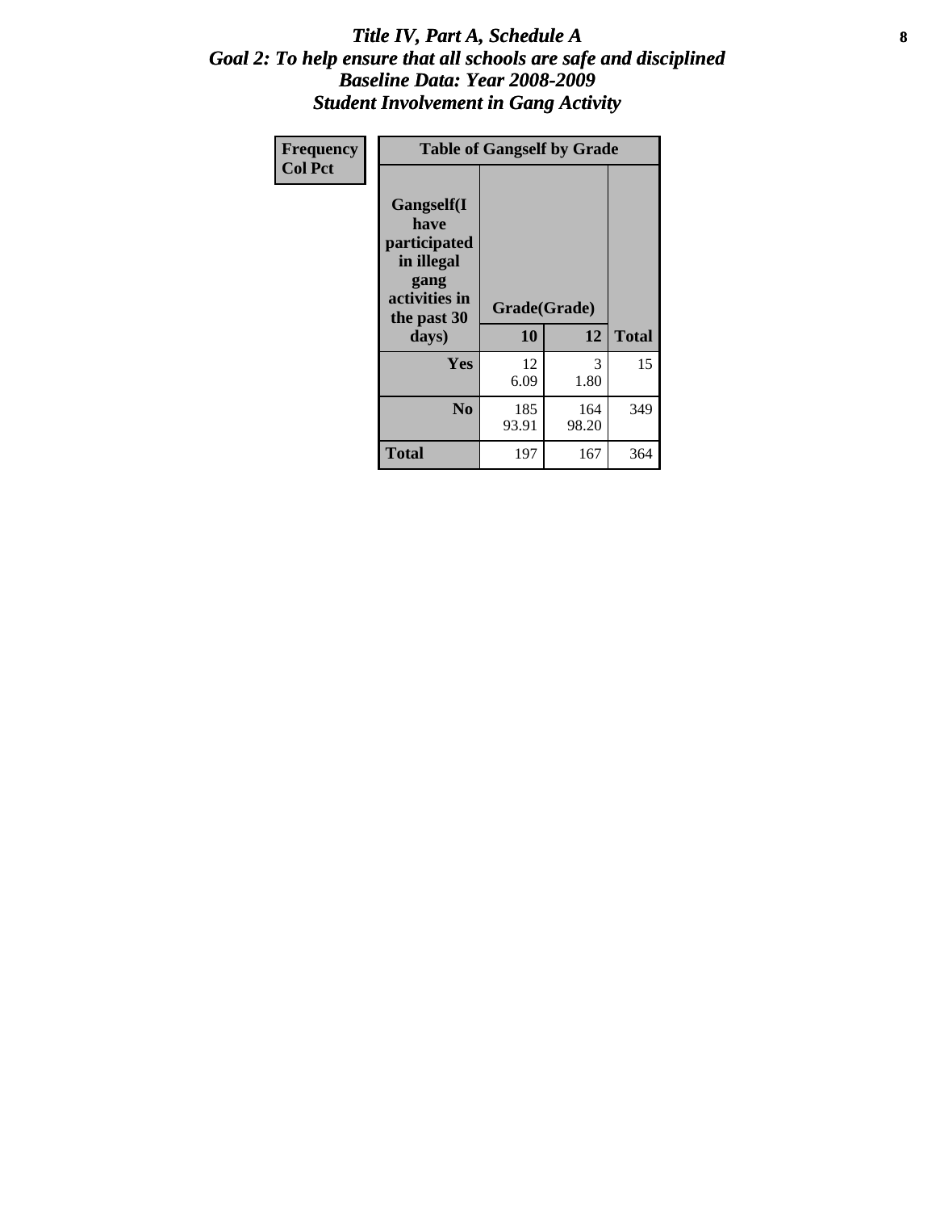# Title IV, Part A, Schedule A
## Goal 2: To help ensure that all schools are safe and disciplined
## Baseline Data: Year 2008-2009
## Student Involvement in Gang Activity

| Frequency Col Pct | Table of Gangself by Grade | | |
|---|---|---|---|
| Gangself(I have participated in illegal gang activities in the past 30 days) | Grade(Grade) | | |
| | 10 | 12 | Total |
| Yes | 12 6.09 | 3 1.80 | 15 |
| No | 185 93.91 | 164 98.20 | 349 |
| Total | 197 | 167 | 364 |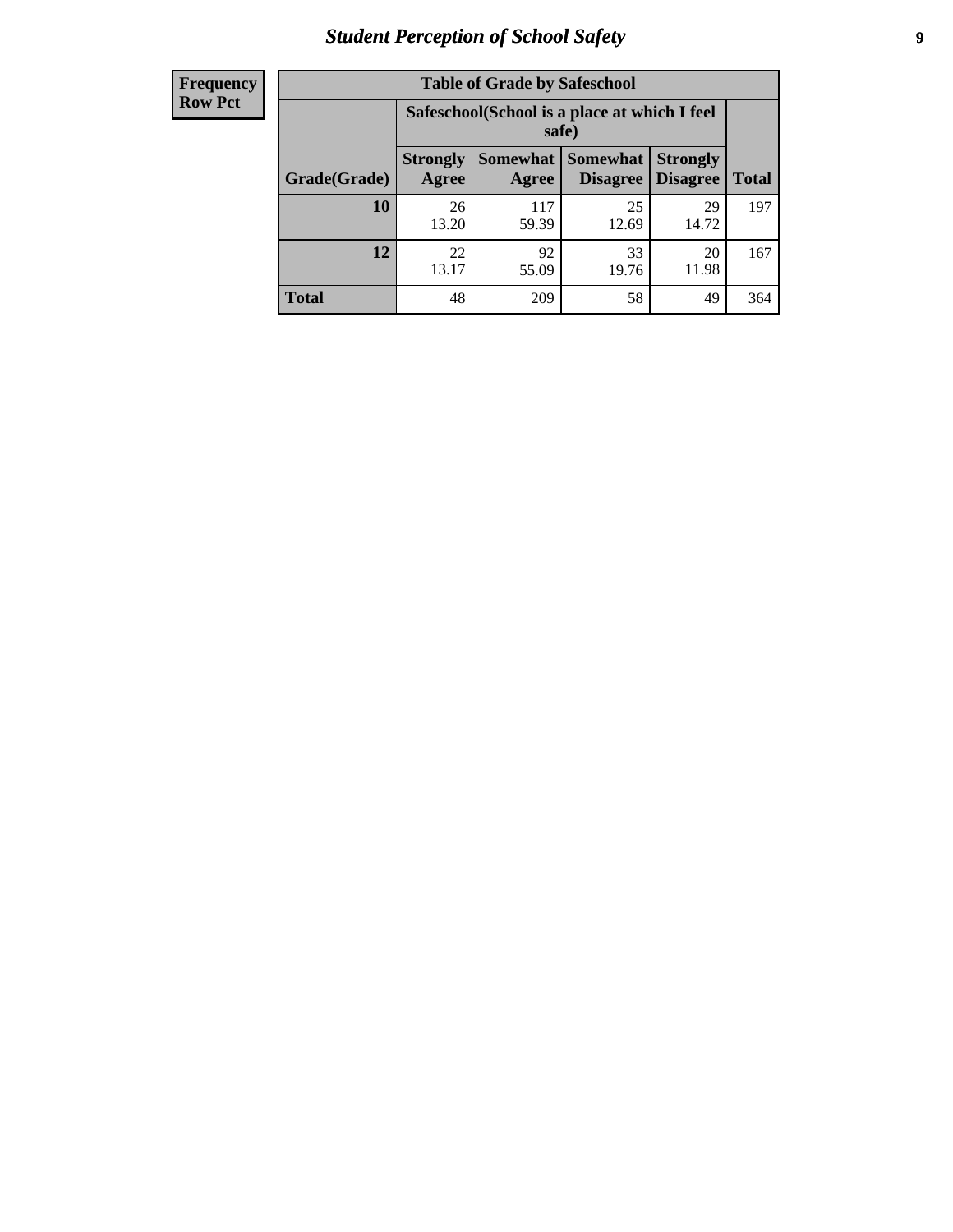# Student Perception of School Safety

| Frequency<br>Row Pct | Table of Grade by Safeschool | | | | |
|---|---|---|---|---|---|
| | Safeschool(School is a place at which I feel safe) | | | | |
| Grade(Grade) | Strongly Agree | Somewhat Agree | Somewhat Disagree | Strongly Disagree | Total |
| 10 | 26<br>13.20 | 117<br>59.39 | 25<br>12.69 | 29<br>14.72 | 197 |
| 12 | 22<br>13.17 | 92<br>55.09 | 33<br>19.76 | 20<br>11.98 | 167 |
| Total | 48 | 209 | 58 | 49 | 364 |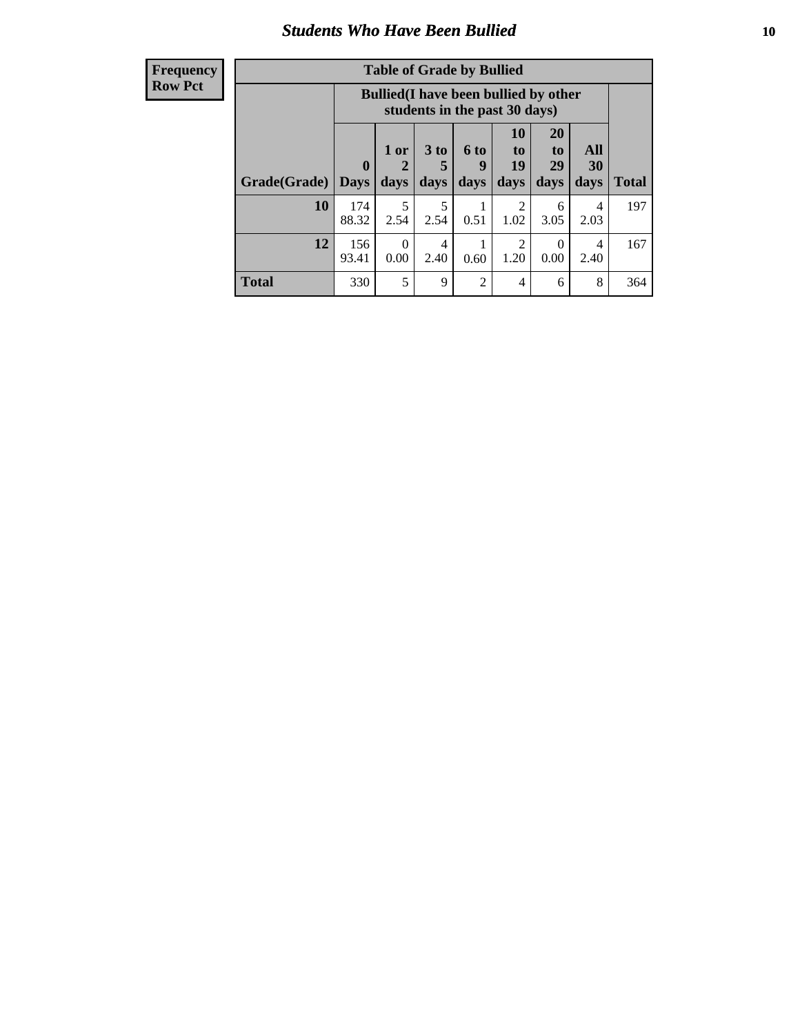## Students Who Have Been Bullied

**Frequency**
**Row Pct**

| Table of Grade by Bullied | | | | | | | | |
|---|---|---|---|---|---|---|---|---|
| | Bullied(I have been bullied by other students in the past 30 days) | | | | | | | |
| Grade(Grade) | 0 Days | 1 or 2 days | 3 to 5 days | 6 to 9 days | 10 to 19 days | 20 to 29 days | All 30 days | Total |
| **10** | 174<br>88.32 | 5<br>2.54 | 5<br>2.54 | 1<br>0.51 | 2<br>1.02 | 6<br>3.05 | 4<br>2.03 | 197 |
| **12** | 156<br>93.41 | 0<br>0.00 | 4<br>2.40 | 1<br>0.60 | 2<br>1.20 | 0<br>0.00 | 4<br>2.40 | 167 |
| **Total** | 330 | 5 | 9 | 2 | 4 | 6 | 8 | 364 |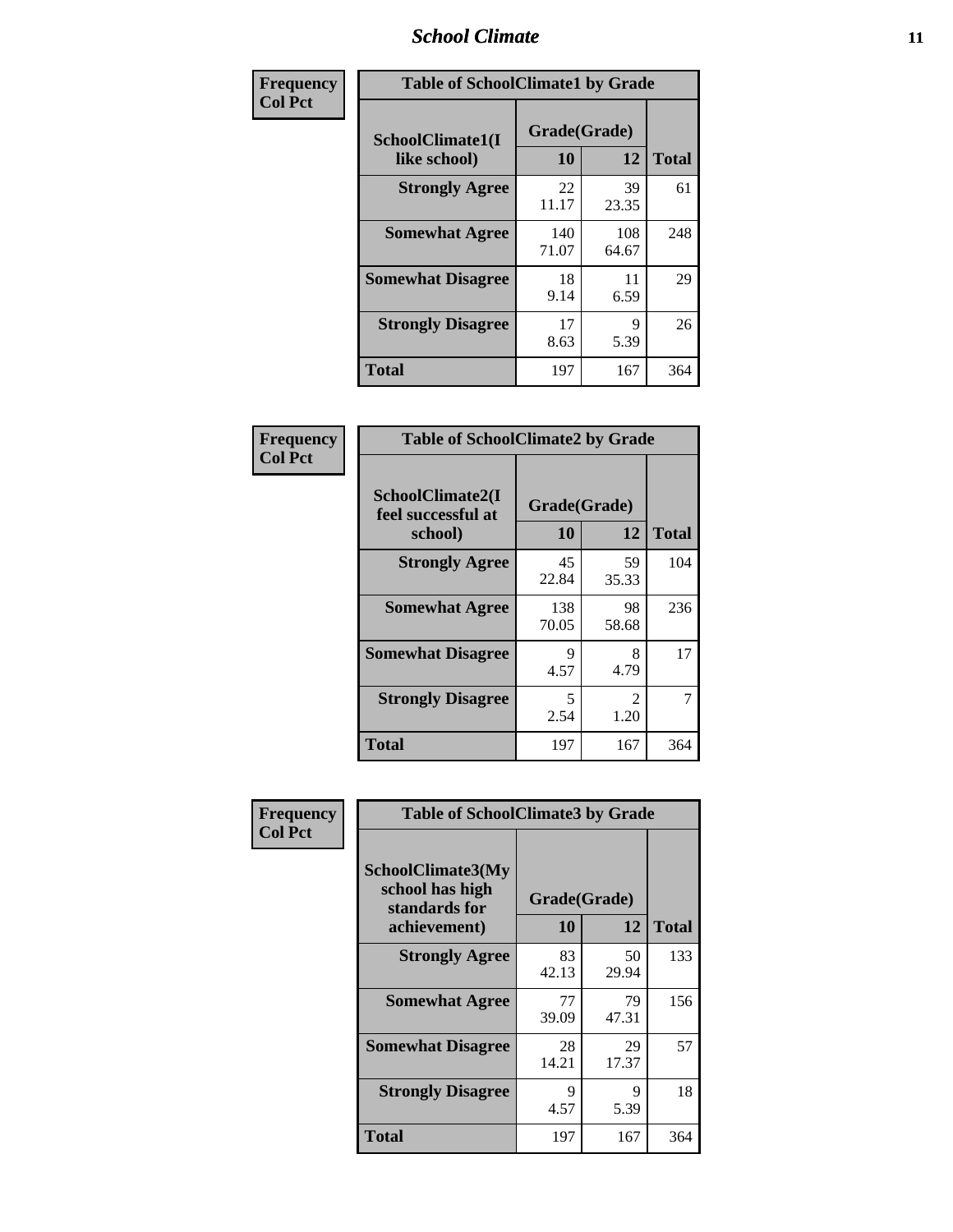| Frequency Col Pct |
|---|

**Table of SchoolClimate1 by Grade**

| SchoolClimate1(I like school) | Grade(Grade) 10 | 12 | Total |
|---|---|---|---|
| Strongly Agree | 22<br>11.17 | 39<br>23.35 | 61 |
| Somewhat Agree | 140<br>71.07 | 108<br>64.67 | 248 |
| Somewhat Disagree | 18<br>9.14 | 11<br>6.59 | 29 |
| Strongly Disagree | 17<br>8.63 | 9<br>5.39 | 26 |
| Total | 197 | 167 | 364 |

| Frequency Col Pct |
|---|

**Table of SchoolClimate2 by Grade**

| SchoolClimate2(I feel successful at school) | Grade(Grade) 10 | 12 | Total |
|---|---|---|---|
| Strongly Agree | 45<br>22.84 | 59<br>35.33 | 104 |
| Somewhat Agree | 138<br>70.05 | 98<br>58.68 | 236 |
| Somewhat Disagree | 9<br>4.57 | 8<br>4.79 | 17 |
| Strongly Disagree | 5<br>2.54 | 2<br>1.20 | 7 |
| Total | 197 | 167 | 364 |

| Frequency Col Pct |
|---|

**Table of SchoolClimate3 by Grade**

| SchoolClimate3(My school has high standards for achievement) | Grade(Grade) 10 | 12 | Total |
|---|---|---|---|
| Strongly Agree | 83<br>42.13 | 50<br>29.94 | 133 |
| Somewhat Agree | 77<br>39.09 | 79<br>47.31 | 156 |
| Somewhat Disagree | 28<br>14.21 | 29<br>17.37 | 57 |
| Strongly Disagree | 9<br>4.57 | 9<br>5.39 | 18 |
| Total | 197 | 167 | 364 |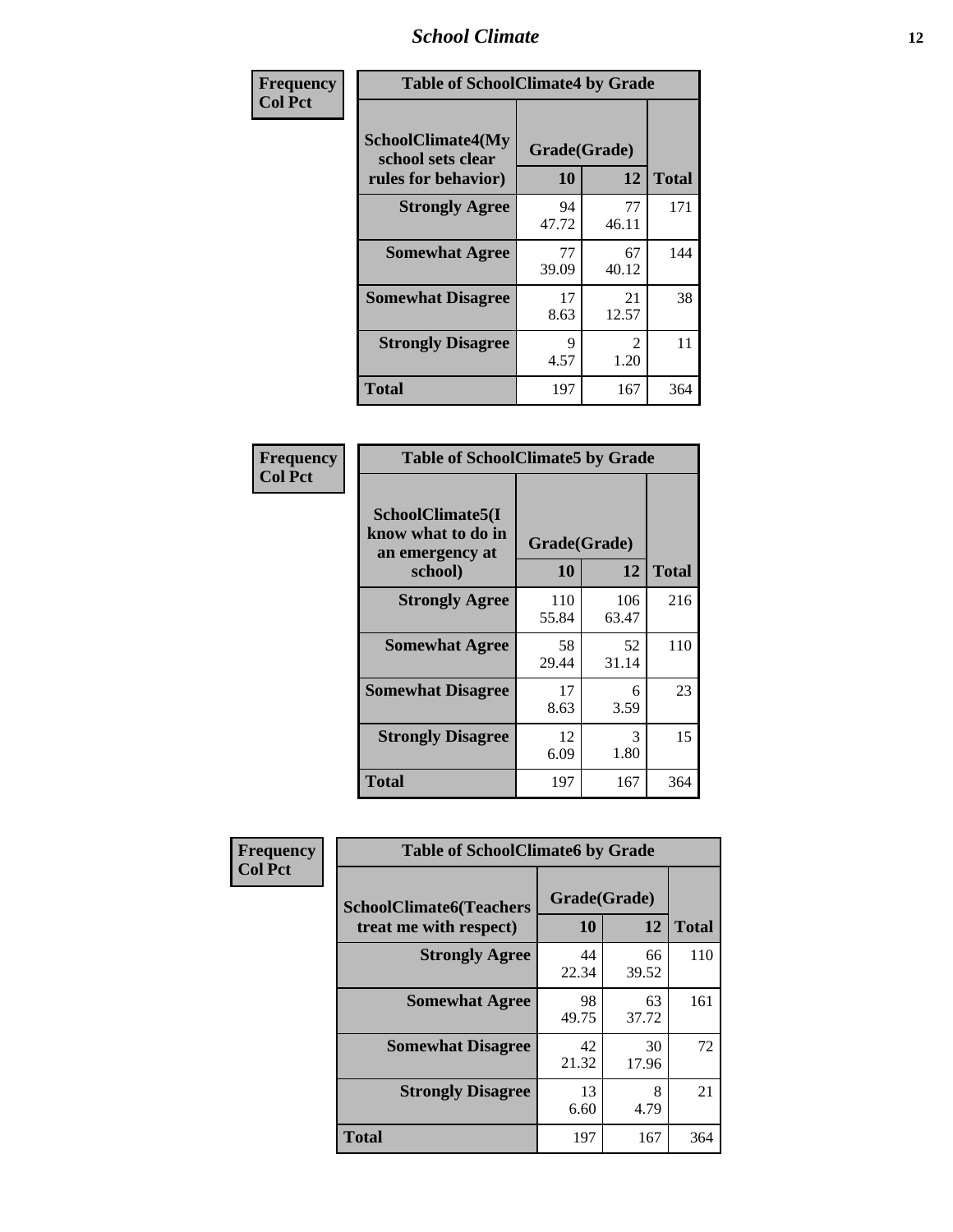| Frequency Col Pct | Table of SchoolClimate4 by Grade | | |
|---|---|---|---|
| SchoolClimate4(My school sets clear rules for behavior) | Grade(Grade) | | |
| | 10 | 12 | Total |
| Strongly Agree | 94<br>47.72 | 77<br>46.11 | 171 |
| Somewhat Agree | 77<br>39.09 | 67<br>40.12 | 144 |
| Somewhat Disagree | 17<br>8.63 | 21<br>12.57 | 38 |
| Strongly Disagree | 9<br>4.57 | 2<br>1.20 | 11 |
| Total | 197 | 167 | 364 |

| Frequency Col Pct | Table of SchoolClimate5 by Grade | | |
|---|---|---|---|
| SchoolClimate5(I know what to do in an emergency at school) | Grade(Grade) | | |
| | 10 | 12 | Total |
| Strongly Agree | 110<br>55.84 | 106<br>63.47 | 216 |
| Somewhat Agree | 58<br>29.44 | 52<br>31.14 | 110 |
| Somewhat Disagree | 17<br>8.63 | 6<br>3.59 | 23 |
| Strongly Disagree | 12<br>6.09 | 3<br>1.80 | 15 |
| Total | 197 | 167 | 364 |

| Frequency Col Pct | Table of SchoolClimate6 by Grade | | |
|---|---|---|---|
| SchoolClimate6(Teachers treat me with respect) | Grade(Grade) | | |
| | 10 | 12 | Total |
| Strongly Agree | 44<br>22.34 | 66<br>39.52 | 110 |
| Somewhat Agree | 98<br>49.75 | 63<br>37.72 | 161 |
| Somewhat Disagree | 42<br>21.32 | 30<br>17.96 | 72 |
| Strongly Disagree | 13<br>6.60 | 8<br>4.79 | 21 |
| Total | 197 | 167 | 364 |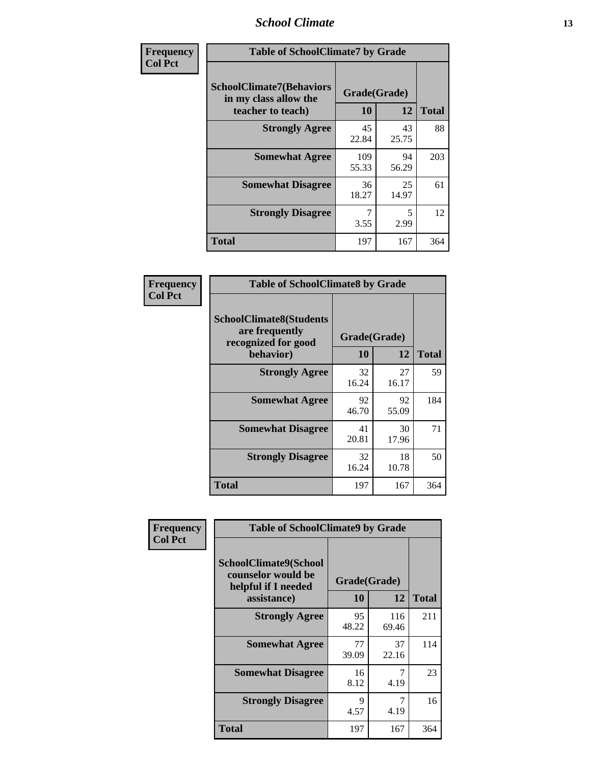| Frequency Col Pct | Table of SchoolClimate7 by Grade | | |
|---|---|---|---|
| SchoolClimate7(Behaviors in my class allow the teacher to teach) | Grade(Grade) | | |
| | 10 | 12 | Total |
| Strongly Agree | 45<br>22.84 | 43<br>25.75 | 88 |
| Somewhat Agree | 109<br>55.33 | 94<br>56.29 | 203 |
| Somewhat Disagree | 36<br>18.27 | 25<br>14.97 | 61 |
| Strongly Disagree | 7<br>3.55 | 5<br>2.99 | 12 |
| Total | 197 | 167 | 364 |

| Frequency Col Pct | Table of SchoolClimate8 by Grade | | |
|---|---|---|---|
| SchoolClimate8(Students are frequently recognized for good behavior) | Grade(Grade) | | |
| | 10 | 12 | Total |
| Strongly Agree | 32<br>16.24 | 27<br>16.17 | 59 |
| Somewhat Agree | 92<br>46.70 | 92<br>55.09 | 184 |
| Somewhat Disagree | 41<br>20.81 | 30<br>17.96 | 71 |
| Strongly Disagree | 32<br>16.24 | 18<br>10.78 | 50 |
| Total | 197 | 167 | 364 |

| Frequency Col Pct | Table of SchoolClimate9 by Grade | | |
|---|---|---|---|
| SchoolClimate9(School counselor would be helpful if I needed assistance) | Grade(Grade) | | |
| | 10 | 12 | Total |
| Strongly Agree | 95<br>48.22 | 116<br>69.46 | 211 |
| Somewhat Agree | 77<br>39.09 | 37<br>22.16 | 114 |
| Somewhat Disagree | 16<br>8.12 | 7<br>4.19 | 23 |
| Strongly Disagree | 9<br>4.57 | 7<br>4.19 | 16 |
| Total | 197 | 167 | 364 |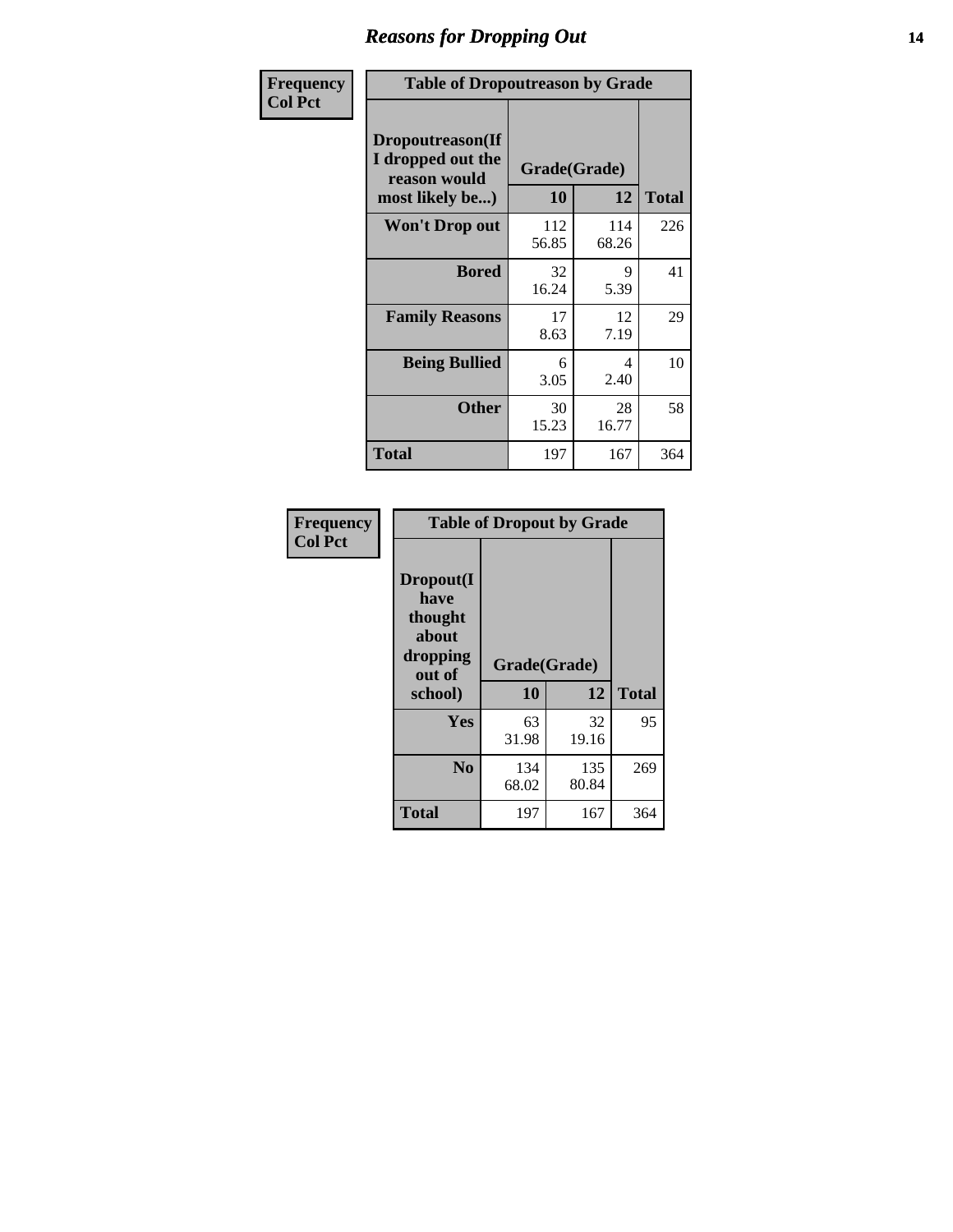## Reasons for Dropping Out

Frequency
Col Pct

**Table of Dropoutreason by Grade**

| Dropoutreason(If I dropped out the reason would most likely be...) | Grade(Grade) 10 | 12 | Total |
|---|---|---|---|
| **Won't Drop out** | 112<br>56.85 | 114<br>68.26 | 226 |
| **Bored** | 32<br>16.24 | 9<br>5.39 | 41 |
| **Family Reasons** | 17<br>8.63 | 12<br>7.19 | 29 |
| **Being Bullied** | 6<br>3.05 | 4<br>2.40 | 10 |
| **Other** | 30<br>15.23 | 28<br>16.77 | 58 |
| **Total** | 197 | 167 | 364 |

Frequency
Col Pct

**Table of Dropout by Grade**

| Dropout(I have thought about dropping out of school) | Grade(Grade) 10 | 12 | Total |
|---|---|---|---|
| **Yes** | 63<br>31.98 | 32<br>19.16 | 95 |
| **No** | 134<br>68.02 | 135<br>80.84 | 269 |
| **Total** | 197 | 167 | 364 |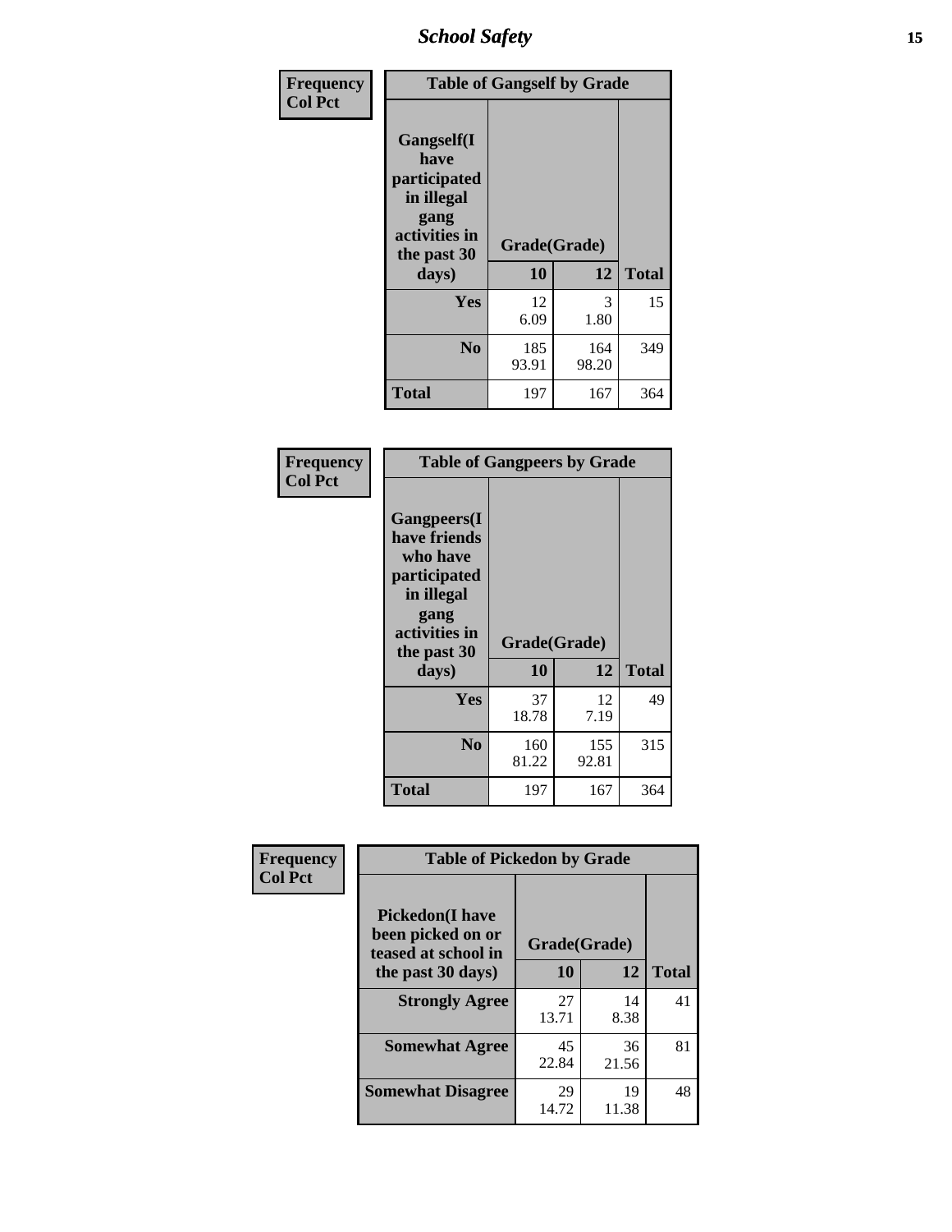| Frequency<br>Col Pct |
|---|

**Table of Gangself by Grade**

| Gangself(I have participated in illegal gang activities in the past 30 days) | Grade(Grade) | | |
|---|---|---|---|
| | 10 | 12 | Total |
| Yes | 12<br>6.09 | 3<br>1.80 | 15 |
| No | 185<br>93.91 | 164<br>98.20 | 349 |
| Total | 197 | 167 | 364 |

| Frequency<br>Col Pct |
|---|

**Table of Gangpeers by Grade**

| Gangpeers(I have friends who have participated in illegal gang activities in the past 30 days) | Grade(Grade) | | |
|---|---|---|---|
| | 10 | 12 | Total |
| Yes | 37<br>18.78 | 12<br>7.19 | 49 |
| No | 160<br>81.22 | 155<br>92.81 | 315 |
| Total | 197 | 167 | 364 |

| Frequency<br>Col Pct |
|---|

**Table of Pickedon by Grade**

| Pickedon(I have been picked on or teased at school in the past 30 days) | Grade(Grade) | | |
|---|---|---|---|
| | 10 | 12 | Total |
| Strongly Agree | 27<br>13.71 | 14<br>8.38 | 41 |
| Somewhat Agree | 45<br>22.84 | 36<br>21.56 | 81 |
| Somewhat Disagree | 29<br>14.72 | 19<br>11.38 | 48 |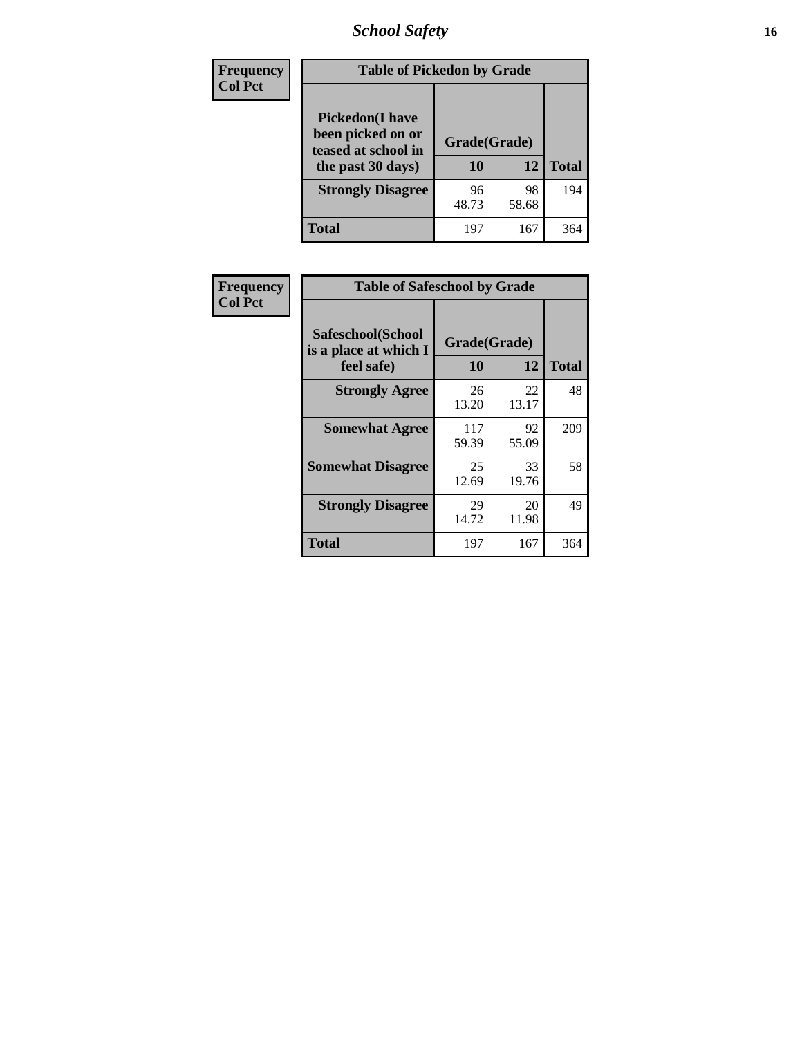| Frequency<br>Col Pct | Table of Pickedon by Grade | | |
|---|---|---|---|
| **Pickedon(I have been picked on or teased at school in the past 30 days)** | **Grade(Grade)** | | |
| | **10** | **12** | **Total** |
| **Strongly Disagree** | 96<br>48.73 | 98<br>58.68 | 194 |
| **Total** | 197 | 167 | 364 |

| Frequency<br>Col Pct | Table of Safeschool by Grade | | |
|---|---|---|---|
| **Safeschool(School is a place at which I feel safe)** | **Grade(Grade)** | | |
| | **10** | **12** | **Total** |
| **Strongly Agree** | 26<br>13.20 | 22<br>13.17 | 48 |
| **Somewhat Agree** | 117<br>59.39 | 92<br>55.09 | 209 |
| **Somewhat Disagree** | 25<br>12.69 | 33<br>19.76 | 58 |
| **Strongly Disagree** | 29<br>14.72 | 20<br>11.98 | 49 |
| **Total** | 197 | 167 | 364 |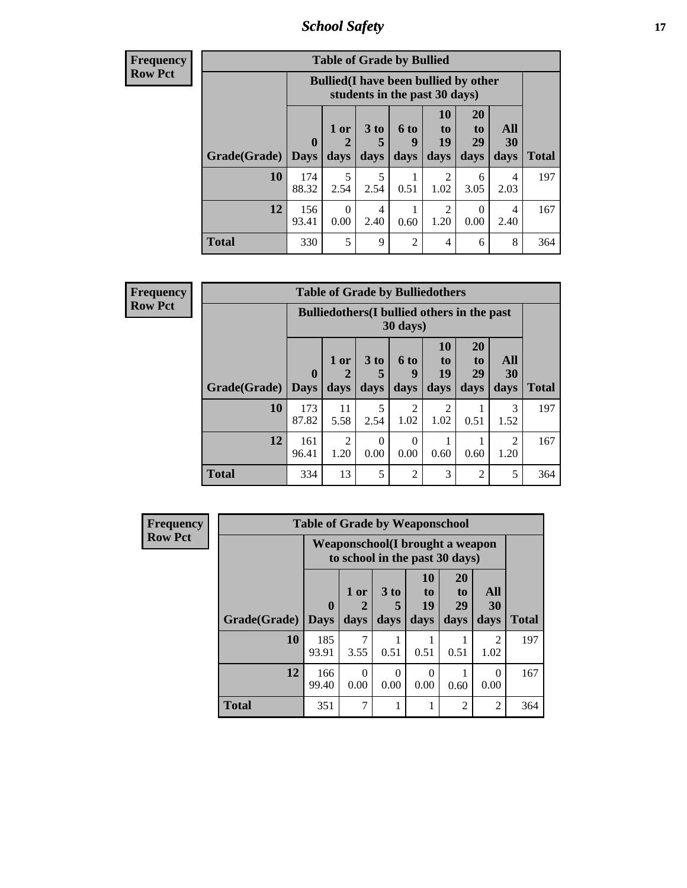**Frequency**
**Row Pct**

| Table of Grade by Bullied | | | | | | | | |
|---|---|---|---|---|---|---|---|---|
| | Bullied(I have been bullied by other students in the past 30 days) | | | | | | | |
| Grade(Grade) | 0 Days | 1 or 2 days | 3 to 5 days | 6 to 9 days | 10 to 19 days | 20 to 29 days | All 30 days | Total |
| 10 | 174<br>88.32 | 5<br>2.54 | 5<br>2.54 | 1<br>0.51 | 2<br>1.02 | 6<br>3.05 | 4<br>2.03 | 197 |
| 12 | 156<br>93.41 | 0<br>0.00 | 4<br>2.40 | 1<br>0.60 | 2<br>1.20 | 0<br>0.00 | 4<br>2.40 | 167 |
| Total | 330 | 5 | 9 | 2 | 4 | 6 | 8 | 364 |

**Frequency**
**Row Pct**

| Table of Grade by Bulliedothers | | | | | | | | |
|---|---|---|---|---|---|---|---|---|
| | Bulliedothers(I bullied others in the past 30 days) | | | | | | | |
| Grade(Grade) | 0 Days | 1 or 2 days | 3 to 5 days | 6 to 9 days | 10 to 19 days | 20 to 29 days | All 30 days | Total |
| 10 | 173<br>87.82 | 11<br>5.58 | 5<br>2.54 | 2<br>1.02 | 2<br>1.02 | 1<br>0.51 | 3<br>1.52 | 197 |
| 12 | 161<br>96.41 | 2<br>1.20 | 0<br>0.00 | 0<br>0.00 | 1<br>0.60 | 1<br>0.60 | 2<br>1.20 | 167 |
| Total | 334 | 13 | 5 | 2 | 3 | 2 | 5 | 364 |

**Frequency**
**Row Pct**

| Table of Grade by Weaponschool | | | | | | | |
|---|---|---|---|---|---|---|---|
| | Weaponschool(I brought a weapon to school in the past 30 days) | | | | | | |
| Grade(Grade) | 0 Days | 1 or 2 days | 3 to 5 days | 10 to 19 days | 20 to 29 days | All 30 days | Total |
| 10 | 185<br>93.91 | 7<br>3.55 | 1<br>0.51 | 1<br>0.51 | 1<br>0.51 | 2<br>1.02 | 197 |
| 12 | 166<br>99.40 | 0<br>0.00 | 0<br>0.00 | 0<br>0.00 | 1<br>0.60 | 0<br>0.00 | 167 |
| Total | 351 | 7 | 1 | 1 | 2 | 2 | 364 |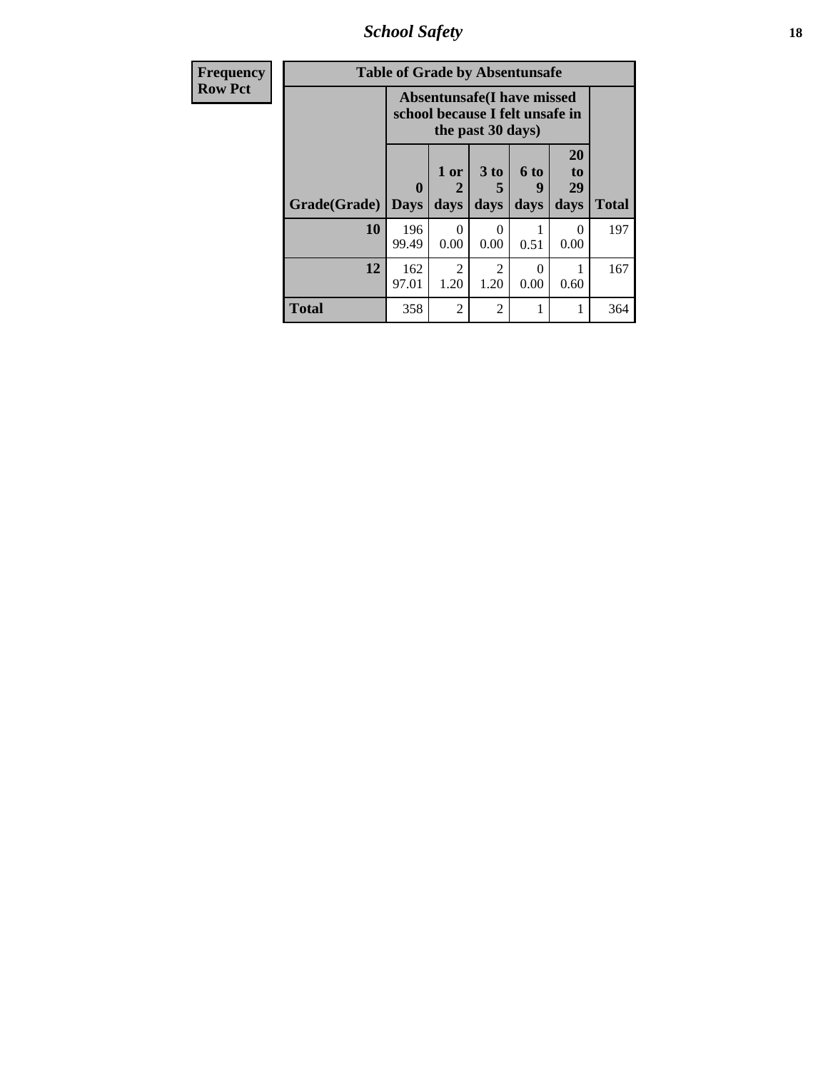# School Safety

| Frequency |
|---|
| Row Pct |

| Table of Grade by Absentunsafe | | | | | | |
|---|---|---|---|---|---|---|
| | Absentunsafe(I have missed school because I felt unsafe in the past 30 days) | | | | | |
| Grade(Grade) | 0 Days | 1 or 2 days | 3 to 5 days | 6 to 9 days | 20 to 29 days | Total |
| 10 | 196<br>99.49 | 0<br>0.00 | 0<br>0.00 | 1<br>0.51 | 0<br>0.00 | 197 |
| 12 | 162<br>97.01 | 2<br>1.20 | 2<br>1.20 | 0<br>0.00 | 1<br>0.60 | 167 |
| Total | 358 | 2 | 2 | 1 | 1 | 364 |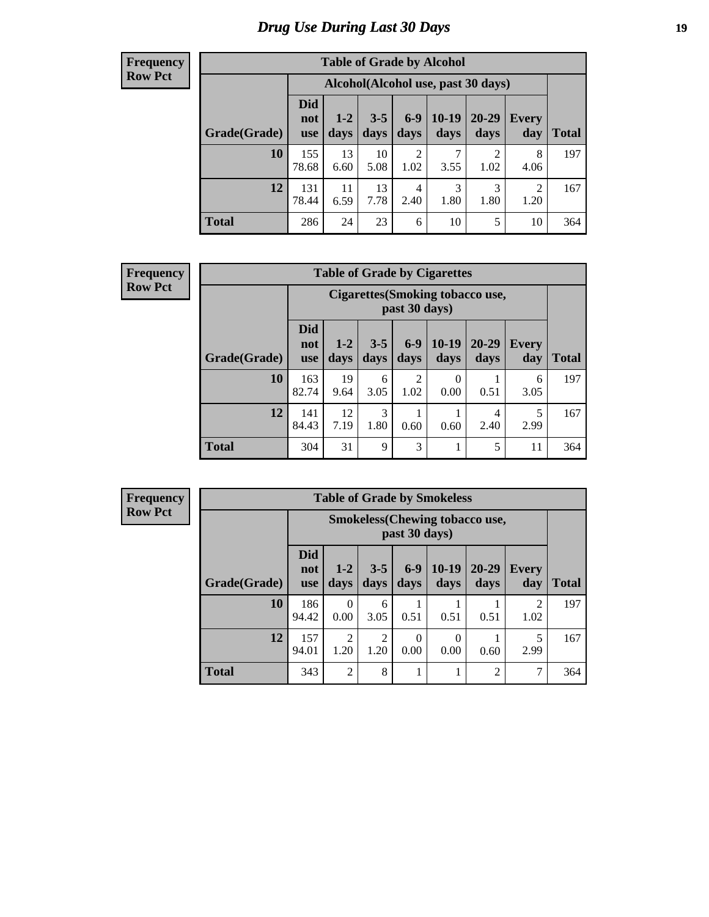# Drug Use During Last 30 Days

**Frequency**
**Row Pct**

| Table of Grade by Alcohol | | | | | | | | |
|---|---|---|---|---|---|---|---|---|
| | Alcohol(Alcohol use, past 30 days) | | | | | | | |
| Grade(Grade) | Did not use | 1-2 days | 3-5 days | 6-9 days | 10-19 days | 20-29 days | Every day | Total |
| **10** | 155<br>78.68 | 13<br>6.60 | 10<br>5.08 | 2<br>1.02 | 7<br>3.55 | 2<br>1.02 | 8<br>4.06 | 197 |
| **12** | 131<br>78.44 | 11<br>6.59 | 13<br>7.78 | 4<br>2.40 | 3<br>1.80 | 3<br>1.80 | 2<br>1.20 | 167 |
| **Total** | 286 | 24 | 23 | 6 | 10 | 5 | 10 | 364 |

**Frequency**
**Row Pct**

| Table of Grade by Cigarettes | | | | | | | | |
|---|---|---|---|---|---|---|---|---|
| | Cigarettes(Smoking tobacco use, past 30 days) | | | | | | | |
| Grade(Grade) | Did not use | 1-2 days | 3-5 days | 6-9 days | 10-19 days | 20-29 days | Every day | Total |
| **10** | 163<br>82.74 | 19<br>9.64 | 6<br>3.05 | 2<br>1.02 | 0<br>0.00 | 1<br>0.51 | 6<br>3.05 | 197 |
| **12** | 141<br>84.43 | 12<br>7.19 | 3<br>1.80 | 1<br>0.60 | 1<br>0.60 | 4<br>2.40 | 5<br>2.99 | 167 |
| **Total** | 304 | 31 | 9 | 3 | 1 | 5 | 11 | 364 |

**Frequency**
**Row Pct**

| Table of Grade by Smokeless | | | | | | | | |
|---|---|---|---|---|---|---|---|---|
| | Smokeless(Chewing tobacco use, past 30 days) | | | | | | | |
| Grade(Grade) | Did not use | 1-2 days | 3-5 days | 6-9 days | 10-19 days | 20-29 days | Every day | Total |
| **10** | 186<br>94.42 | 0<br>0.00 | 6<br>3.05 | 1<br>0.51 | 1<br>0.51 | 1<br>0.51 | 2<br>1.02 | 197 |
| **12** | 157<br>94.01 | 2<br>1.20 | 2<br>1.20 | 0<br>0.00 | 0<br>0.00 | 1<br>0.60 | 5<br>2.99 | 167 |
| **Total** | 343 | 2 | 8 | 1 | 1 | 2 | 7 | 364 |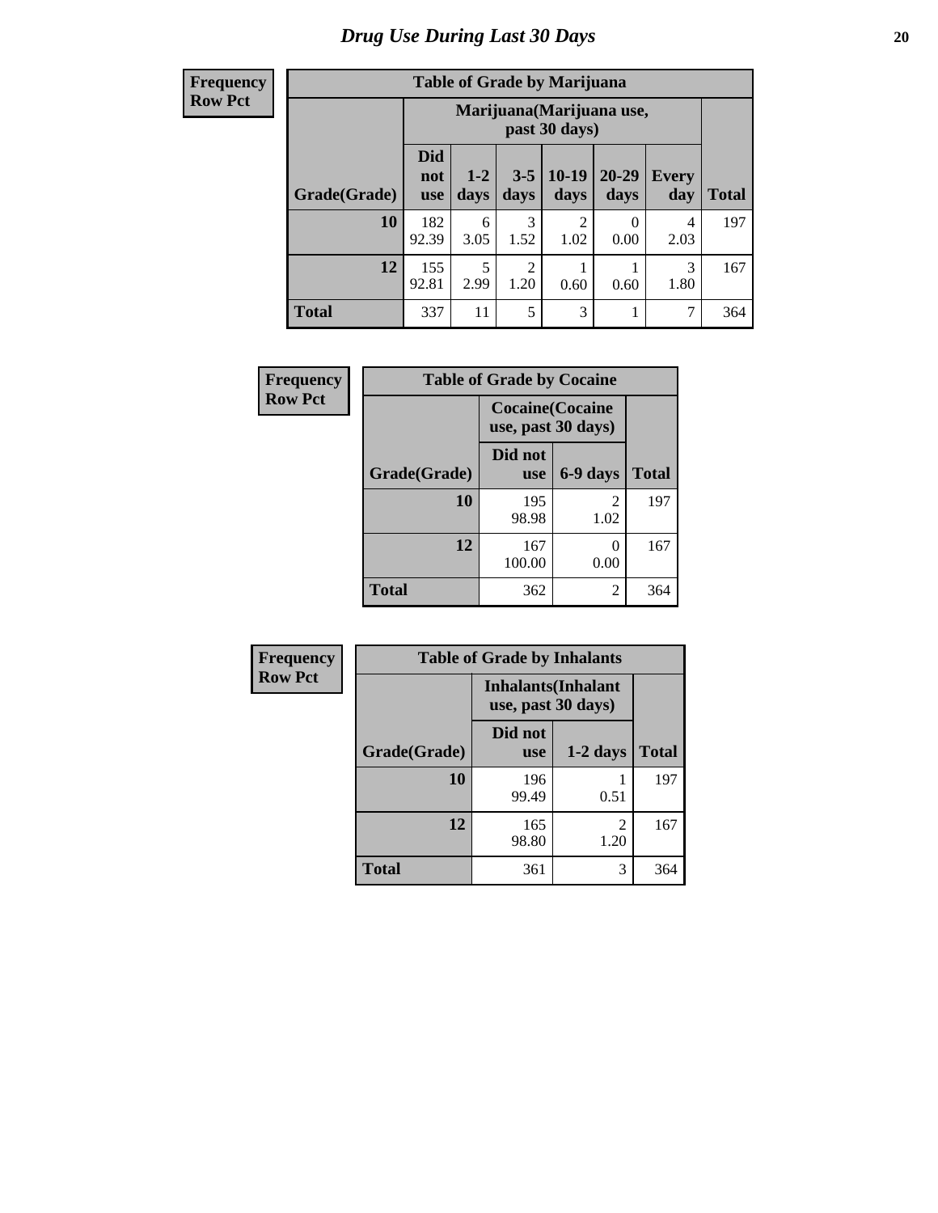# Drug Use During Last 30 Days

| Frequency Row Pct |
|---|

**Table of Grade by Marijuana**

| Grade(Grade) | Marijuana(Marijuana use, past 30 days) | | | | | | Total |
|---|---|---|---|---|---|---|---|
| | Did not use | 1-2 days | 3-5 days | 10-19 days | 20-29 days | Every day | |
| 10 | 182<br>92.39 | 6<br>3.05 | 3<br>1.52 | 2<br>1.02 | 0<br>0.00 | 4<br>2.03 | 197 |
| 12 | 155<br>92.81 | 5<br>2.99 | 2<br>1.20 | 1<br>0.60 | 1<br>0.60 | 3<br>1.80 | 167 |
| Total | 337 | 11 | 5 | 3 | 1 | 7 | 364 |

| Frequency Row Pct |
|---|

**Table of Grade by Cocaine**

| Grade(Grade) | Cocaine(Cocaine use, past 30 days) | | Total |
|---|---|---|---|
| | Did not use | 6-9 days | |
| 10 | 195<br>98.98 | 2<br>1.02 | 197 |
| 12 | 167<br>100.00 | 0<br>0.00 | 167 |
| Total | 362 | 2 | 364 |

| Frequency Row Pct |
|---|

**Table of Grade by Inhalants**

| Grade(Grade) | Inhalants(Inhalant use, past 30 days) | | Total |
|---|---|---|---|
| | Did not use | 1-2 days | |
| 10 | 196<br>99.49 | 1<br>0.51 | 197 |
| 12 | 165<br>98.80 | 2<br>1.20 | 167 |
| Total | 361 | 3 | 364 |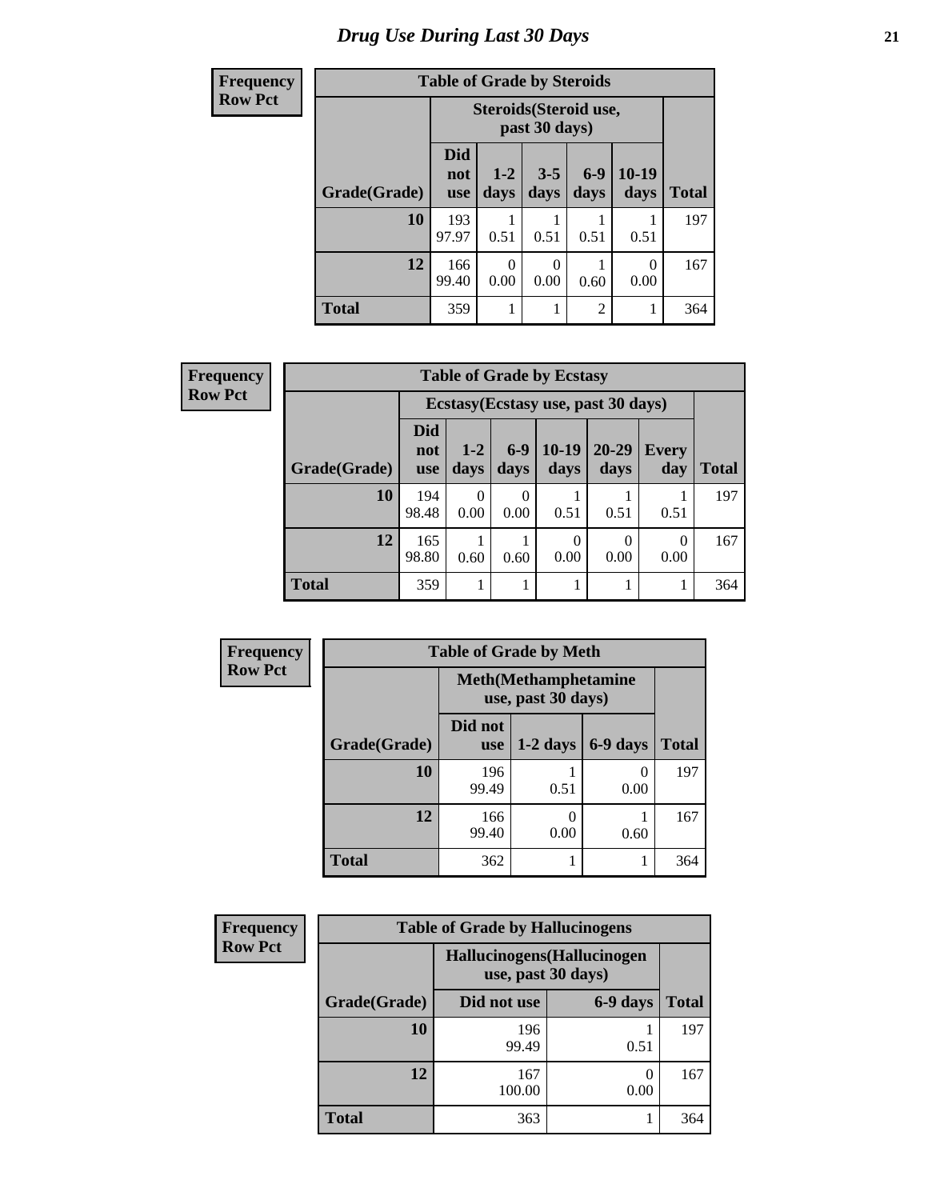# Drug Use During Last 30 Days

**Frequency**
**Row Pct**

| Table of Grade by Steroids | | | | | | |
|---|---|---|---|---|---|---|
| | Steroids(Steroid use, past 30 days) | | | | | |
| Grade(Grade) | Did not use | 1-2 days | 3-5 days | 6-9 days | 10-19 days | Total |
| **10** | 193<br>97.97 | 1<br>0.51 | 1<br>0.51 | 1<br>0.51 | 1<br>0.51 | 197 |
| **12** | 166<br>99.40 | 0<br>0.00 | 0<br>0.00 | 1<br>0.60 | 0<br>0.00 | 167 |
| **Total** | 359 | 1 | 1 | 2 | 1 | 364 |

**Frequency**
**Row Pct**

| Table of Grade by Ecstasy | | | | | | | |
|---|---|---|---|---|---|---|---|
| | Ecstasy(Ecstasy use, past 30 days) | | | | | | |
| Grade(Grade) | Did not use | 1-2 days | 6-9 days | 10-19 days | 20-29 days | Every day | Total |
| **10** | 194<br>98.48 | 0<br>0.00 | 0<br>0.00 | 1<br>0.51 | 1<br>0.51 | 1<br>0.51 | 197 |
| **12** | 165<br>98.80 | 1<br>0.60 | 1<br>0.60 | 0<br>0.00 | 0<br>0.00 | 0<br>0.00 | 167 |
| **Total** | 359 | 1 | 1 | 1 | 1 | 1 | 364 |

**Frequency**
**Row Pct**

| Table of Grade by Meth | | | | |
|---|---|---|---|---|
| | Meth(Methamphetamine use, past 30 days) | | | |
| Grade(Grade) | Did not use | 1-2 days | 6-9 days | Total |
| **10** | 196<br>99.49 | 1<br>0.51 | 0<br>0.00 | 197 |
| **12** | 166<br>99.40 | 0<br>0.00 | 1<br>0.60 | 167 |
| **Total** | 362 | 1 | 1 | 364 |

**Frequency**
**Row Pct**

| Table of Grade by Hallucinogens | | | |
|---|---|---|---|
| | Hallucinogens(Hallucinogen use, past 30 days) | | |
| Grade(Grade) | Did not use | 6-9 days | Total |
| **10** | 196<br>99.49 | 1<br>0.51 | 197 |
| **12** | 167<br>100.00 | 0<br>0.00 | 167 |
| **Total** | 363 | 1 | 364 |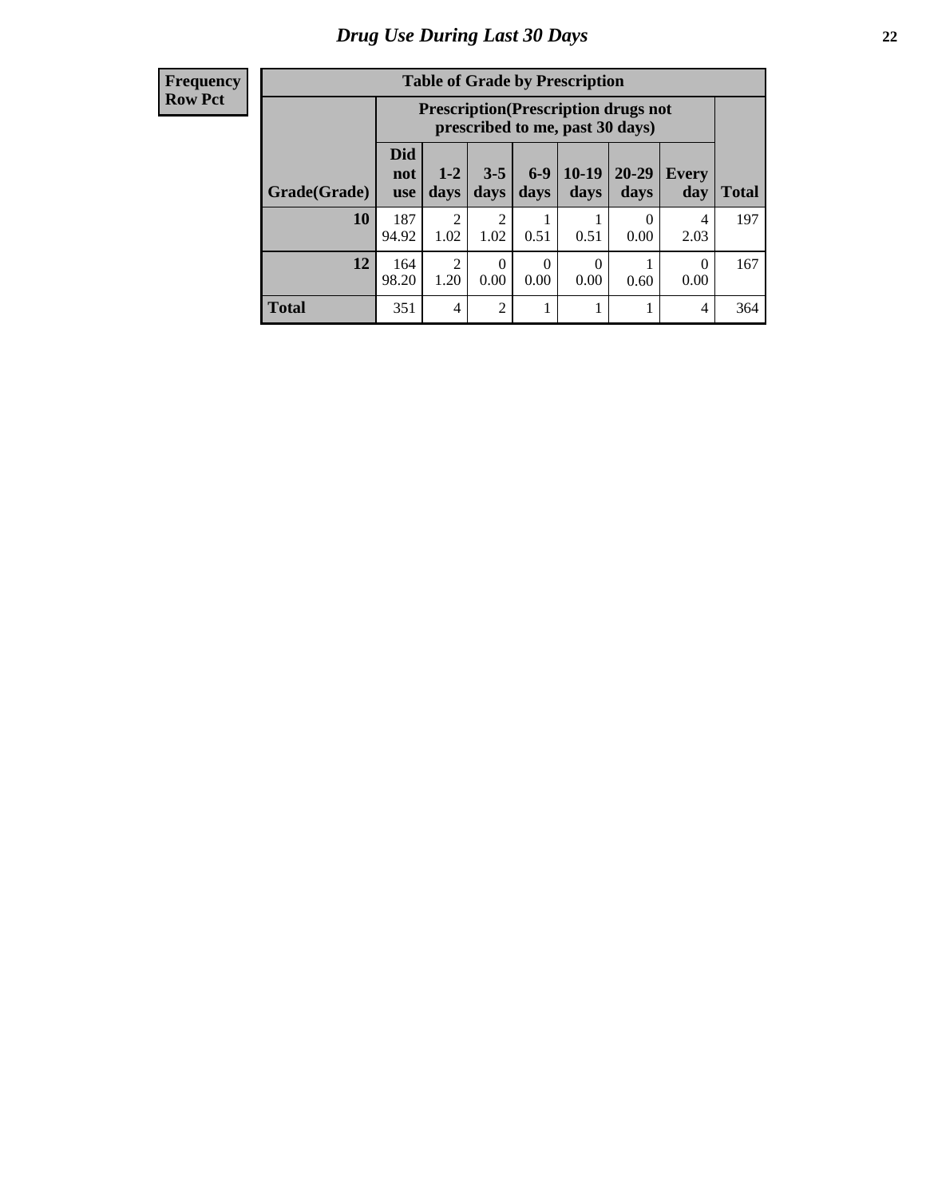## Drug Use During Last 30 Days

| Frequency<br>Row Pct |
|---|

**Table of Grade by Prescription**

| Grade(Grade) | Prescription(Prescription drugs not prescribed to me, past 30 days) | | | | | | | Total |
|---|---|---|---|---|---|---|---|---|
| | Did not use | 1-2 days | 3-5 days | 6-9 days | 10-19 days | 20-29 days | Every day | |
| **10** | 187<br>94.92 | 2<br>1.02 | 2<br>1.02 | 1<br>0.51 | 1<br>0.51 | 0<br>0.00 | 4<br>2.03 | 197 |
| **12** | 164<br>98.20 | 2<br>1.20 | 0<br>0.00 | 0<br>0.00 | 0<br>0.00 | 1<br>0.60 | 0<br>0.00 | 167 |
| **Total** | 351 | 4 | 2 | 1 | 1 | 1 | 4 | 364 |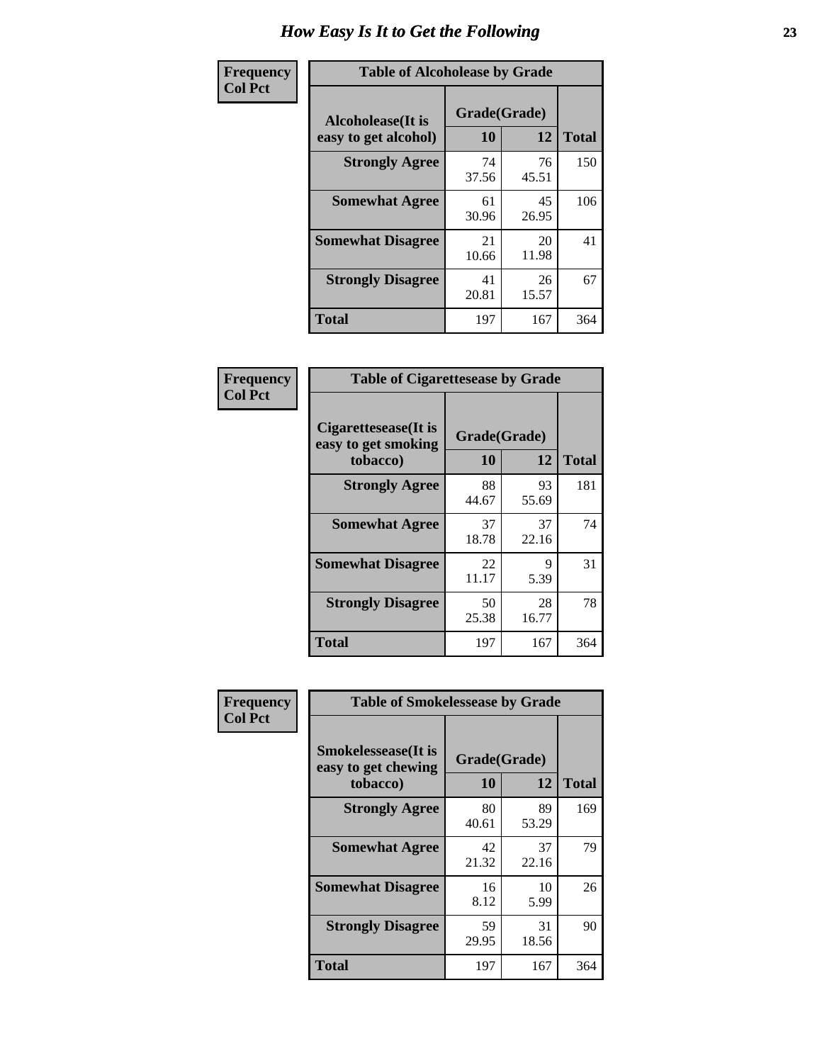# How Easy Is It to Get the Following

**Frequency**
**Col Pct**

**Table of Alcoholease by Grade**

| Alcoholease(It is easy to get alcohol) | Grade(Grade) | | Total |
|---|---|---|---|
| | 10 | 12 | |
| Strongly Agree | 74<br>37.56 | 76<br>45.51 | 150 |
| Somewhat Agree | 61<br>30.96 | 45<br>26.95 | 106 |
| Somewhat Disagree | 21<br>10.66 | 20<br>11.98 | 41 |
| Strongly Disagree | 41<br>20.81 | 26<br>15.57 | 67 |
| Total | 197 | 167 | 364 |

**Frequency**
**Col Pct**

**Table of Cigarettesease by Grade**

| Cigarettesease(It is easy to get smoking tobacco) | Grade(Grade) | | Total |
|---|---|---|---|
| | 10 | 12 | |
| Strongly Agree | 88<br>44.67 | 93<br>55.69 | 181 |
| Somewhat Agree | 37<br>18.78 | 37<br>22.16 | 74 |
| Somewhat Disagree | 22<br>11.17 | 9<br>5.39 | 31 |
| Strongly Disagree | 50<br>25.38 | 28<br>16.77 | 78 |
| Total | 197 | 167 | 364 |

**Frequency**
**Col Pct**

**Table of Smokelessease by Grade**

| Smokelessease(It is easy to get chewing tobacco) | Grade(Grade) | | Total |
|---|---|---|---|
| | 10 | 12 | |
| Strongly Agree | 80<br>40.61 | 89<br>53.29 | 169 |
| Somewhat Agree | 42<br>21.32 | 37<br>22.16 | 79 |
| Somewhat Disagree | 16<br>8.12 | 10<br>5.99 | 26 |
| Strongly Disagree | 59<br>29.95 | 31<br>18.56 | 90 |
| Total | 197 | 167 | 364 |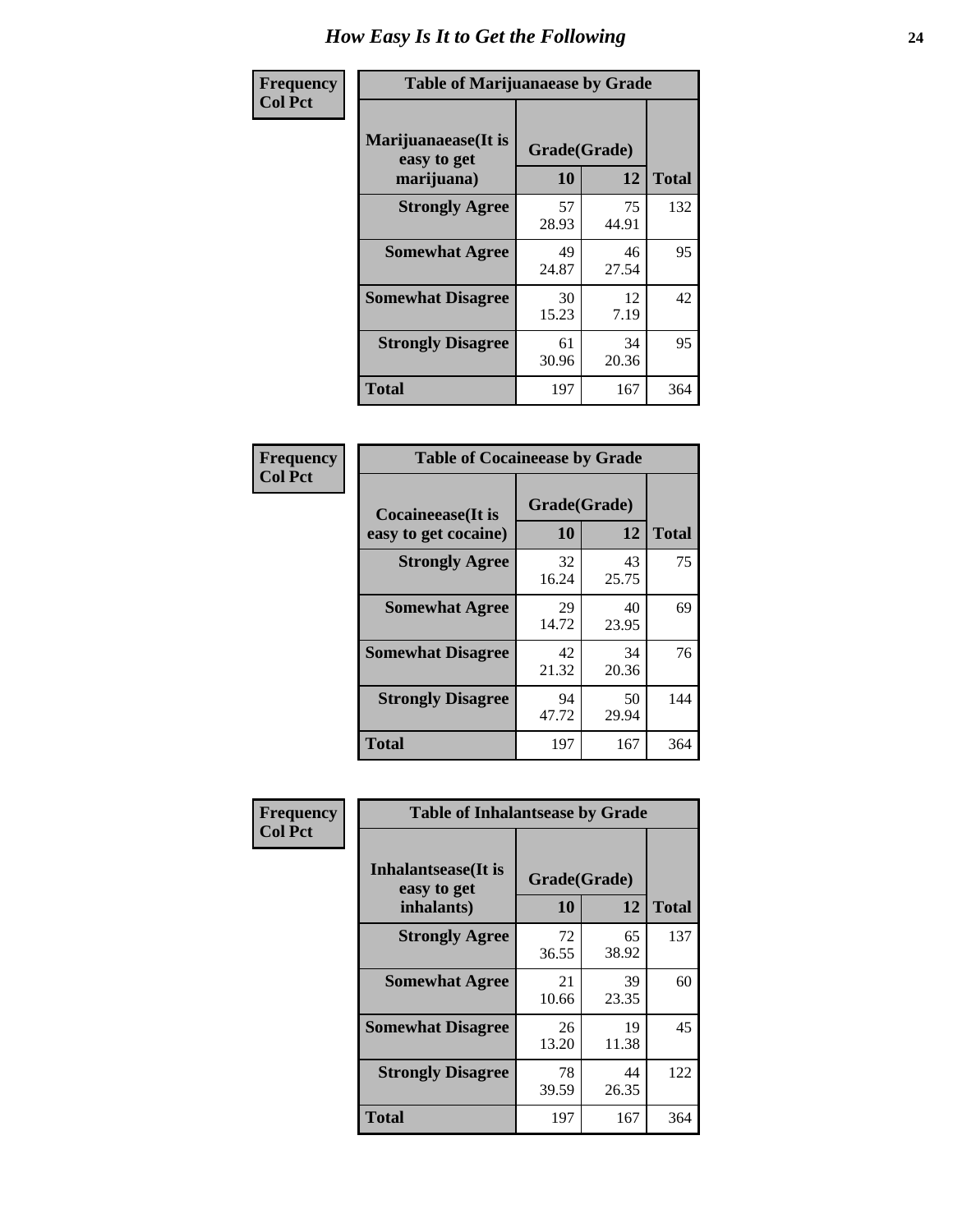# How Easy Is It to Get the Following

**Frequency**
**Col Pct**

| Table of Marijuanaease by Grade | | | |
|---|---|---|---|
| Marijuanaease(It is easy to get marijuana) | Grade(Grade) | | |
| | 10 | 12 | Total |
| Strongly Agree | 57<br>28.93 | 75<br>44.91 | 132 |
| Somewhat Agree | 49<br>24.87 | 46<br>27.54 | 95 |
| Somewhat Disagree | 30<br>15.23 | 12<br>7.19 | 42 |
| Strongly Disagree | 61<br>30.96 | 34<br>20.36 | 95 |
| Total | 197 | 167 | 364 |

**Frequency**
**Col Pct**

| Table of Cocaineease by Grade | | | |
|---|---|---|---|
| Cocaineease(It is easy to get cocaine) | Grade(Grade) | | |
| | 10 | 12 | Total |
| Strongly Agree | 32<br>16.24 | 43<br>25.75 | 75 |
| Somewhat Agree | 29<br>14.72 | 40<br>23.95 | 69 |
| Somewhat Disagree | 42<br>21.32 | 34<br>20.36 | 76 |
| Strongly Disagree | 94<br>47.72 | 50<br>29.94 | 144 |
| Total | 197 | 167 | 364 |

**Frequency**
**Col Pct**

| Table of Inhalantsease by Grade | | | |
|---|---|---|---|
| Inhalantsease(It is easy to get inhalants) | Grade(Grade) | | |
| | 10 | 12 | Total |
| Strongly Agree | 72<br>36.55 | 65<br>38.92 | 137 |
| Somewhat Agree | 21<br>10.66 | 39<br>23.35 | 60 |
| Somewhat Disagree | 26<br>13.20 | 19<br>11.38 | 45 |
| Strongly Disagree | 78<br>39.59 | 44<br>26.35 | 122 |
| Total | 197 | 167 | 364 |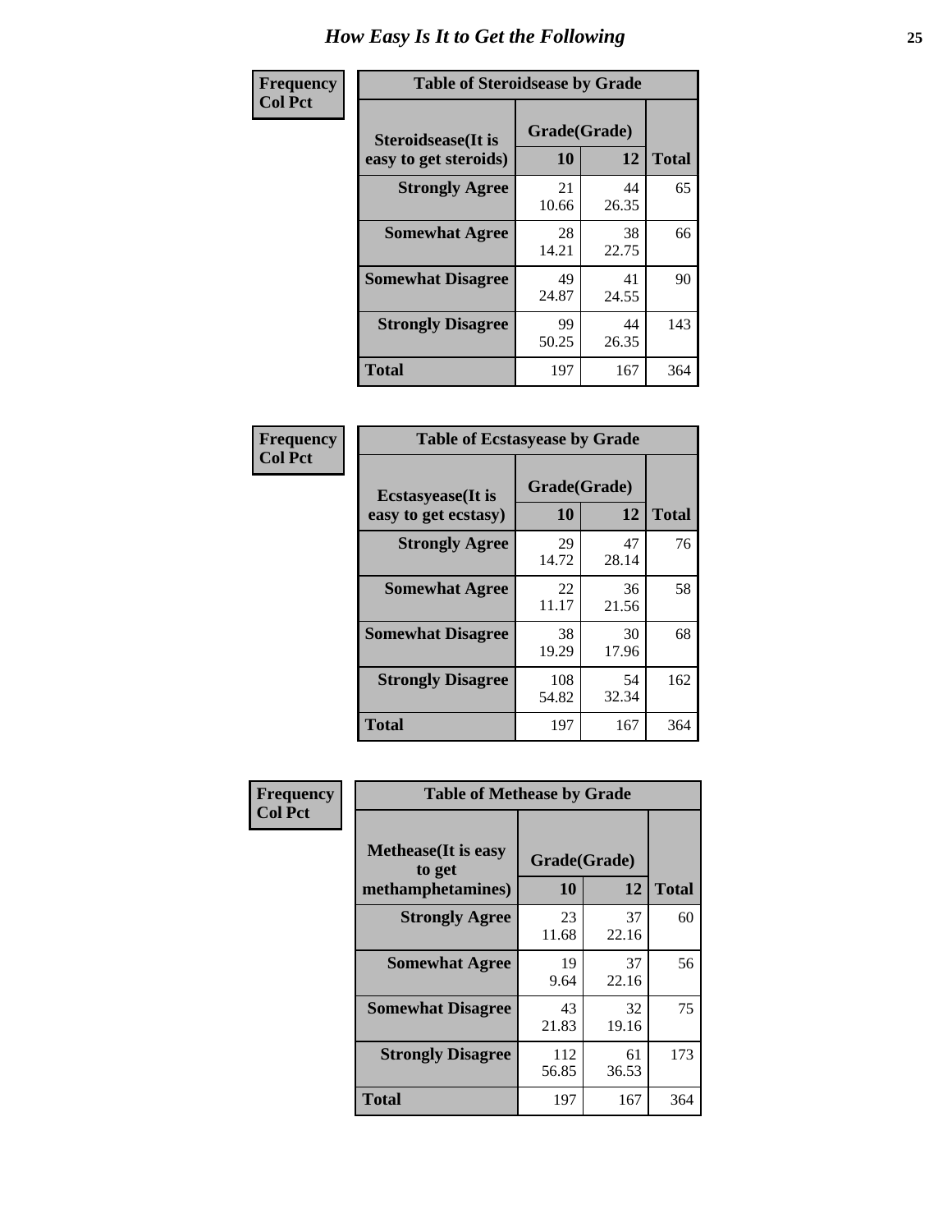# How Easy Is It to Get the Following

**Frequency**
**Col Pct**

**Table of Steroidsease by Grade**

| Steroidsease(It is easy to get steroids) | Grade(Grade) 10 | 12 | Total |
|---|---|---|---|
| **Strongly Agree** | 21<br>10.66 | 44<br>26.35 | 65 |
| **Somewhat Agree** | 28<br>14.21 | 38<br>22.75 | 66 |
| **Somewhat Disagree** | 49<br>24.87 | 41<br>24.55 | 90 |
| **Strongly Disagree** | 99<br>50.25 | 44<br>26.35 | 143 |
| **Total** | 197 | 167 | 364 |

**Frequency**
**Col Pct**

**Table of Ecstasyease by Grade**

| Ecstasyease(It is easy to get ecstasy) | Grade(Grade) 10 | 12 | Total |
|---|---|---|---|
| **Strongly Agree** | 29<br>14.72 | 47<br>28.14 | 76 |
| **Somewhat Agree** | 22<br>11.17 | 36<br>21.56 | 58 |
| **Somewhat Disagree** | 38<br>19.29 | 30<br>17.96 | 68 |
| **Strongly Disagree** | 108<br>54.82 | 54<br>32.34 | 162 |
| **Total** | 197 | 167 | 364 |

**Frequency**
**Col Pct**

**Table of Methease by Grade**

| Methease(It is easy to get methamphetamines) | Grade(Grade) 10 | 12 | Total |
|---|---|---|---|
| **Strongly Agree** | 23<br>11.68 | 37<br>22.16 | 60 |
| **Somewhat Agree** | 19<br>9.64 | 37<br>22.16 | 56 |
| **Somewhat Disagree** | 43<br>21.83 | 32<br>19.16 | 75 |
| **Strongly Disagree** | 112<br>56.85 | 61<br>36.53 | 173 |
| **Total** | 197 | 167 | 364 |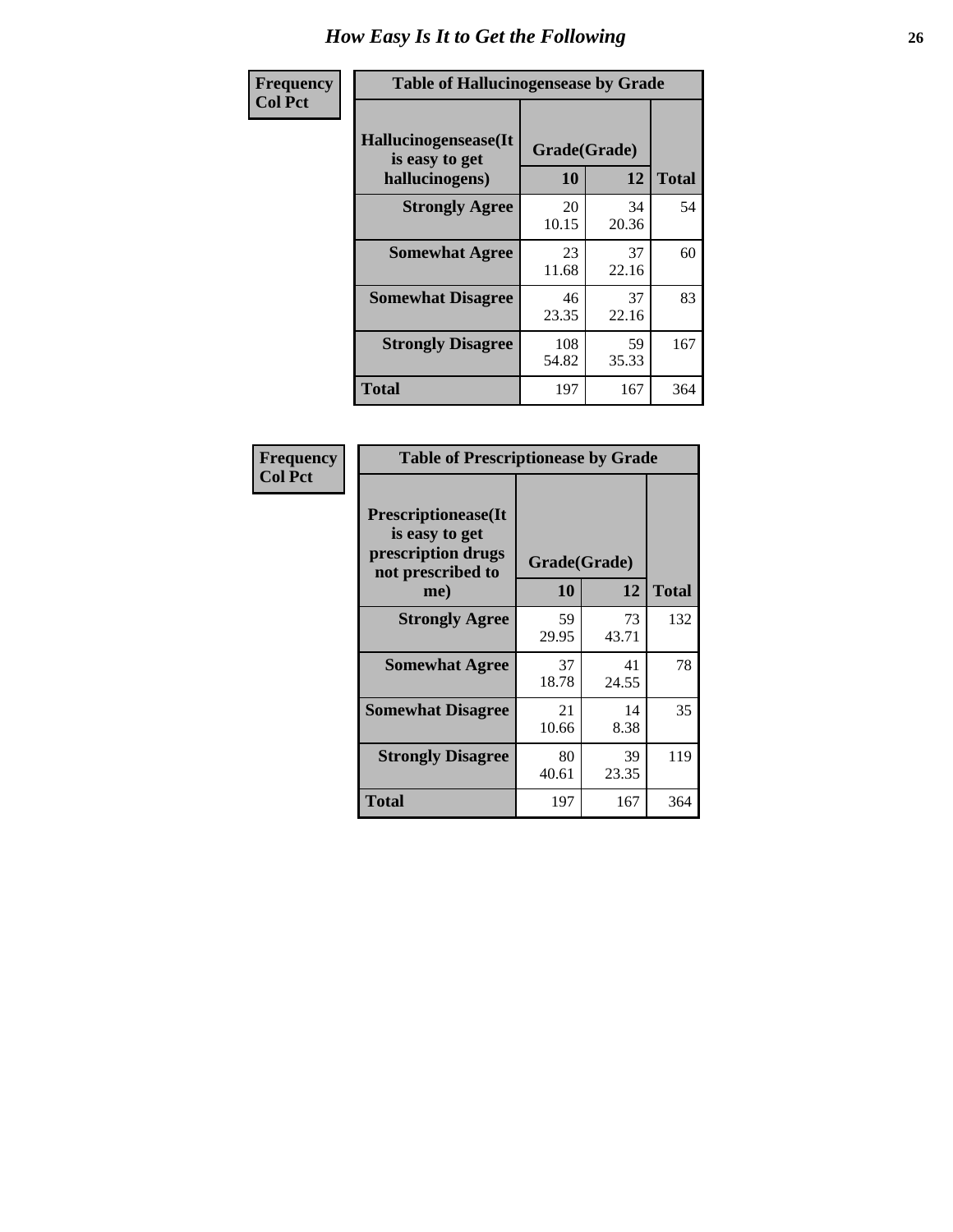# How Easy Is It to Get the Following

**Frequency**
**Col Pct**

**Table of Hallucinogensease by Grade**

| Hallucinogensease(It is easy to get hallucinogens) | Grade(Grade) | | |
|---|---|---|---|
| | **10** | **12** | **Total** |
| **Strongly Agree** | 20<br>10.15 | 34<br>20.36 | 54 |
| **Somewhat Agree** | 23<br>11.68 | 37<br>22.16 | 60 |
| **Somewhat Disagree** | 46<br>23.35 | 37<br>22.16 | 83 |
| **Strongly Disagree** | 108<br>54.82 | 59<br>35.33 | 167 |
| **Total** | 197 | 167 | 364 |

**Frequency**
**Col Pct**

**Table of Prescriptionease by Grade**

| Prescriptionease(It is easy to get prescription drugs not prescribed to me) | Grade(Grade) | | |
|---|---|---|---|
| | **10** | **12** | **Total** |
| **Strongly Agree** | 59<br>29.95 | 73<br>43.71 | 132 |
| **Somewhat Agree** | 37<br>18.78 | 41<br>24.55 | 78 |
| **Somewhat Disagree** | 21<br>10.66 | 14<br>8.38 | 35 |
| **Strongly Disagree** | 80<br>40.61 | 39<br>23.35 | 119 |
| **Total** | 197 | 167 | 364 |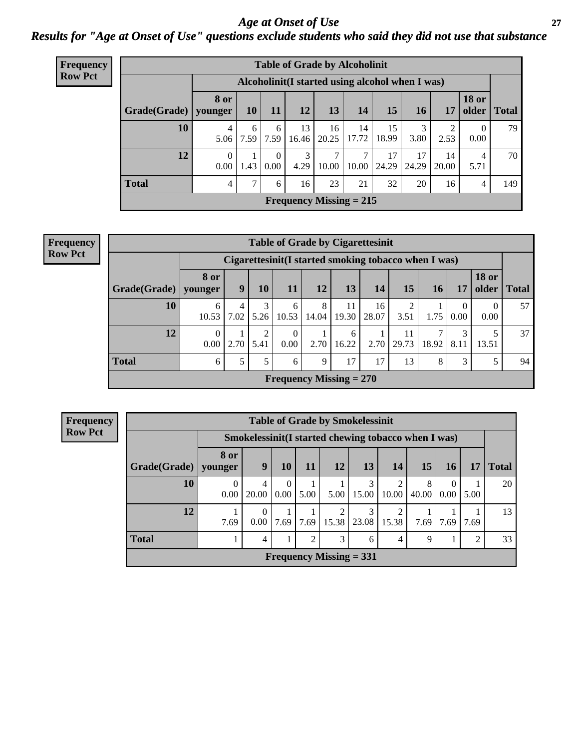# Age at Onset of Use

## Results for "Age at Onset of Use" questions exclude students who said they did not use that substance

**Frequency**
**Row Pct**

| Table of Grade by Alcoholinit | | | | | | | | | | | |
|---|---|---|---|---|---|---|---|---|---|---|---|
| | Alcoholinit(I started using alcohol when I was) | | | | | | | | | | |
| Grade(Grade) | 8 or younger | 10 | 11 | 12 | 13 | 14 | 15 | 16 | 17 | 18 or older | Total |
| 10 | 4<br>5.06 | 6<br>7.59 | 6<br>7.59 | 13<br>16.46 | 16<br>20.25 | 14<br>17.72 | 15<br>18.99 | 3<br>3.80 | 2<br>2.53 | 0<br>0.00 | 79 |
| 12 | 0<br>0.00 | 1<br>1.43 | 0<br>0.00 | 3<br>4.29 | 7<br>10.00 | 7<br>10.00 | 17<br>24.29 | 17<br>24.29 | 14<br>20.00 | 4<br>5.71 | 70 |
| Total | 4 | 7 | 6 | 16 | 23 | 21 | 32 | 20 | 16 | 4 | 149 |
| Frequency Missing = 215 | | | | | | | | | | | |

**Frequency**
**Row Pct**

| Table of Grade by Cigarettesinit | | | | | | | | | | | | |
|---|---|---|---|---|---|---|---|---|---|---|---|---|
| | Cigarettesinit(I started smoking tobacco when I was) | | | | | | | | | | | |
| Grade(Grade) | 8 or younger | 9 | 10 | 11 | 12 | 13 | 14 | 15 | 16 | 17 | 18 or older | Total |
| 10 | 6<br>10.53 | 4<br>7.02 | 3<br>5.26 | 6<br>10.53 | 8<br>14.04 | 11<br>19.30 | 16<br>28.07 | 2<br>3.51 | 1<br>1.75 | 0<br>0.00 | 0<br>0.00 | 57 |
| 12 | 0<br>0.00 | 1<br>2.70 | 2<br>5.41 | 0<br>0.00 | 1<br>2.70 | 6<br>16.22 | 1<br>2.70 | 11<br>29.73 | 7<br>18.92 | 3<br>8.11 | 5<br>13.51 | 37 |
| Total | 6 | 5 | 5 | 6 | 9 | 17 | 17 | 13 | 8 | 3 | 5 | 94 |
| Frequency Missing = 270 | | | | | | | | | | | | |

**Frequency**
**Row Pct**

| Table of Grade by Smokelessinit | | | | | | | | | | | |
|---|---|---|---|---|---|---|---|---|---|---|---|
| | Smokelessinit(I started chewing tobacco when I was) | | | | | | | | | | |
| Grade(Grade) | 8 or younger | 9 | 10 | 11 | 12 | 13 | 14 | 15 | 16 | 17 | Total |
| 10 | 0<br>0.00 | 4<br>20.00 | 0<br>0.00 | 1<br>5.00 | 1<br>5.00 | 3<br>15.00 | 2<br>10.00 | 8<br>40.00 | 0<br>0.00 | 1<br>5.00 | 20 |
| 12 | 1<br>7.69 | 0<br>0.00 | 1<br>7.69 | 1<br>7.69 | 2<br>15.38 | 3<br>23.08 | 2<br>15.38 | 1<br>7.69 | 1<br>7.69 | 1<br>7.69 | 13 |
| Total | 1 | 4 | 1 | 2 | 3 | 6 | 4 | 9 | 1 | 2 | 33 |
| Frequency Missing = 331 | | | | | | | | | | | |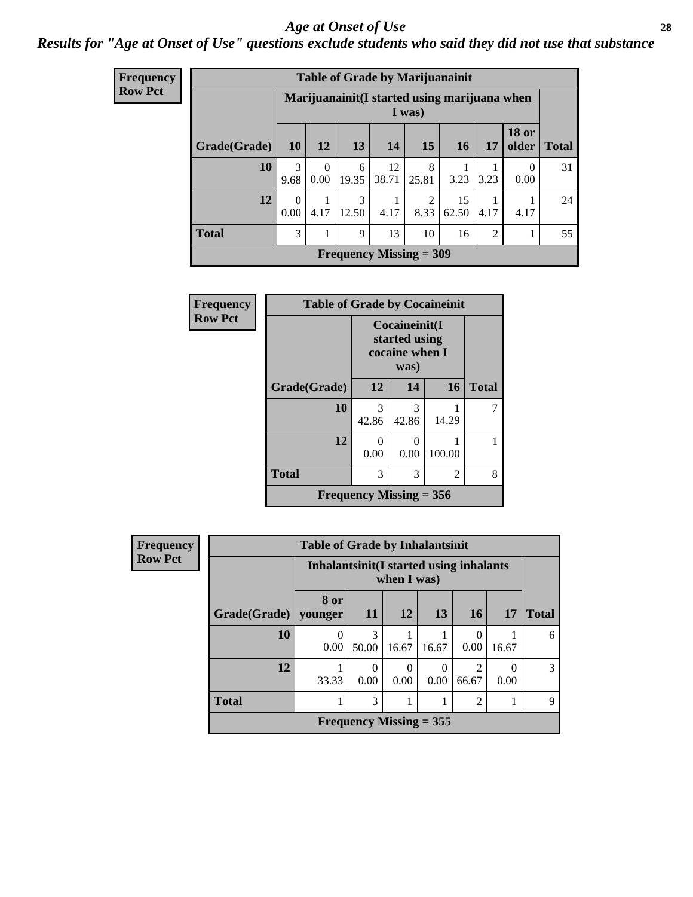# Age at Onset of Use

*Results for "Age at Onset of Use" questions exclude students who said they did not use that substance*

**Frequency**
**Row Pct**

**Table of Grade by Marijuanainit**

| | Marijuanainit(I started using marijuana when I was) | | | | | | | | |
|---|---|---|---|---|---|---|---|---|---|
| **Grade(Grade)** | **10** | **12** | **13** | **14** | **15** | **16** | **17** | **18 or older** | **Total** |
| **10** | 3<br>9.68 | 0<br>0.00 | 6<br>19.35 | 12<br>38.71 | 8<br>25.81 | 1<br>3.23 | 1<br>3.23 | 0<br>0.00 | 31 |
| **12** | 0<br>0.00 | 1<br>4.17 | 3<br>12.50 | 1<br>4.17 | 2<br>8.33 | 15<br>62.50 | 1<br>4.17 | 1<br>4.17 | 24 |
| **Total** | 3 | 1 | 9 | 13 | 10 | 16 | 2 | 1 | 55 |

**Frequency Missing = 309**

**Frequency**
**Row Pct**

**Table of Grade by Cocaineinit**

| | Cocaineinit(I started using cocaine when I was) | | | |
|---|---|---|---|---|
| **Grade(Grade)** | **12** | **14** | **16** | **Total** |
| **10** | 3<br>42.86 | 3<br>42.86 | 1<br>14.29 | 7 |
| **12** | 0<br>0.00 | 0<br>0.00 | 1<br>100.00 | 1 |
| **Total** | 3 | 3 | 2 | 8 |

**Frequency Missing = 356**

**Frequency**
**Row Pct**

**Table of Grade by Inhalantsinit**

| | Inhalantsinit(I started using inhalants when I was) | | | | | | |
|---|---|---|---|---|---|---|---|
| **Grade(Grade)** | **8 or younger** | **11** | **12** | **13** | **16** | **17** | **Total** |
| **10** | 0<br>0.00 | 3<br>50.00 | 1<br>16.67 | 1<br>16.67 | 0<br>0.00 | 1<br>16.67 | 6 |
| **12** | 1<br>33.33 | 0<br>0.00 | 0<br>0.00 | 0<br>0.00 | 2<br>66.67 | 0<br>0.00 | 3 |
| **Total** | 1 | 3 | 1 | 1 | 2 | 1 | 9 |

**Frequency Missing = 355**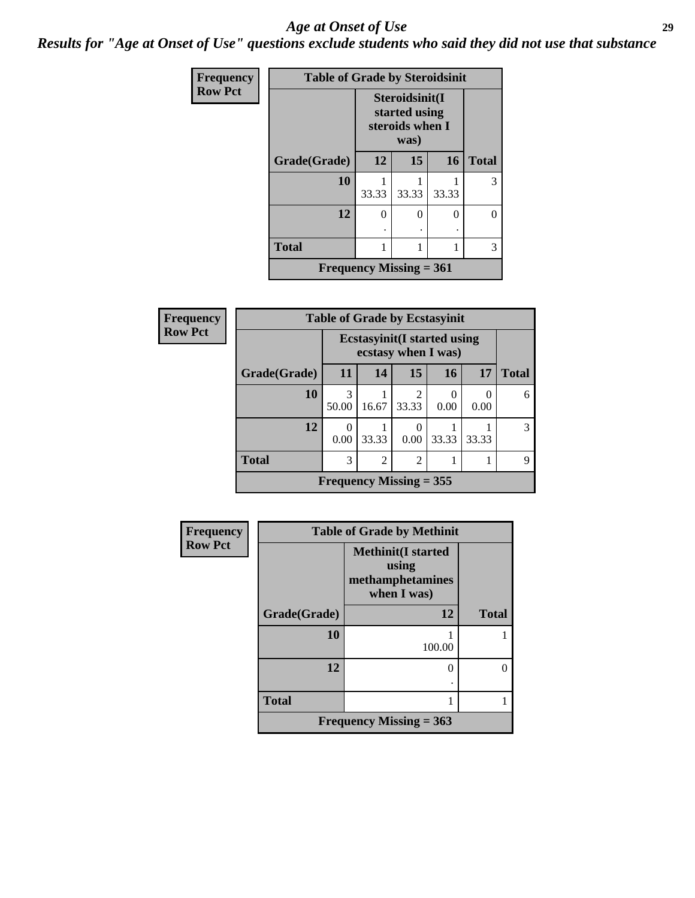# Age at Onset of Use

***Results for "Age at Onset of Use" questions exclude students who said they did not use that substance***

**Frequency**
**Row Pct**

| Table of Grade by Steroidsinit | | | | |
|---|---|---|---|---|
| | Steroidsinit(I started using steroids when I was) | | | |
| Grade(Grade) | 12 | 15 | 16 | Total |
| 10 | 1<br>33.33 | 1<br>33.33 | 1<br>33.33 | 3 |
| 12 | 0<br>. | 0<br>. | 0<br>. | 0 |
| Total | 1 | 1 | 1 | 3 |
| Frequency Missing = 361 | | | | |

**Frequency**
**Row Pct**

| Table of Grade by Ecstasyinit | | | | | | |
|---|---|---|---|---|---|---|
| | Ecstasyinit(I started using ecstasy when I was) | | | | | |
| Grade(Grade) | 11 | 14 | 15 | 16 | 17 | Total |
| 10 | 3<br>50.00 | 1<br>16.67 | 2<br>33.33 | 0<br>0.00 | 0<br>0.00 | 6 |
| 12 | 0<br>0.00 | 1<br>33.33 | 0<br>0.00 | 1<br>33.33 | 1<br>33.33 | 3 |
| Total | 3 | 2 | 2 | 1 | 1 | 9 |
| Frequency Missing = 355 | | | | | | |

**Frequency**
**Row Pct**

| Table of Grade by Methinit | | |
|---|---|---|
| | Methinit(I started using methamphetamines when I was) | |
| Grade(Grade) | 12 | Total |
| 10 | 1<br>100.00 | 1 |
| 12 | 0<br>. | 0 |
| Total | 1 | 1 |
| Frequency Missing = 363 | | |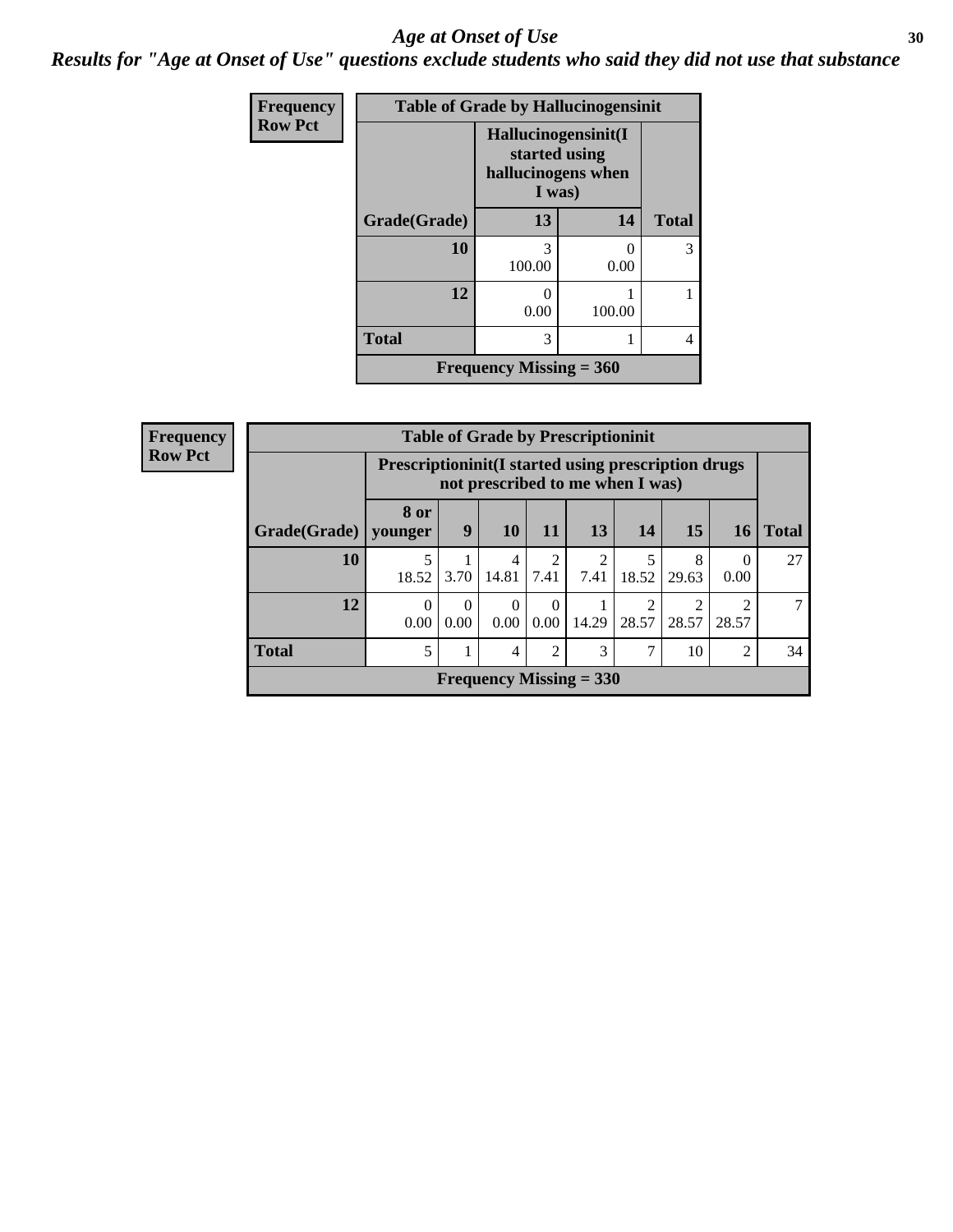# *Age at Onset of Use*

## *Results for "Age at Onset of Use" questions exclude students who said they did not use that substance*

**Frequency**
**Row Pct**

| Table of Grade by Hallucinogensinit | | | |
|---|---|---|---|
| | Hallucinogensinit(I started using hallucinogens when I was) | | |
| Grade(Grade) | 13 | 14 | Total |
| 10 | 3<br>100.00 | 0<br>0.00 | 3 |
| 12 | 0<br>0.00 | 1<br>100.00 | 1 |
| Total | 3 | 1 | 4 |
| Frequency Missing = 360 | | | |

**Frequency**
**Row Pct**

| Table of Grade by Prescriptioninit | | | | | | | | | |
|---|---|---|---|---|---|---|---|---|---|
| | Prescriptioninit(I started using prescription drugs not prescribed to me when I was) | | | | | | | | |
| Grade(Grade) | 8 or younger | 9 | 10 | 11 | 13 | 14 | 15 | 16 | Total |
| 10 | 5<br>18.52 | 1<br>3.70 | 4<br>14.81 | 2<br>7.41 | 2<br>7.41 | 5<br>18.52 | 8<br>29.63 | 0<br>0.00 | 27 |
| 12 | 0<br>0.00 | 0<br>0.00 | 0<br>0.00 | 0<br>0.00 | 1<br>14.29 | 2<br>28.57 | 2<br>28.57 | 2<br>28.57 | 7 |
| Total | 5 | 1 | 4 | 2 | 3 | 7 | 10 | 2 | 34 |
| Frequency Missing = 330 | | | | | | | | | |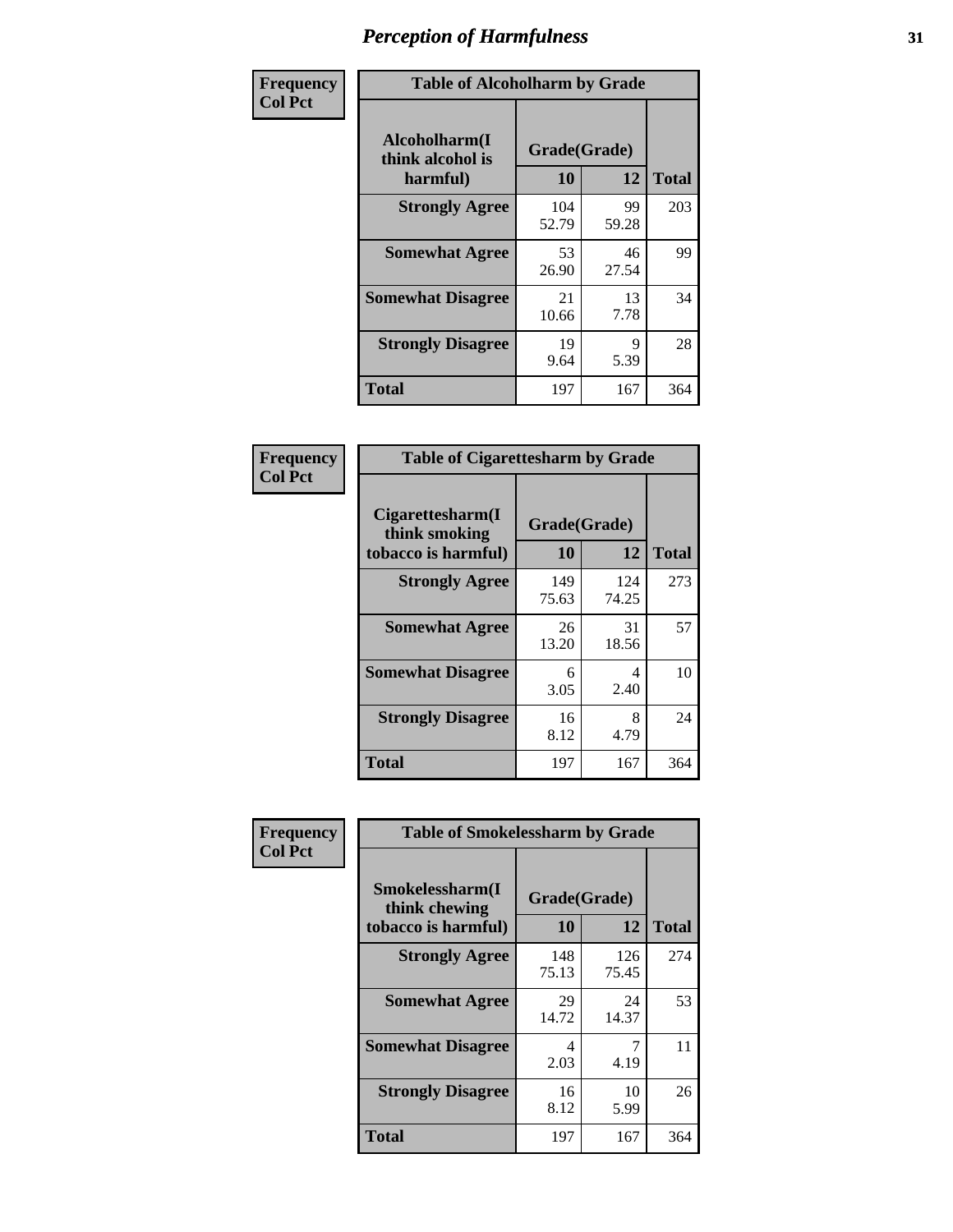# Perception of Harmfulness

**Frequency**
**Col Pct**

| Table of Alcoholharm by Grade | | | |
|---|---|---|---|
| Alcoholharm(I think alcohol is harmful) | Grade(Grade) | | Total |
| | 10 | 12 | |
| **Strongly Agree** | 104<br>52.79 | 99<br>59.28 | 203 |
| **Somewhat Agree** | 53<br>26.90 | 46<br>27.54 | 99 |
| **Somewhat Disagree** | 21<br>10.66 | 13<br>7.78 | 34 |
| **Strongly Disagree** | 19<br>9.64 | 9<br>5.39 | 28 |
| **Total** | 197 | 167 | 364 |

**Frequency**
**Col Pct**

| Table of Cigarettesharm by Grade | | | |
|---|---|---|---|
| Cigarettesharm(I think smoking tobacco is harmful) | Grade(Grade) | | Total |
| | 10 | 12 | |
| **Strongly Agree** | 149<br>75.63 | 124<br>74.25 | 273 |
| **Somewhat Agree** | 26<br>13.20 | 31<br>18.56 | 57 |
| **Somewhat Disagree** | 6<br>3.05 | 4<br>2.40 | 10 |
| **Strongly Disagree** | 16<br>8.12 | 8<br>4.79 | 24 |
| **Total** | 197 | 167 | 364 |

**Frequency**
**Col Pct**

| Table of Smokelessharm by Grade | | | |
|---|---|---|---|
| Smokelessharm(I think chewing tobacco is harmful) | Grade(Grade) | | Total |
| | 10 | 12 | |
| **Strongly Agree** | 148<br>75.13 | 126<br>75.45 | 274 |
| **Somewhat Agree** | 29<br>14.72 | 24<br>14.37 | 53 |
| **Somewhat Disagree** | 4<br>2.03 | 7<br>4.19 | 11 |
| **Strongly Disagree** | 16<br>8.12 | 10<br>5.99 | 26 |
| **Total** | 197 | 167 | 364 |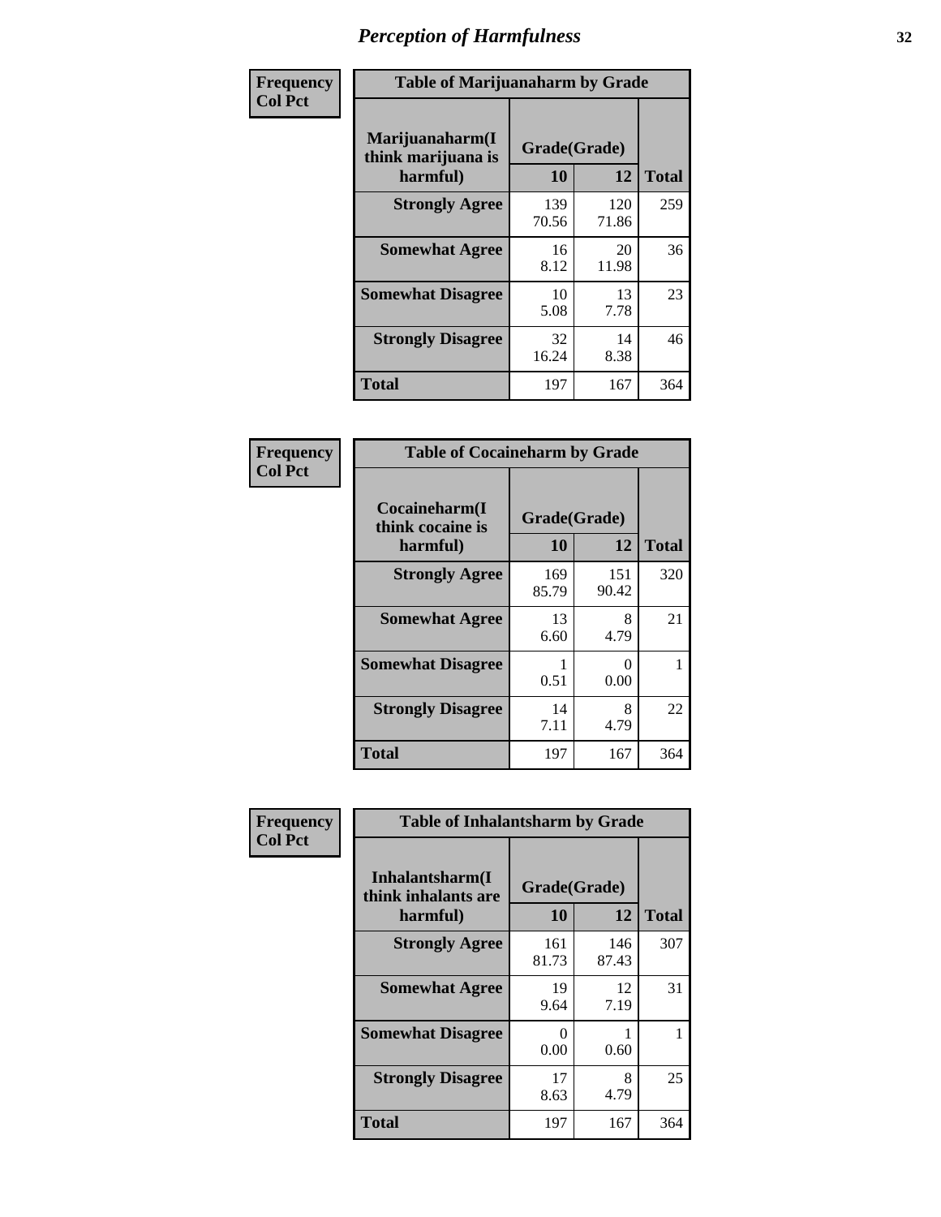# Perception of Harmfulness

**Frequency**
**Col Pct**

| Table of Marijuanaharm by Grade | | | |
|---|---|---|---|
| Marijuanaharm(I think marijuana is harmful) | Grade(Grade) | | Total |
| | 10 | 12 | |
| **Strongly Agree** | 139<br>70.56 | 120<br>71.86 | 259 |
| **Somewhat Agree** | 16<br>8.12 | 20<br>11.98 | 36 |
| **Somewhat Disagree** | 10<br>5.08 | 13<br>7.78 | 23 |
| **Strongly Disagree** | 32<br>16.24 | 14<br>8.38 | 46 |
| **Total** | 197 | 167 | 364 |

**Frequency**
**Col Pct**

| Table of Cocaineharm by Grade | | | |
|---|---|---|---|
| Cocaineharm(I think cocaine is harmful) | Grade(Grade) | | Total |
| | 10 | 12 | |
| **Strongly Agree** | 169<br>85.79 | 151<br>90.42 | 320 |
| **Somewhat Agree** | 13<br>6.60 | 8<br>4.79 | 21 |
| **Somewhat Disagree** | 1<br>0.51 | 0<br>0.00 | 1 |
| **Strongly Disagree** | 14<br>7.11 | 8<br>4.79 | 22 |
| **Total** | 197 | 167 | 364 |

**Frequency**
**Col Pct**

| Table of Inhalantsharm by Grade | | | |
|---|---|---|---|
| Inhalantsharm(I think inhalants are harmful) | Grade(Grade) | | Total |
| | 10 | 12 | |
| **Strongly Agree** | 161<br>81.73 | 146<br>87.43 | 307 |
| **Somewhat Agree** | 19<br>9.64 | 12<br>7.19 | 31 |
| **Somewhat Disagree** | 0<br>0.00 | 1<br>0.60 | 1 |
| **Strongly Disagree** | 17<br>8.63 | 8<br>4.79 | 25 |
| **Total** | 197 | 167 | 364 |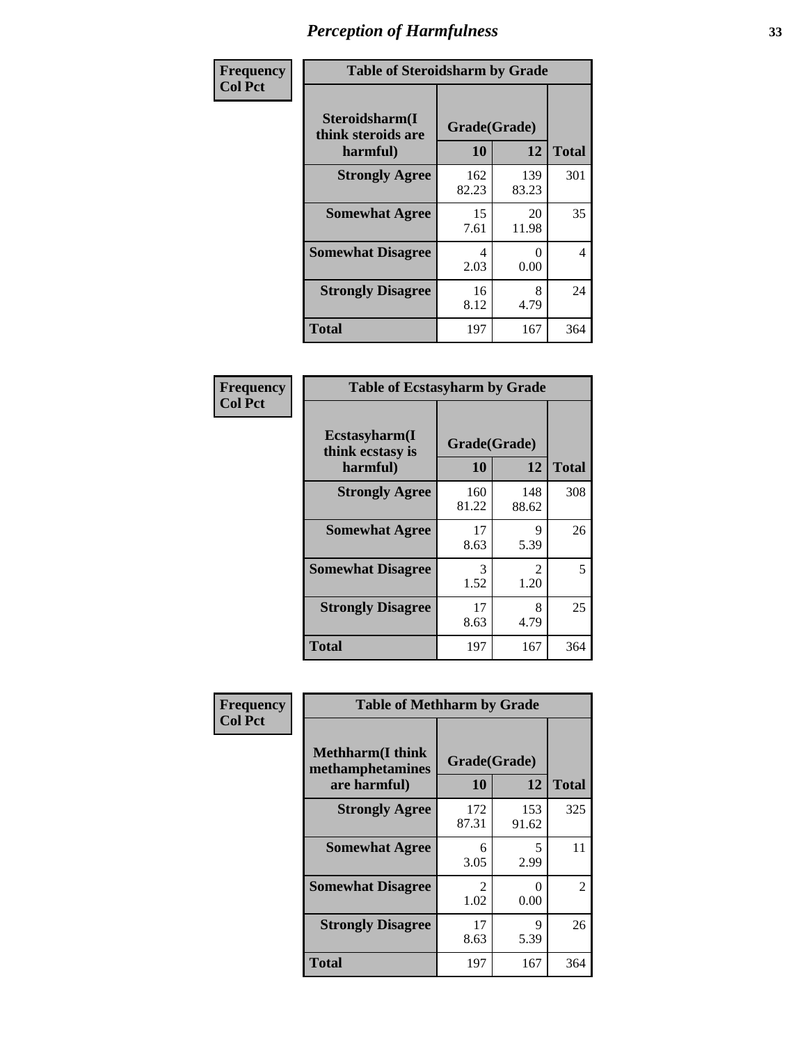# Perception of Harmfulness

| Frequency Col Pct | Table of Steroidsharm by Grade | | |
|---|---|---|---|
| Steroidsharm(I think steroids are harmful) | Grade(Grade) 10 | 12 | Total |
| Strongly Agree | 162 82.23 | 139 83.23 | 301 |
| Somewhat Agree | 15 7.61 | 20 11.98 | 35 |
| Somewhat Disagree | 4 2.03 | 0 0.00 | 4 |
| Strongly Disagree | 16 8.12 | 8 4.79 | 24 |
| Total | 197 | 167 | 364 |

| Frequency Col Pct | Table of Ecstasyharm by Grade | | |
|---|---|---|---|
| Ecstasyharm(I think ecstasy is harmful) | Grade(Grade) 10 | 12 | Total |
| Strongly Agree | 160 81.22 | 148 88.62 | 308 |
| Somewhat Agree | 17 8.63 | 9 5.39 | 26 |
| Somewhat Disagree | 3 1.52 | 2 1.20 | 5 |
| Strongly Disagree | 17 8.63 | 8 4.79 | 25 |
| Total | 197 | 167 | 364 |

| Frequency Col Pct | Table of Methharm by Grade | | |
|---|---|---|---|
| Methharm(I think methamphetamines are harmful) | Grade(Grade) 10 | 12 | Total |
| Strongly Agree | 172 87.31 | 153 91.62 | 325 |
| Somewhat Agree | 6 3.05 | 5 2.99 | 11 |
| Somewhat Disagree | 2 1.02 | 0 0.00 | 2 |
| Strongly Disagree | 17 8.63 | 9 5.39 | 26 |
| Total | 197 | 167 | 364 |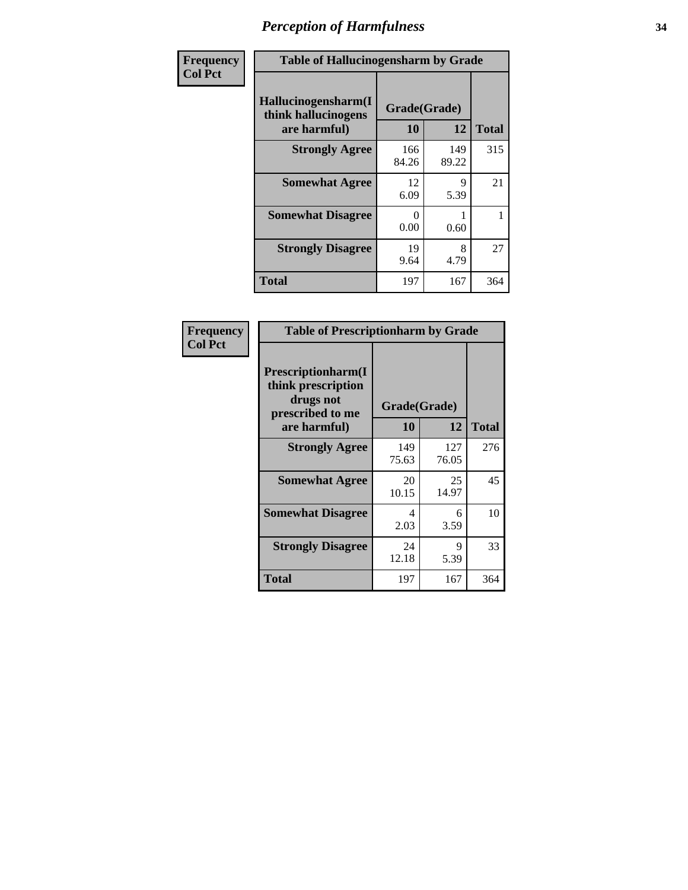# Perception of Harmfulness

**Frequency**
**Col Pct**

**Table of Hallucinogensharm by Grade**

| Hallucinogensharm(I think hallucinogens are harmful) | Grade(Grade) | | Total |
|---|---|---|---|
| | 10 | 12 | |
| **Strongly Agree** | 166<br>84.26 | 149<br>89.22 | 315 |
| **Somewhat Agree** | 12<br>6.09 | 9<br>5.39 | 21 |
| **Somewhat Disagree** | 0<br>0.00 | 1<br>0.60 | 1 |
| **Strongly Disagree** | 19<br>9.64 | 8<br>4.79 | 27 |
| **Total** | 197 | 167 | 364 |

**Frequency**
**Col Pct**

**Table of Prescriptionharm by Grade**

| Prescriptionharm(I think prescription drugs not prescribed to me are harmful) | Grade(Grade) | | Total |
|---|---|---|---|
| | 10 | 12 | |
| **Strongly Agree** | 149<br>75.63 | 127<br>76.05 | 276 |
| **Somewhat Agree** | 20<br>10.15 | 25<br>14.97 | 45 |
| **Somewhat Disagree** | 4<br>2.03 | 6<br>3.59 | 10 |
| **Strongly Disagree** | 24<br>12.18 | 9<br>5.39 | 33 |
| **Total** | 197 | 167 | 364 |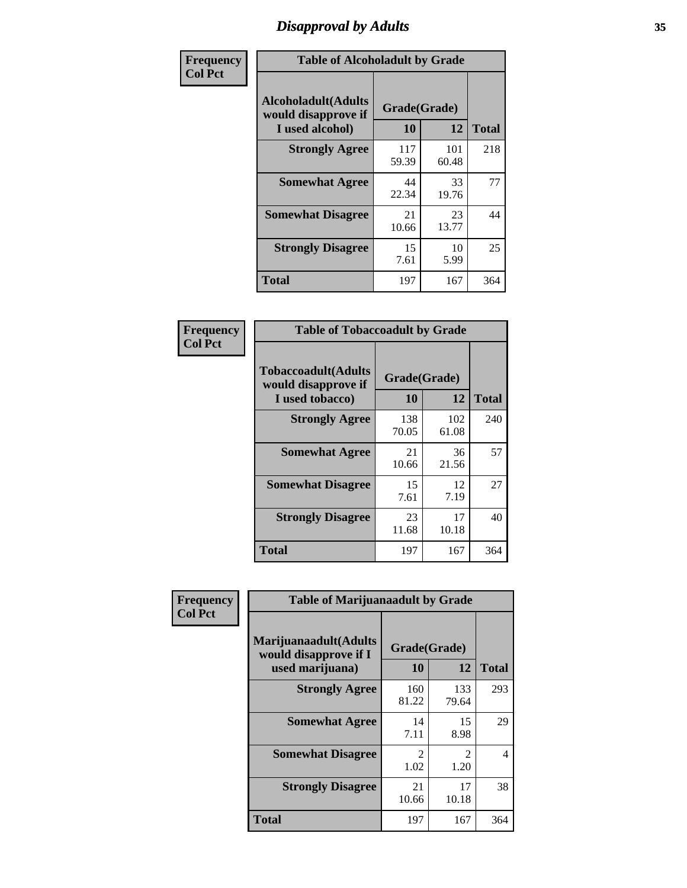# Disapproval by Adults

| Frequency Col Pct | Table of Alcoholadult by Grade | | |
|---|---|---|---|
| Alcoholadult(Adults would disapprove if I used alcohol) | Grade(Grade) | | |
| | 10 | 12 | Total |
| Strongly Agree | 117<br>59.39 | 101<br>60.48 | 218 |
| Somewhat Agree | 44<br>22.34 | 33<br>19.76 | 77 |
| Somewhat Disagree | 21<br>10.66 | 23<br>13.77 | 44 |
| Strongly Disagree | 15<br>7.61 | 10<br>5.99 | 25 |
| Total | 197 | 167 | 364 |

| Frequency Col Pct | Table of Tobaccoadult by Grade | | |
|---|---|---|---|
| Tobaccoadult(Adults would disapprove if I used tobacco) | Grade(Grade) | | |
| | 10 | 12 | Total |
| Strongly Agree | 138<br>70.05 | 102<br>61.08 | 240 |
| Somewhat Agree | 21<br>10.66 | 36<br>21.56 | 57 |
| Somewhat Disagree | 15<br>7.61 | 12<br>7.19 | 27 |
| Strongly Disagree | 23<br>11.68 | 17<br>10.18 | 40 |
| Total | 197 | 167 | 364 |

| Frequency Col Pct | Table of Marijuanaadult by Grade | | |
|---|---|---|---|
| Marijuanaadult(Adults would disapprove if I used marijuana) | Grade(Grade) | | |
| | 10 | 12 | Total |
| Strongly Agree | 160<br>81.22 | 133<br>79.64 | 293 |
| Somewhat Agree | 14<br>7.11 | 15<br>8.98 | 29 |
| Somewhat Disagree | 2<br>1.02 | 2<br>1.20 | 4 |
| Strongly Disagree | 21<br>10.66 | 17<br>10.18 | 38 |
| Total | 197 | 167 | 364 |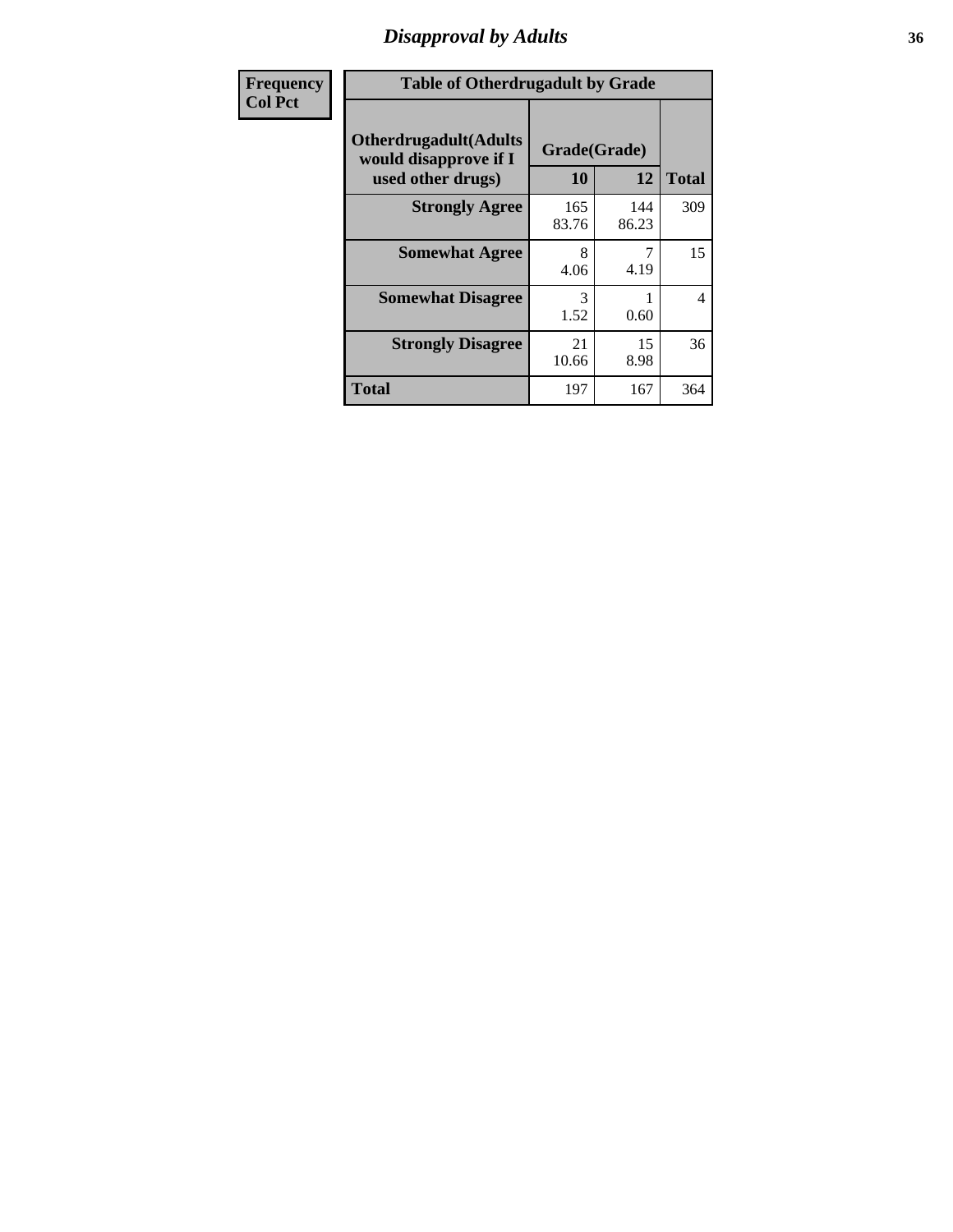# Disapproval by Adults

| Frequency<br>Col Pct | | | |
|---|---|---|---|

**Table of Otherdrugadult by Grade**

| Otherdrugadult(Adults would disapprove if I used other drugs) | Grade(Grade) | | |
|---|---|---|---|
| | 10 | 12 | Total |
| Strongly Agree | 165<br>83.76 | 144<br>86.23 | 309 |
| Somewhat Agree | 8<br>4.06 | 7<br>4.19 | 15 |
| Somewhat Disagree | 3<br>1.52 | 1<br>0.60 | 4 |
| Strongly Disagree | 21<br>10.66 | 15<br>8.98 | 36 |
| Total | 197 | 167 | 364 |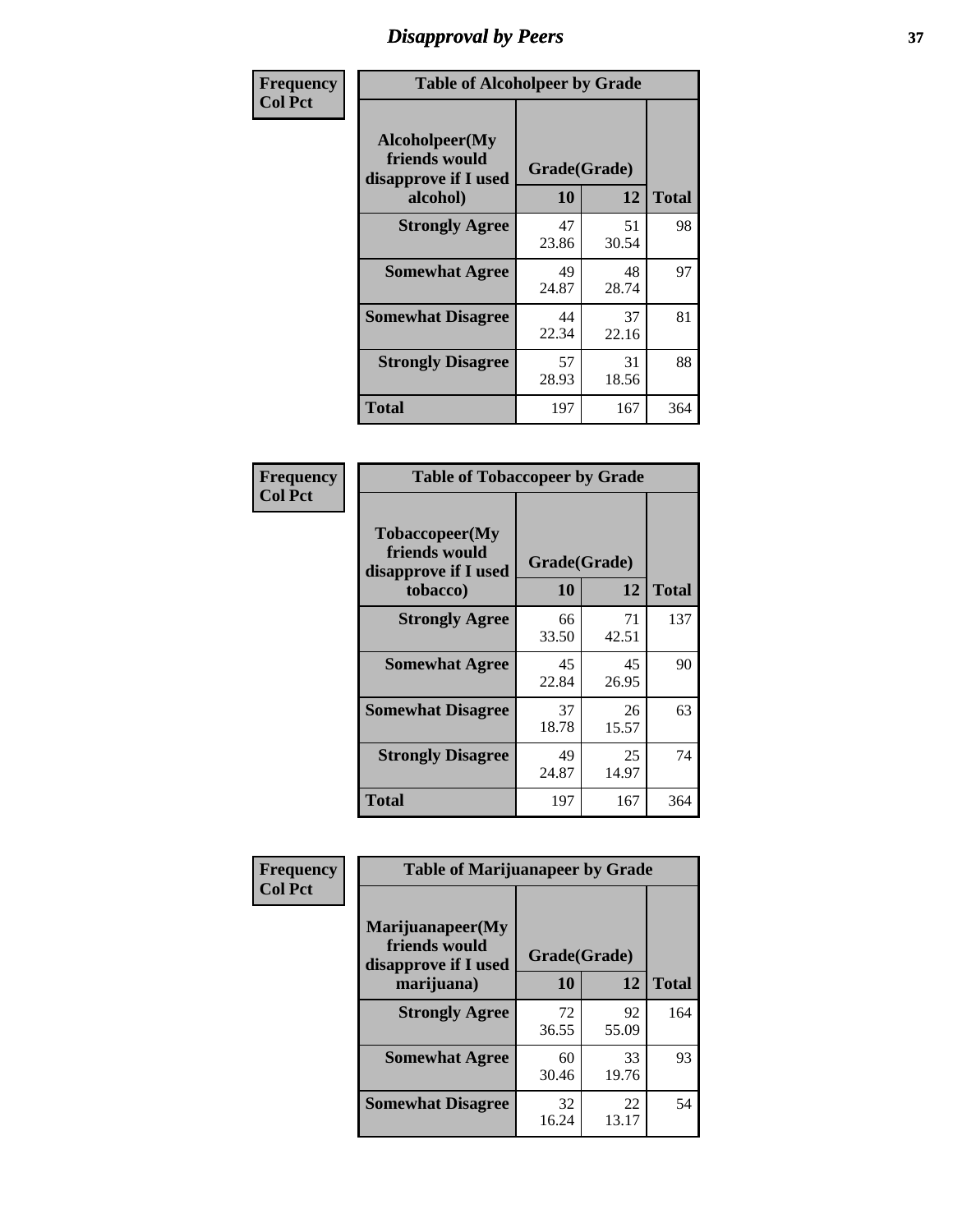# Disapproval by Peers

Frequency
Col Pct

| Alcoholpeer(My friends would disapprove if I used alcohol) | Grade(Grade) 10 | 12 | Total |
|---|---|---|---|
| **Strongly Agree** | 47<br>23.86 | 51<br>30.54 | 98 |
| **Somewhat Agree** | 49<br>24.87 | 48<br>28.74 | 97 |
| **Somewhat Disagree** | 44<br>22.34 | 37<br>22.16 | 81 |
| **Strongly Disagree** | 57<br>28.93 | 31<br>18.56 | 88 |
| **Total** | 197 | 167 | 364 |

Table of Alcoholpeer by Grade

Frequency
Col Pct

| Tobaccopeer(My friends would disapprove if I used tobacco) | Grade(Grade) 10 | 12 | Total |
|---|---|---|---|
| **Strongly Agree** | 66<br>33.50 | 71<br>42.51 | 137 |
| **Somewhat Agree** | 45<br>22.84 | 45<br>26.95 | 90 |
| **Somewhat Disagree** | 37<br>18.78 | 26<br>15.57 | 63 |
| **Strongly Disagree** | 49<br>24.87 | 25<br>14.97 | 74 |
| **Total** | 197 | 167 | 364 |

Table of Tobaccopeer by Grade

Frequency
Col Pct

| Marijuanapeer(My friends would disapprove if I used marijuana) | Grade(Grade) 10 | 12 | Total |
|---|---|---|---|
| **Strongly Agree** | 72<br>36.55 | 92<br>55.09 | 164 |
| **Somewhat Agree** | 60<br>30.46 | 33<br>19.76 | 93 |
| **Somewhat Disagree** | 32<br>16.24 | 22<br>13.17 | 54 |

Table of Marijuanapeer by Grade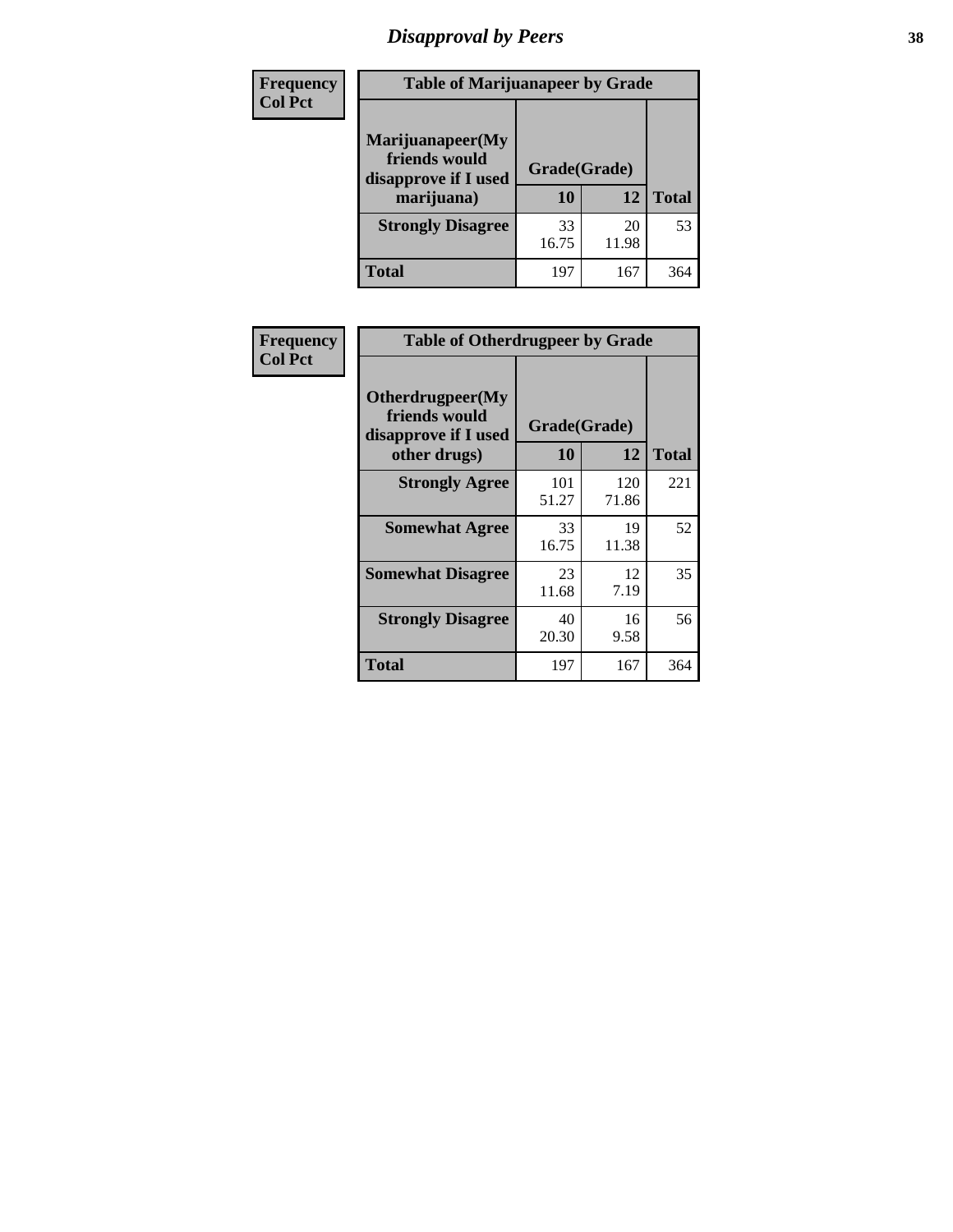# Disapproval by Peers

| Frequency Col Pct | Table of Marijuanapeer by Grade | | |
|---|---|---|---|
| Marijuanapeer(My friends would disapprove if I used marijuana) | Grade(Grade) | | |
| | 10 | 12 | Total |
| Strongly Disagree | 33<br>16.75 | 20<br>11.98 | 53 |
| Total | 197 | 167 | 364 |

| Frequency Col Pct | Table of Otherdrugpeer by Grade | | |
|---|---|---|---|
| Otherdrugpeer(My friends would disapprove if I used other drugs) | Grade(Grade) | | |
| | 10 | 12 | Total |
| Strongly Agree | 101<br>51.27 | 120<br>71.86 | 221 |
| Somewhat Agree | 33<br>16.75 | 19<br>11.38 | 52 |
| Somewhat Disagree | 23<br>11.68 | 12<br>7.19 | 35 |
| Strongly Disagree | 40<br>20.30 | 16<br>9.58 | 56 |
| Total | 197 | 167 | 364 |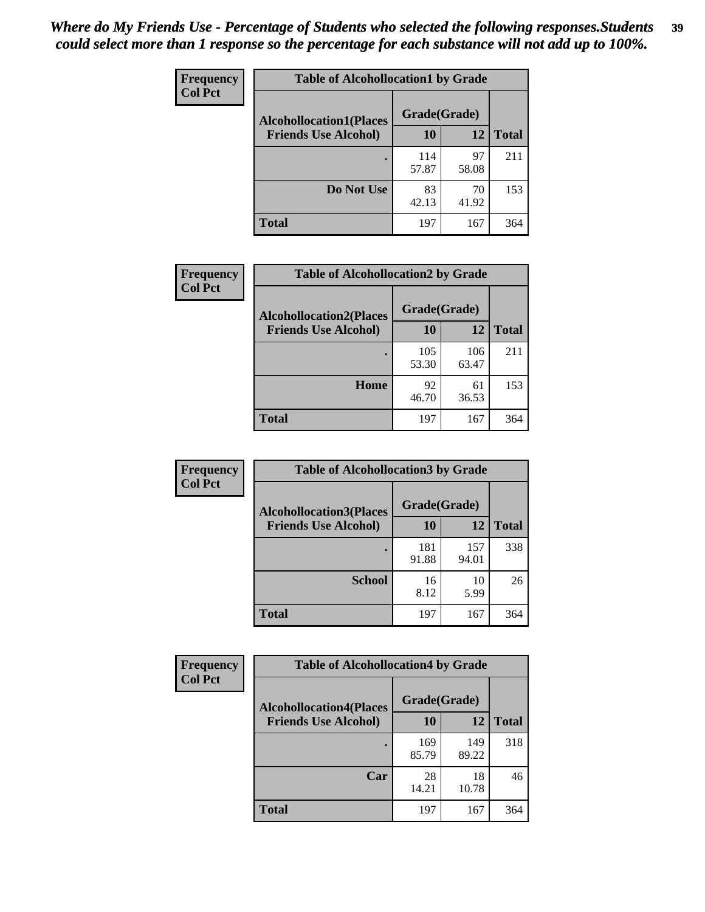*Where do My Friends Use - Percentage of Students who selected the following responses.Students could select more than 1 response so the percentage for each substance will not add up to 100%.*

| Frequency<br>Col Pct | | | |
|---|---|---|---|
| **Table of Alcohollocation1 by Grade** | | | |
| **Alcohollocation1(Places Friends Use Alcohol)** | **Grade(Grade)** | | **Total** |
| | **10** | **12** | |
| **.** | 114<br>57.87 | 97<br>58.08 | 211 |
| **Do Not Use** | 83<br>42.13 | 70<br>41.92 | 153 |
| **Total** | 197 | 167 | 364 |

| Frequency<br>Col Pct | | | |
|---|---|---|---|
| **Table of Alcohollocation2 by Grade** | | | |
| **Alcohollocation2(Places Friends Use Alcohol)** | **Grade(Grade)** | | **Total** |
| | **10** | **12** | |
| **.** | 105<br>53.30 | 106<br>63.47 | 211 |
| **Home** | 92<br>46.70 | 61<br>36.53 | 153 |
| **Total** | 197 | 167 | 364 |

| Frequency<br>Col Pct | | | |
|---|---|---|---|
| **Table of Alcohollocation3 by Grade** | | | |
| **Alcohollocation3(Places Friends Use Alcohol)** | **Grade(Grade)** | | **Total** |
| | **10** | **12** | |
| **.** | 181<br>91.88 | 157<br>94.01 | 338 |
| **School** | 16<br>8.12 | 10<br>5.99 | 26 |
| **Total** | 197 | 167 | 364 |

| Frequency<br>Col Pct | | | |
|---|---|---|---|
| **Table of Alcohollocation4 by Grade** | | | |
| **Alcohollocation4(Places Friends Use Alcohol)** | **Grade(Grade)** | | **Total** |
| | **10** | **12** | |
| **.** | 169<br>85.79 | 149<br>89.22 | 318 |
| **Car** | 28<br>14.21 | 18<br>10.78 | 46 |
| **Total** | 197 | 167 | 364 |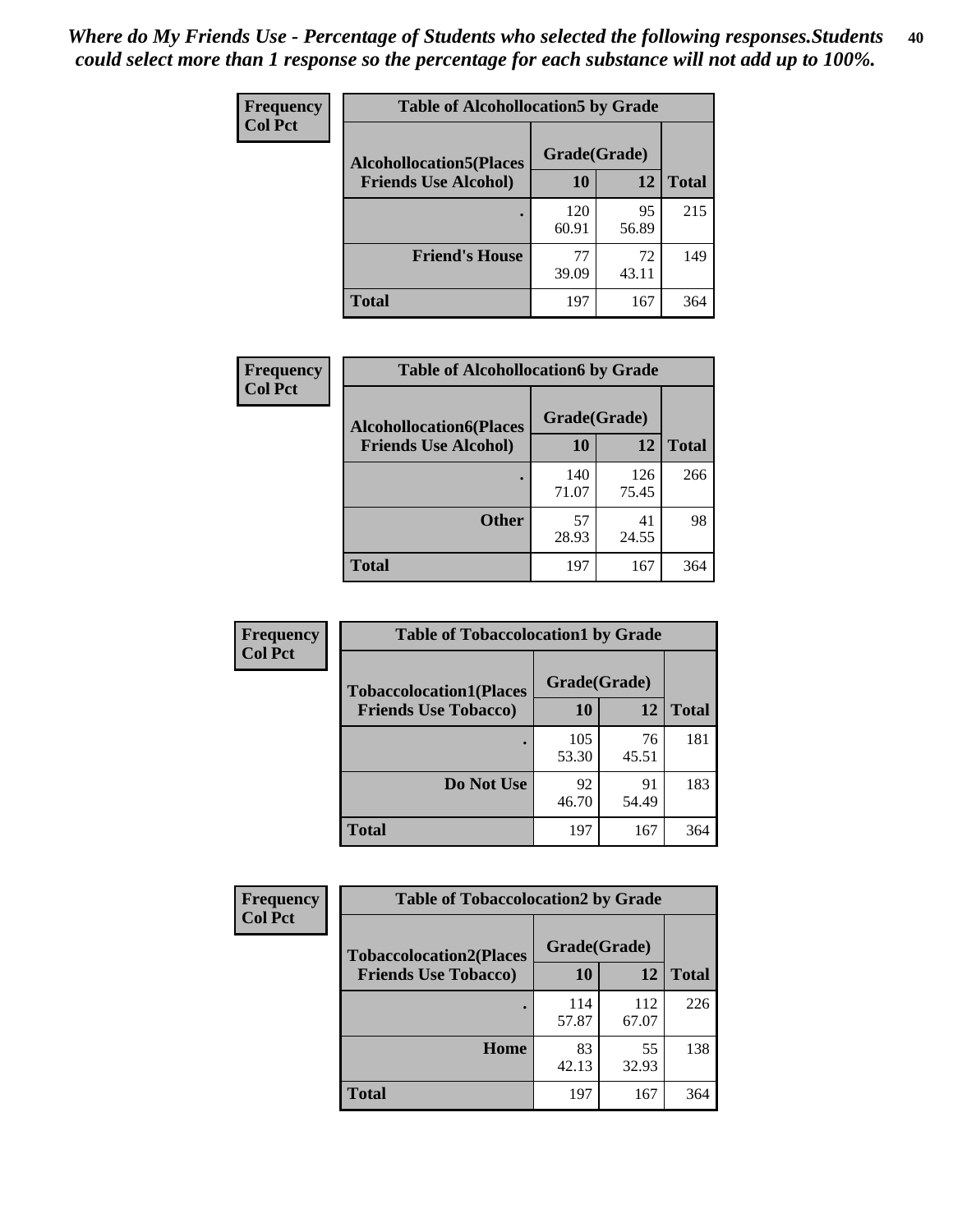*Where do My Friends Use - Percentage of Students who selected the following responses.Students could select more than 1 response so the percentage for each substance will not add up to 100%.*

**Frequency**
**Col Pct**

| Table of Alcohollocation5 by Grade | | | |
|---|---|---|---|
| **Alcohollocation5(Places Friends Use Alcohol)** | **Grade(Grade)** | | **Total** |
| | **10** | **12** | |
| **.** | 120<br>60.91 | 95<br>56.89 | 215 |
| **Friend's House** | 77<br>39.09 | 72<br>43.11 | 149 |
| **Total** | 197 | 167 | 364 |

**Frequency**
**Col Pct**

| Table of Alcohollocation6 by Grade | | | |
|---|---|---|---|
| **Alcohollocation6(Places Friends Use Alcohol)** | **Grade(Grade)** | | **Total** |
| | **10** | **12** | |
| **.** | 140<br>71.07 | 126<br>75.45 | 266 |
| **Other** | 57<br>28.93 | 41<br>24.55 | 98 |
| **Total** | 197 | 167 | 364 |

**Frequency**
**Col Pct**

| Table of Tobaccolocation1 by Grade | | | |
|---|---|---|---|
| **Tobaccolocation1(Places Friends Use Tobacco)** | **Grade(Grade)** | | **Total** |
| | **10** | **12** | |
| **.** | 105<br>53.30 | 76<br>45.51 | 181 |
| **Do Not Use** | 92<br>46.70 | 91<br>54.49 | 183 |
| **Total** | 197 | 167 | 364 |

**Frequency**
**Col Pct**

| Table of Tobaccolocation2 by Grade | | | |
|---|---|---|---|
| **Tobaccolocation2(Places Friends Use Tobacco)** | **Grade(Grade)** | | **Total** |
| | **10** | **12** | |
| **.** | 114<br>57.87 | 112<br>67.07 | 226 |
| **Home** | 83<br>42.13 | 55<br>32.93 | 138 |
| **Total** | 197 | 167 | 364 |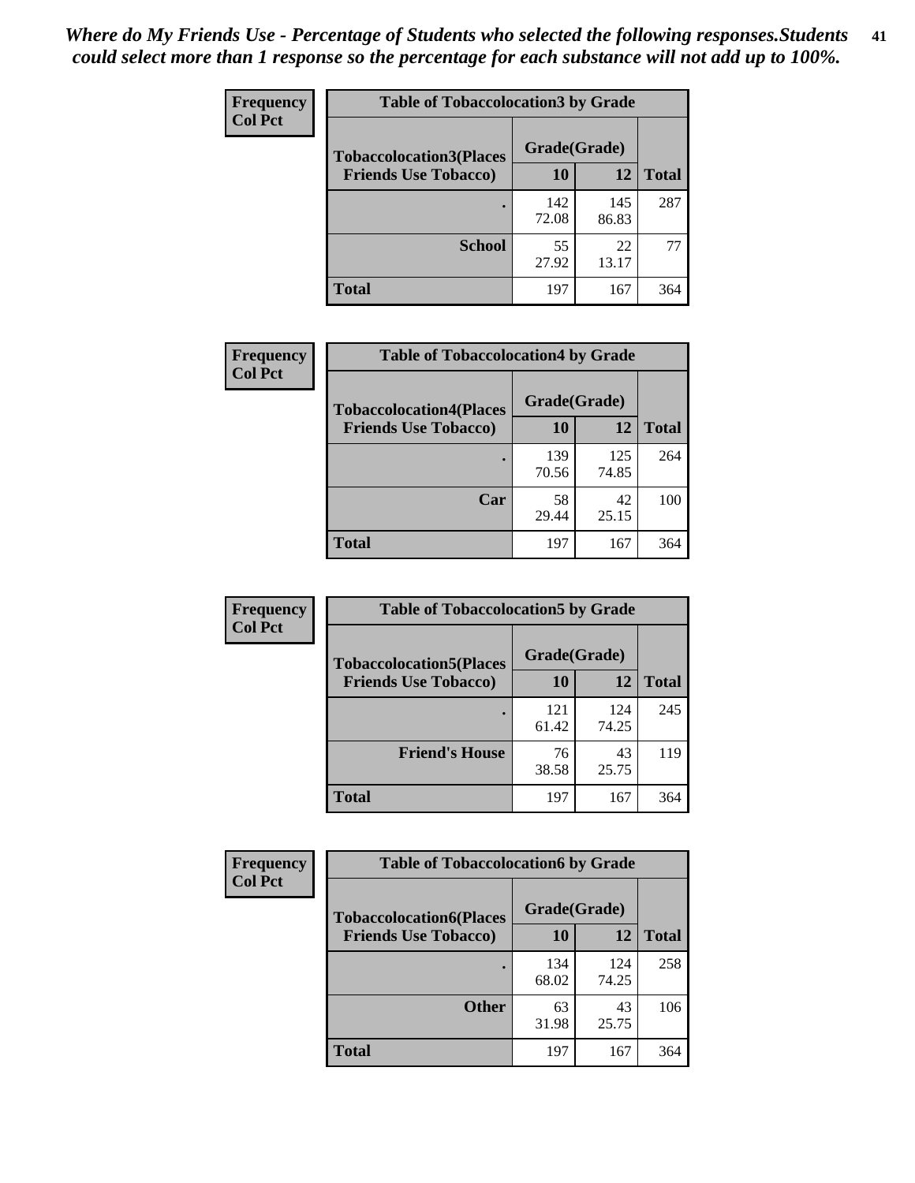*Where do My Friends Use - Percentage of Students who selected the following responses.Students could select more than 1 response so the percentage for each substance will not add up to 100%.*

**Frequency**
**Col Pct**

| Table of Tobaccolocation3 by Grade | | | |
|---|---|---|---|
| **Tobaccolocation3(Places Friends Use Tobacco)** | **Grade(Grade)** | | |
| | **10** | **12** | **Total** |
| **.** | 142<br>72.08 | 145<br>86.83 | 287 |
| **School** | 55<br>27.92 | 22<br>13.17 | 77 |
| **Total** | 197 | 167 | 364 |

**Frequency**
**Col Pct**

| Table of Tobaccolocation4 by Grade | | | |
|---|---|---|---|
| **Tobaccolocation4(Places Friends Use Tobacco)** | **Grade(Grade)** | | |
| | **10** | **12** | **Total** |
| **.** | 139<br>70.56 | 125<br>74.85 | 264 |
| **Car** | 58<br>29.44 | 42<br>25.15 | 100 |
| **Total** | 197 | 167 | 364 |

**Frequency**
**Col Pct**

| Table of Tobaccolocation5 by Grade | | | |
|---|---|---|---|
| **Tobaccolocation5(Places Friends Use Tobacco)** | **Grade(Grade)** | | |
| | **10** | **12** | **Total** |
| **.** | 121<br>61.42 | 124<br>74.25 | 245 |
| **Friend's House** | 76<br>38.58 | 43<br>25.75 | 119 |
| **Total** | 197 | 167 | 364 |

**Frequency**
**Col Pct**

| Table of Tobaccolocation6 by Grade | | | |
|---|---|---|---|
| **Tobaccolocation6(Places Friends Use Tobacco)** | **Grade(Grade)** | | |
| | **10** | **12** | **Total** |
| **.** | 134<br>68.02 | 124<br>74.25 | 258 |
| **Other** | 63<br>31.98 | 43<br>25.75 | 106 |
| **Total** | 197 | 167 | 364 |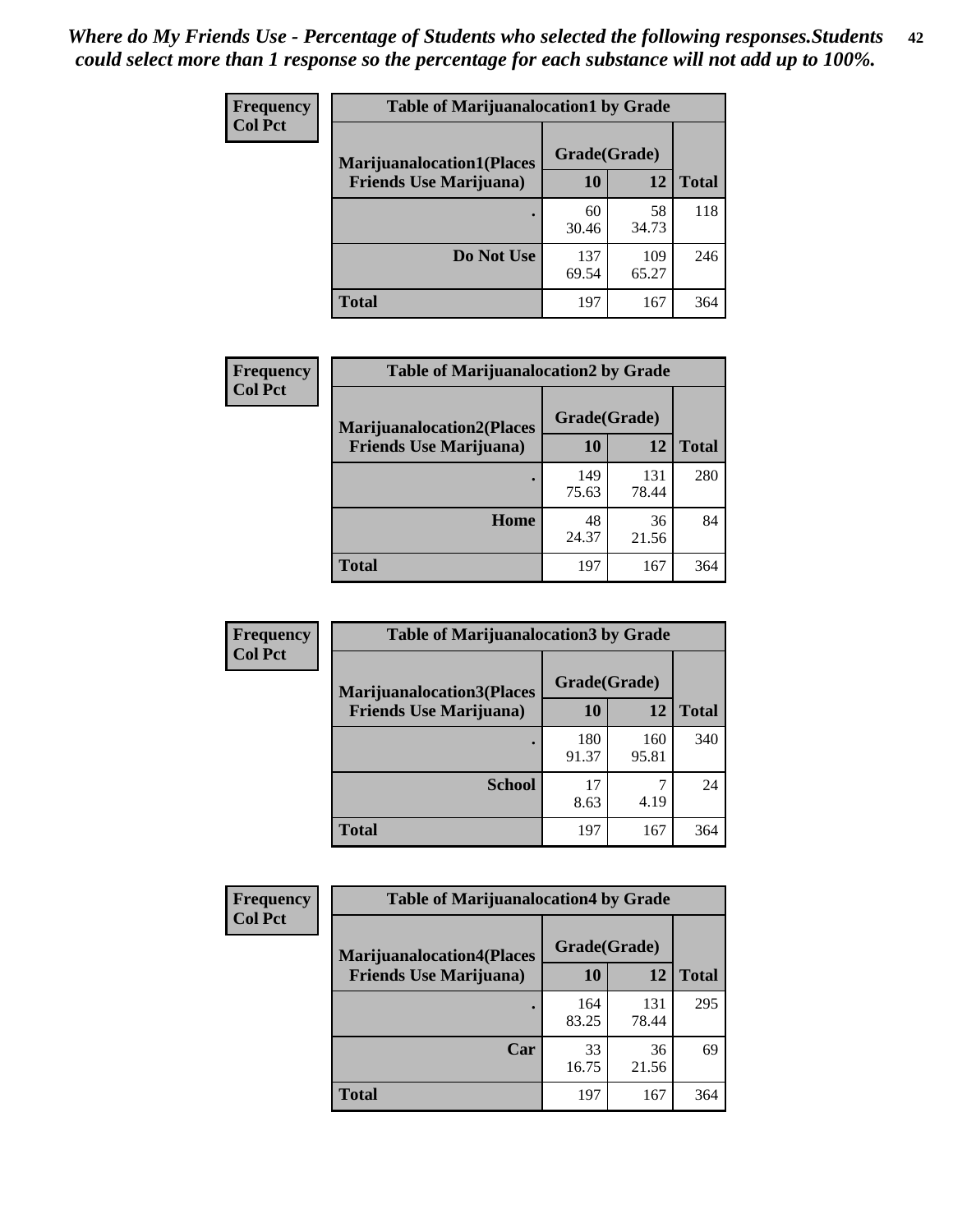*Where do My Friends Use - Percentage of Students who selected the following responses.Students could select more than 1 response so the percentage for each substance will not add up to 100%.*

**Frequency**
**Col Pct**

| Table of Marijuanalocation1 by Grade | | | |
|---|---|---|---|
| **Marijuanalocation1(Places Friends Use Marijuana)** | **Grade(Grade)** | | |
| | **10** | **12** | **Total** |
| **.** | 60<br>30.46 | 58<br>34.73 | 118 |
| **Do Not Use** | 137<br>69.54 | 109<br>65.27 | 246 |
| **Total** | 197 | 167 | 364 |

**Frequency**
**Col Pct**

| Table of Marijuanalocation2 by Grade | | | |
|---|---|---|---|
| **Marijuanalocation2(Places Friends Use Marijuana)** | **Grade(Grade)** | | |
| | **10** | **12** | **Total** |
| **.** | 149<br>75.63 | 131<br>78.44 | 280 |
| **Home** | 48<br>24.37 | 36<br>21.56 | 84 |
| **Total** | 197 | 167 | 364 |

**Frequency**
**Col Pct**

| Table of Marijuanalocation3 by Grade | | | |
|---|---|---|---|
| **Marijuanalocation3(Places Friends Use Marijuana)** | **Grade(Grade)** | | |
| | **10** | **12** | **Total** |
| **.** | 180<br>91.37 | 160<br>95.81 | 340 |
| **School** | 17<br>8.63 | 7<br>4.19 | 24 |
| **Total** | 197 | 167 | 364 |

**Frequency**
**Col Pct**

| Table of Marijuanalocation4 by Grade | | | |
|---|---|---|---|
| **Marijuanalocation4(Places Friends Use Marijuana)** | **Grade(Grade)** | | |
| | **10** | **12** | **Total** |
| **.** | 164<br>83.25 | 131<br>78.44 | 295 |
| **Car** | 33<br>16.75 | 36<br>21.56 | 69 |
| **Total** | 197 | 167 | 364 |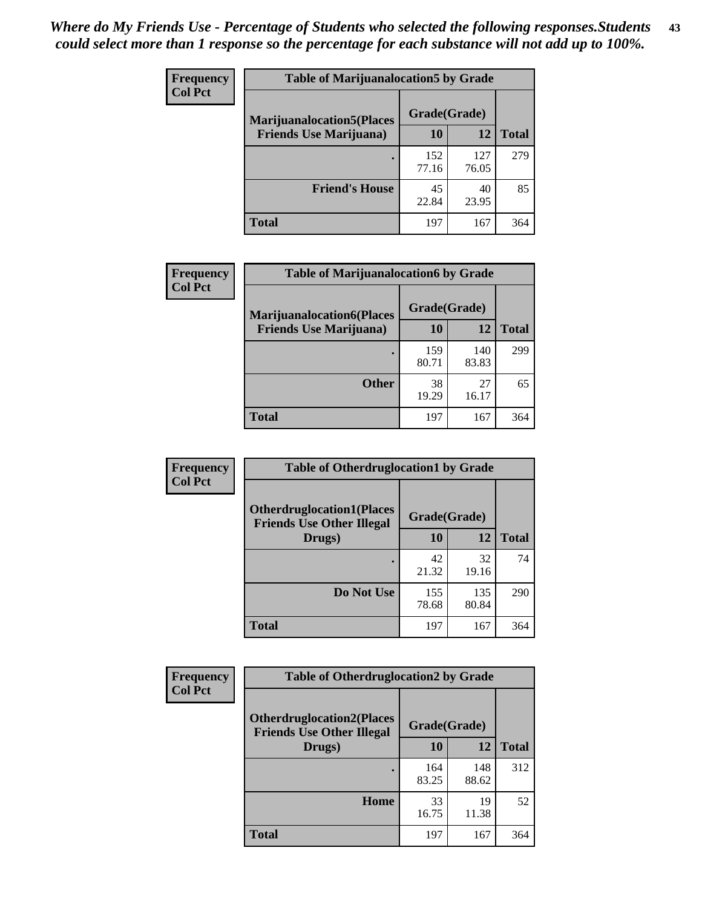*Where do My Friends Use - Percentage of Students who selected the following responses.Students could select more than 1 response so the percentage for each substance will not add up to 100%.*

| Frequency Col Pct | Table of Marijuanalocation5 by Grade | | |
|---|---|---|---|
| Marijuanalocation5(Places Friends Use Marijuana) | Grade(Grade) | | |
| | 10 | 12 | Total |
| . | 152<br>77.16 | 127<br>76.05 | 279 |
| Friend's House | 45<br>22.84 | 40<br>23.95 | 85 |
| Total | 197 | 167 | 364 |

| Frequency Col Pct | Table of Marijuanalocation6 by Grade | | |
|---|---|---|---|
| Marijuanalocation6(Places Friends Use Marijuana) | Grade(Grade) | | |
| | 10 | 12 | Total |
| . | 159<br>80.71 | 140<br>83.83 | 299 |
| Other | 38<br>19.29 | 27<br>16.17 | 65 |
| Total | 197 | 167 | 364 |

| Frequency Col Pct | Table of Otherdruglocation1 by Grade | | |
|---|---|---|---|
| Otherdruglocation1(Places Friends Use Other Illegal Drugs) | Grade(Grade) | | |
| | 10 | 12 | Total |
| . | 42<br>21.32 | 32<br>19.16 | 74 |
| Do Not Use | 155<br>78.68 | 135<br>80.84 | 290 |
| Total | 197 | 167 | 364 |

| Frequency Col Pct | Table of Otherdruglocation2 by Grade | | |
|---|---|---|---|
| Otherdruglocation2(Places Friends Use Other Illegal Drugs) | Grade(Grade) | | |
| | 10 | 12 | Total |
| . | 164<br>83.25 | 148<br>88.62 | 312 |
| Home | 33<br>16.75 | 19<br>11.38 | 52 |
| Total | 197 | 167 | 364 |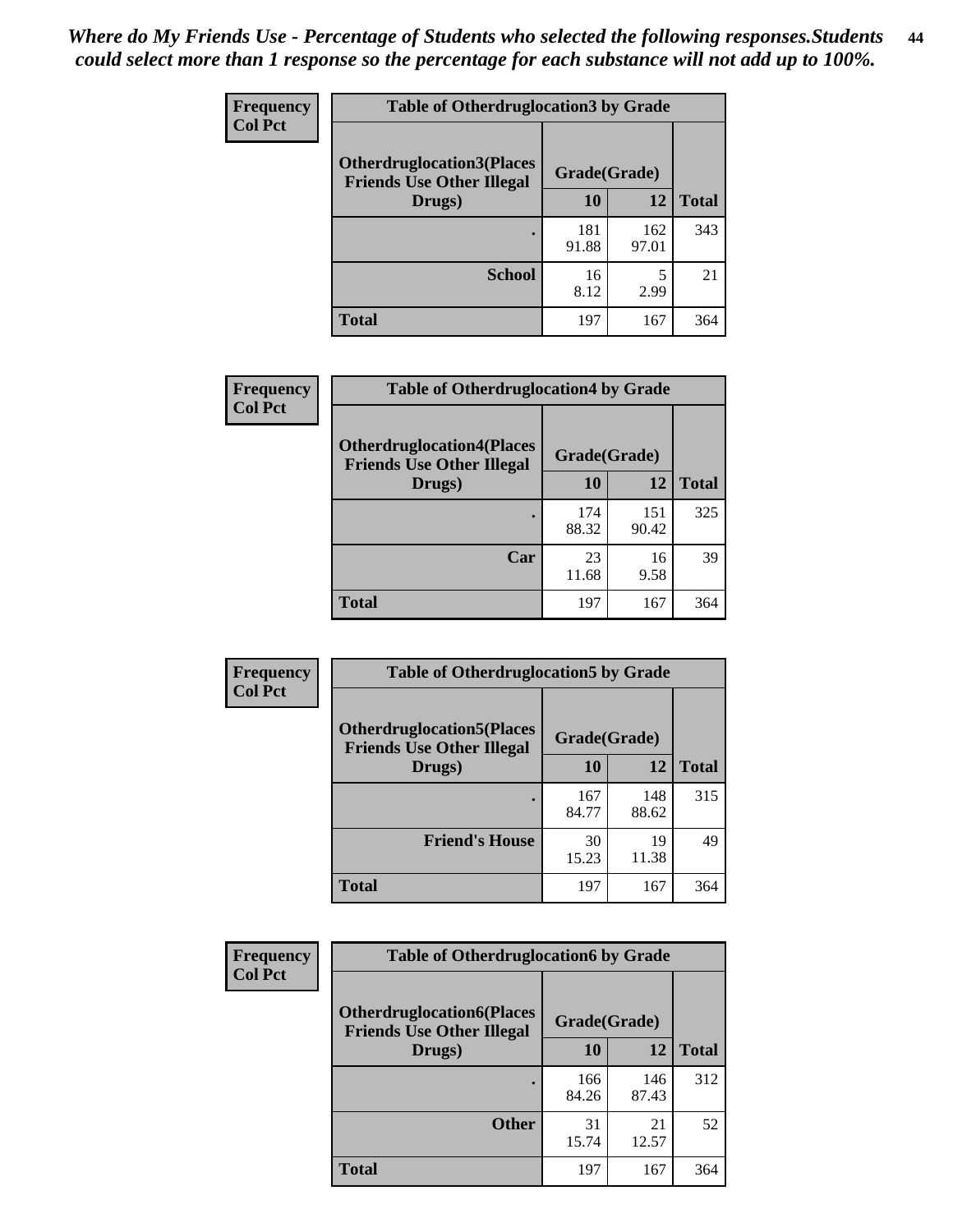*Where do My Friends Use - Percentage of Students who selected the following responses.Students could select more than 1 response so the percentage for each substance will not add up to 100%.*

| Frequency<br>Col Pct | Table of Otherdruglocation3 by Grade | | |
|---|---|---|---|
| Otherdruglocation3(Places Friends Use Other Illegal Drugs) | Grade(Grade) | | |
| | 10 | 12 | Total |
| . | 181<br>91.88 | 162<br>97.01 | 343 |
| School | 16<br>8.12 | 5<br>2.99 | 21 |
| Total | 197 | 167 | 364 |

| Frequency<br>Col Pct | Table of Otherdruglocation4 by Grade | | |
|---|---|---|---|
| Otherdruglocation4(Places Friends Use Other Illegal Drugs) | Grade(Grade) | | |
| | 10 | 12 | Total |
| . | 174<br>88.32 | 151<br>90.42 | 325 |
| Car | 23<br>11.68 | 16<br>9.58 | 39 |
| Total | 197 | 167 | 364 |

| Frequency<br>Col Pct | Table of Otherdruglocation5 by Grade | | |
|---|---|---|---|
| Otherdruglocation5(Places Friends Use Other Illegal Drugs) | Grade(Grade) | | |
| | 10 | 12 | Total |
| . | 167<br>84.77 | 148<br>88.62 | 315 |
| Friend's House | 30<br>15.23 | 19<br>11.38 | 49 |
| Total | 197 | 167 | 364 |

| Frequency<br>Col Pct | Table of Otherdruglocation6 by Grade | | |
|---|---|---|---|
| Otherdruglocation6(Places Friends Use Other Illegal Drugs) | Grade(Grade) | | |
| | 10 | 12 | Total |
| . | 166<br>84.26 | 146<br>87.43 | 312 |
| Other | 31<br>15.74 | 21<br>12.57 | 52 |
| Total | 197 | 167 | 364 |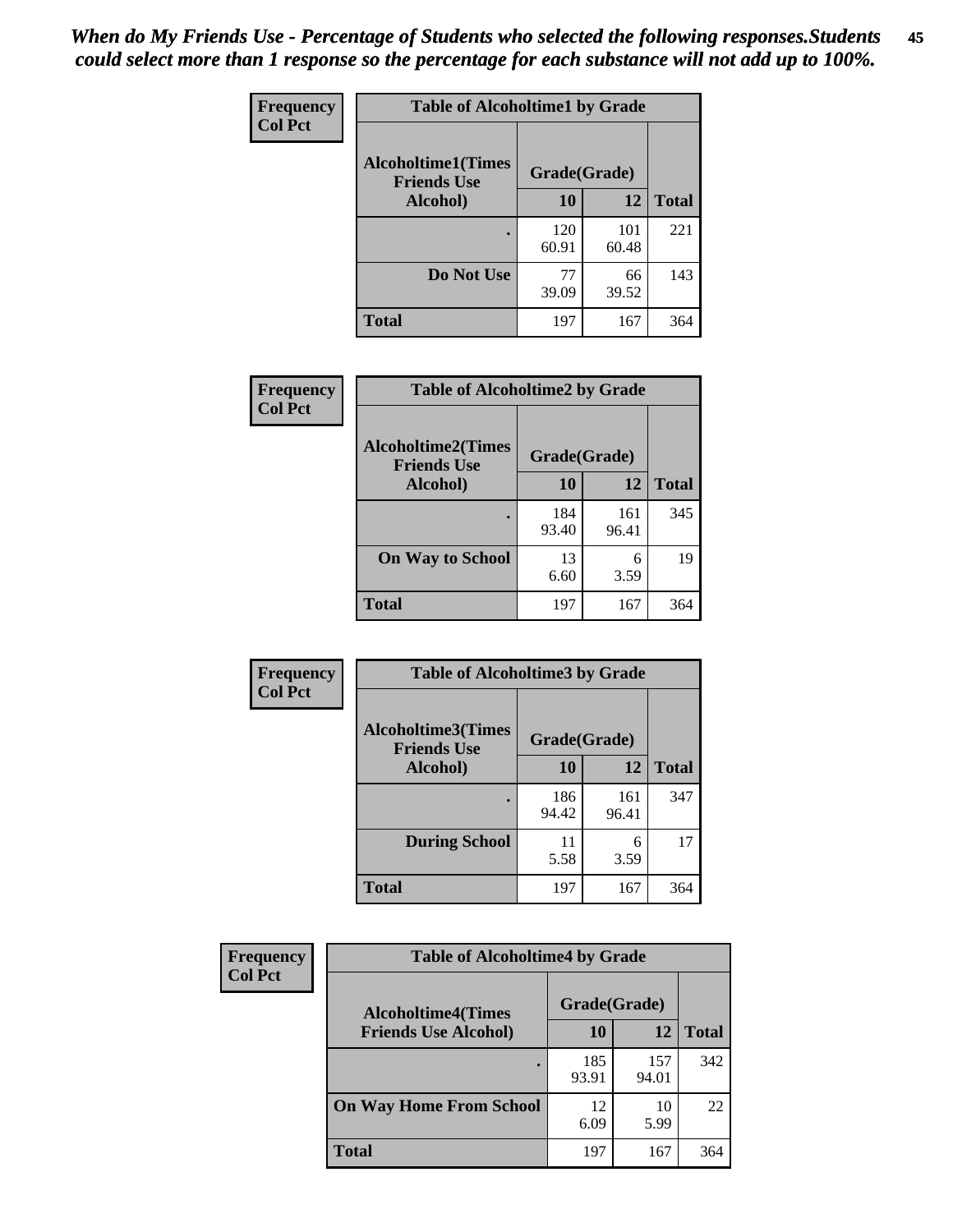*When do My Friends Use - Percentage of Students who selected the following responses.Students could select more than 1 response so the percentage for each substance will not add up to 100%.*

**Frequency**
**Col Pct**

| Table of Alcoholtime1 by Grade | | | |
|---|---|---|---|
| **Alcoholtime1(Times Friends Use Alcohol)** | **Grade(Grade)** | | |
| | **10** | **12** | **Total** |
| **.** | 120<br>60.91 | 101<br>60.48 | 221 |
| **Do Not Use** | 77<br>39.09 | 66<br>39.52 | 143 |
| **Total** | 197 | 167 | 364 |

**Frequency**
**Col Pct**

| Table of Alcoholtime2 by Grade | | | |
|---|---|---|---|
| **Alcoholtime2(Times Friends Use Alcohol)** | **Grade(Grade)** | | |
| | **10** | **12** | **Total** |
| **.** | 184<br>93.40 | 161<br>96.41 | 345 |
| **On Way to School** | 13<br>6.60 | 6<br>3.59 | 19 |
| **Total** | 197 | 167 | 364 |

**Frequency**
**Col Pct**

| Table of Alcoholtime3 by Grade | | | |
|---|---|---|---|
| **Alcoholtime3(Times Friends Use Alcohol)** | **Grade(Grade)** | | |
| | **10** | **12** | **Total** |
| **.** | 186<br>94.42 | 161<br>96.41 | 347 |
| **During School** | 11<br>5.58 | 6<br>3.59 | 17 |
| **Total** | 197 | 167 | 364 |

**Frequency**
**Col Pct**

| Table of Alcoholtime4 by Grade | | | |
|---|---|---|---|
| **Alcoholtime4(Times Friends Use Alcohol)** | **Grade(Grade)** | | |
| | **10** | **12** | **Total** |
| **.** | 185<br>93.91 | 157<br>94.01 | 342 |
| **On Way Home From School** | 12<br>6.09 | 10<br>5.99 | 22 |
| **Total** | 197 | 167 | 364 |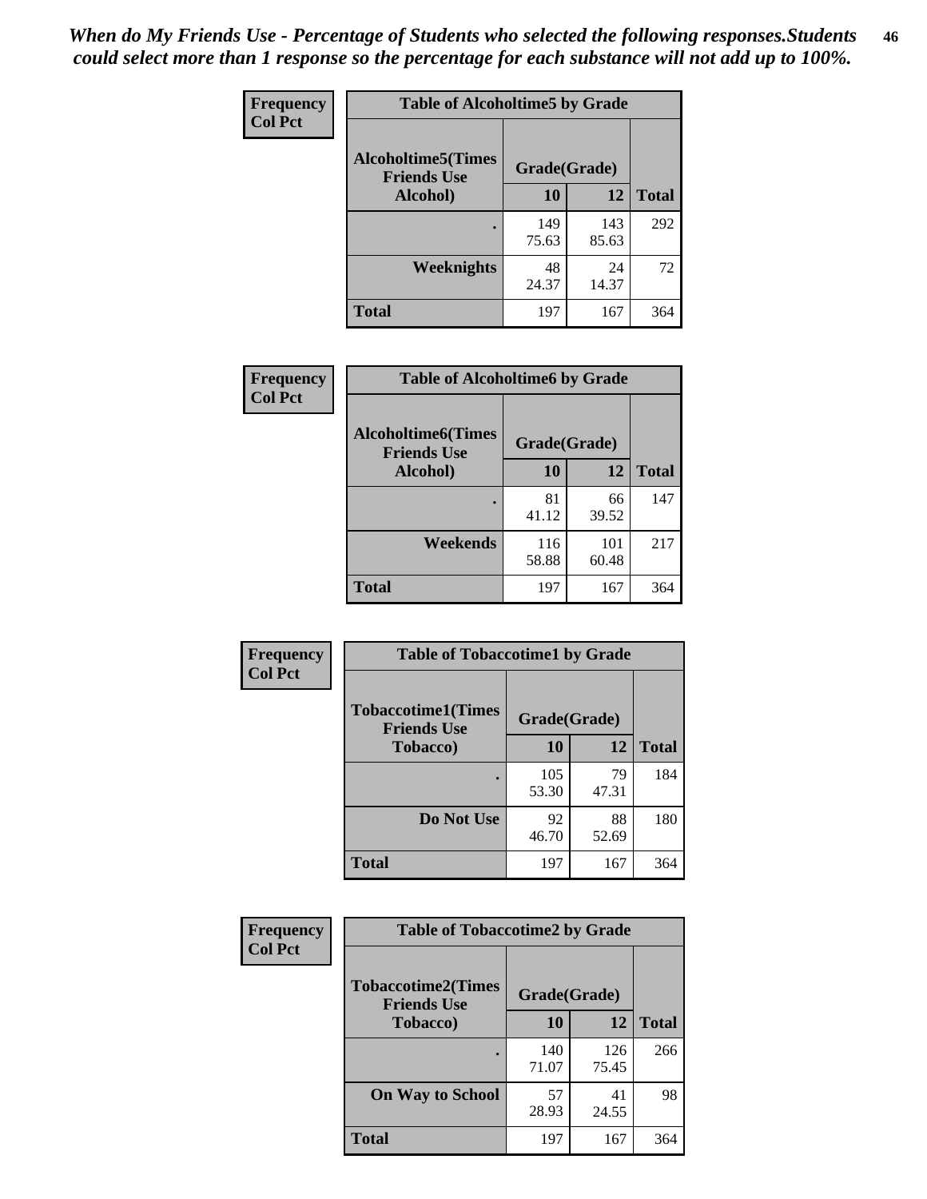*When do My Friends Use - Percentage of Students who selected the following responses.Students could select more than 1 response so the percentage for each substance will not add up to 100%.*

**Frequency**
**Col Pct**

| Table of Alcoholtime5 by Grade | | | |
|---|---|---|---|
| **Alcoholtime5(Times Friends Use Alcohol)** | **Grade(Grade)** | | **Total** |
| | **10** | **12** | |
| **.** | 149<br>75.63 | 143<br>85.63 | 292 |
| **Weeknights** | 48<br>24.37 | 24<br>14.37 | 72 |
| **Total** | 197 | 167 | 364 |

**Frequency**
**Col Pct**

| Table of Alcoholtime6 by Grade | | | |
|---|---|---|---|
| **Alcoholtime6(Times Friends Use Alcohol)** | **Grade(Grade)** | | **Total** |
| | **10** | **12** | |
| **.** | 81<br>41.12 | 66<br>39.52 | 147 |
| **Weekends** | 116<br>58.88 | 101<br>60.48 | 217 |
| **Total** | 197 | 167 | 364 |

**Frequency**
**Col Pct**

| Table of Tobaccotime1 by Grade | | | |
|---|---|---|---|
| **Tobaccotime1(Times Friends Use Tobacco)** | **Grade(Grade)** | | **Total** |
| | **10** | **12** | |
| **.** | 105<br>53.30 | 79<br>47.31 | 184 |
| **Do Not Use** | 92<br>46.70 | 88<br>52.69 | 180 |
| **Total** | 197 | 167 | 364 |

**Frequency**
**Col Pct**

| Table of Tobaccotime2 by Grade | | | |
|---|---|---|---|
| **Tobaccotime2(Times Friends Use Tobacco)** | **Grade(Grade)** | | **Total** |
| | **10** | **12** | |
| **.** | 140<br>71.07 | 126<br>75.45 | 266 |
| **On Way to School** | 57<br>28.93 | 41<br>24.55 | 98 |
| **Total** | 197 | 167 | 364 |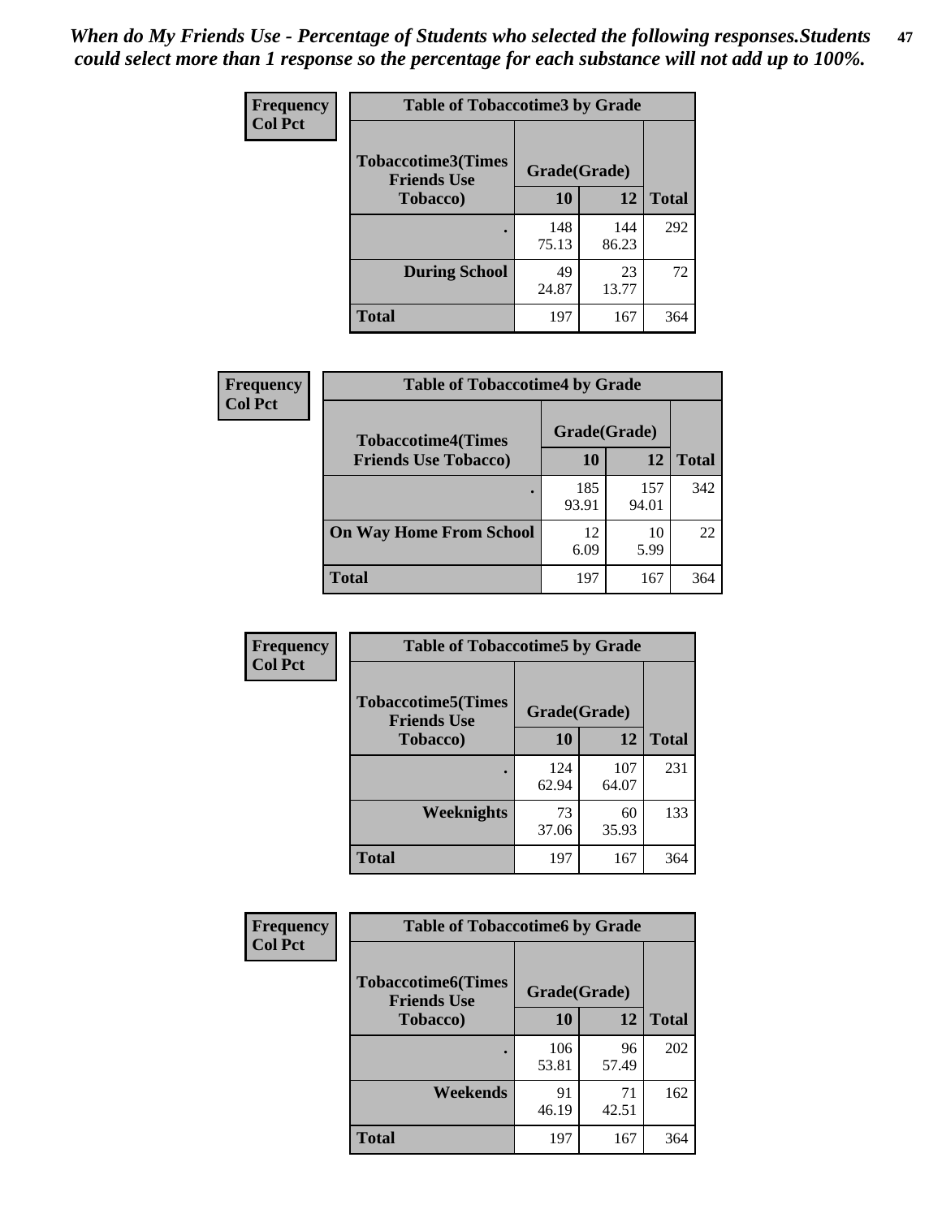*When do My Friends Use - Percentage of Students who selected the following responses.Students could select more than 1 response so the percentage for each substance will not add up to 100%.*

**Frequency**
**Col Pct**

| Table of Tobaccotime3 by Grade | | | |
|---|---|---|---|
| Tobaccotime3(Times Friends Use Tobacco) | Grade(Grade) | | |
| | 10 | 12 | Total |
| . | 148<br>75.13 | 144<br>86.23 | 292 |
| During School | 49<br>24.87 | 23<br>13.77 | 72 |
| Total | 197 | 167 | 364 |

**Frequency**
**Col Pct**

| Table of Tobaccotime4 by Grade | | | |
|---|---|---|---|
| Tobaccotime4(Times Friends Use Tobacco) | Grade(Grade) | | |
| | 10 | 12 | Total |
| . | 185<br>93.91 | 157<br>94.01 | 342 |
| On Way Home From School | 12<br>6.09 | 10<br>5.99 | 22 |
| Total | 197 | 167 | 364 |

**Frequency**
**Col Pct**

| Table of Tobaccotime5 by Grade | | | |
|---|---|---|---|
| Tobaccotime5(Times Friends Use Tobacco) | Grade(Grade) | | |
| | 10 | 12 | Total |
| . | 124<br>62.94 | 107<br>64.07 | 231 |
| Weeknights | 73<br>37.06 | 60<br>35.93 | 133 |
| Total | 197 | 167 | 364 |

**Frequency**
**Col Pct**

| Table of Tobaccotime6 by Grade | | | |
|---|---|---|---|
| Tobaccotime6(Times Friends Use Tobacco) | Grade(Grade) | | |
| | 10 | 12 | Total |
| . | 106<br>53.81 | 96<br>57.49 | 202 |
| Weekends | 91<br>46.19 | 71<br>42.51 | 162 |
| Total | 197 | 167 | 364 |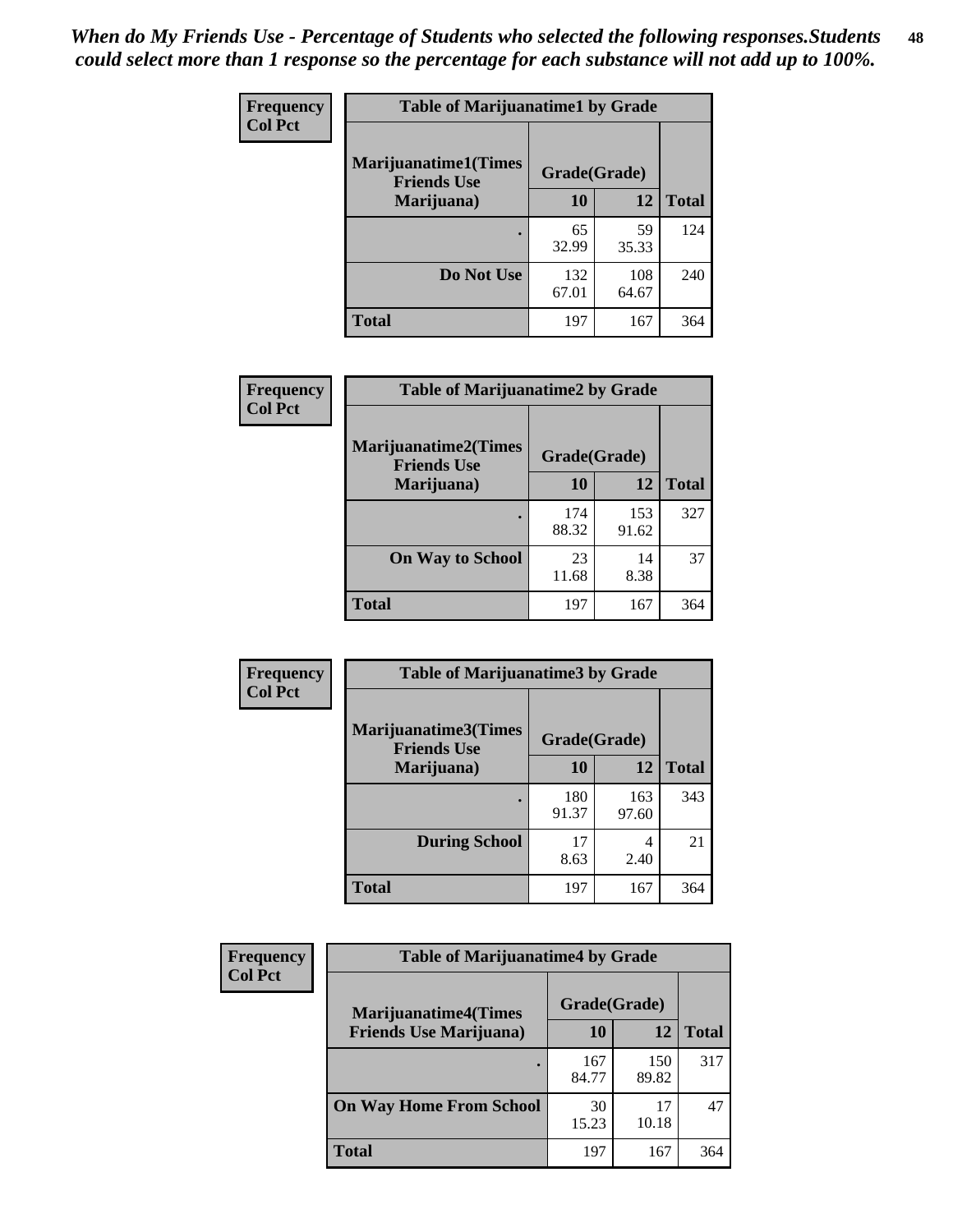*When do My Friends Use - Percentage of Students who selected the following responses.Students could select more than 1 response so the percentage for each substance will not add up to 100%.*

| Frequency<br>Col Pct | Table of Marijuanatime1 by Grade | | |
|---|---|---|---|
| Marijuanatime1(Times Friends Use Marijuana) | Grade(Grade) | | |
| | 10 | 12 | Total |
| . | 65<br>32.99 | 59<br>35.33 | 124 |
| Do Not Use | 132<br>67.01 | 108<br>64.67 | 240 |
| Total | 197 | 167 | 364 |

| Frequency<br>Col Pct | Table of Marijuanatime2 by Grade | | |
|---|---|---|---|
| Marijuanatime2(Times Friends Use Marijuana) | Grade(Grade) | | |
| | 10 | 12 | Total |
| . | 174<br>88.32 | 153<br>91.62 | 327 |
| On Way to School | 23<br>11.68 | 14<br>8.38 | 37 |
| Total | 197 | 167 | 364 |

| Frequency<br>Col Pct | Table of Marijuanatime3 by Grade | | |
|---|---|---|---|
| Marijuanatime3(Times Friends Use Marijuana) | Grade(Grade) | | |
| | 10 | 12 | Total |
| . | 180<br>91.37 | 163<br>97.60 | 343 |
| During School | 17<br>8.63 | 4<br>2.40 | 21 |
| Total | 197 | 167 | 364 |

| Frequency<br>Col Pct | Table of Marijuanatime4 by Grade | | |
|---|---|---|---|
| Marijuanatime4(Times Friends Use Marijuana) | Grade(Grade) | | |
| | 10 | 12 | Total |
| . | 167<br>84.77 | 150<br>89.82 | 317 |
| On Way Home From School | 30<br>15.23 | 17<br>10.18 | 47 |
| Total | 197 | 167 | 364 |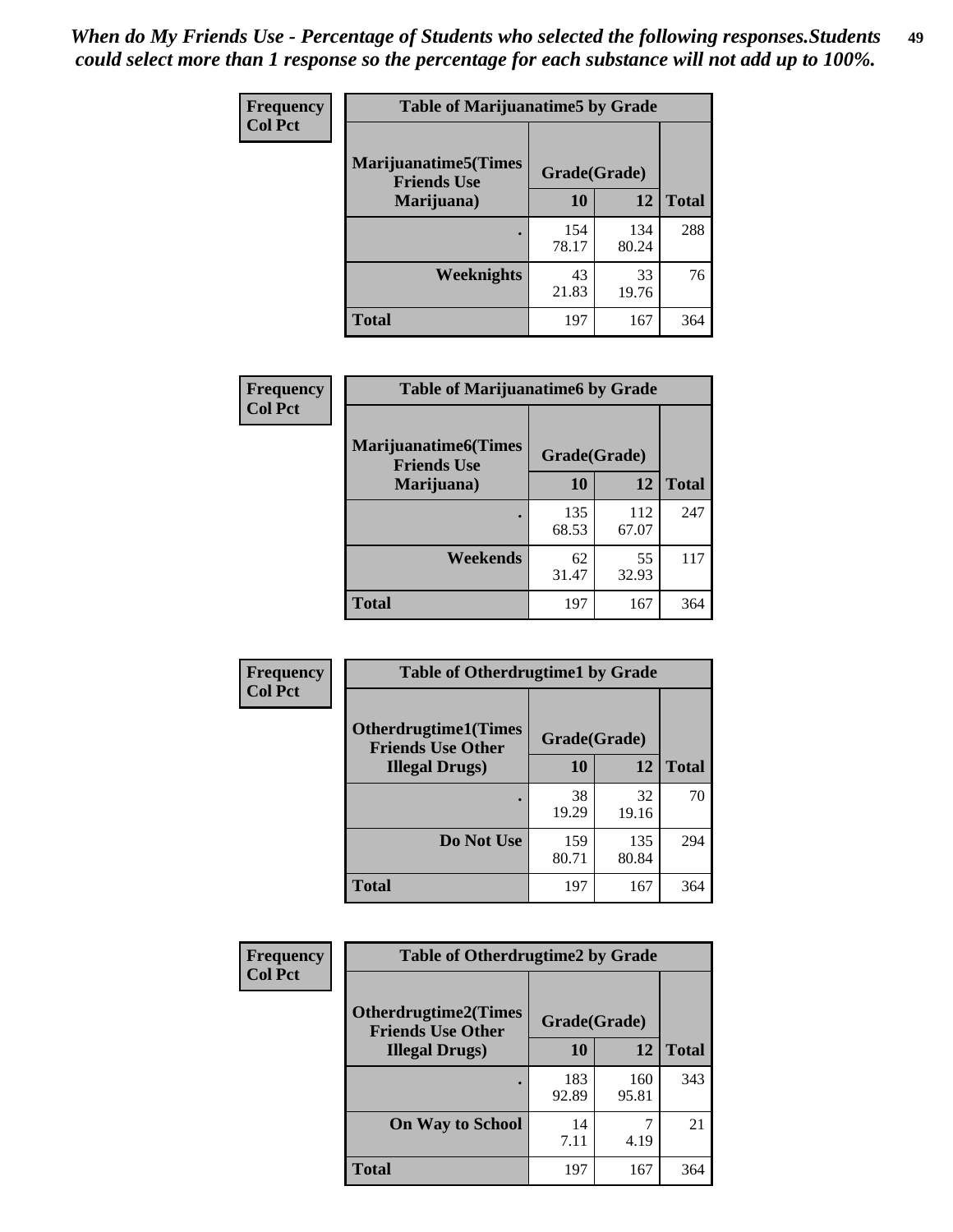*When do My Friends Use - Percentage of Students who selected the following responses.Students could select more than 1 response so the percentage for each substance will not add up to 100%.*

**Frequency**
**Col Pct**

| Table of Marijuanatime5 by Grade | | | |
|---|---|---|---|
| **Marijuanatime5(Times Friends Use Marijuana)** | **Grade(Grade)** | | **Total** |
| | **10** | **12** | |
| **.** | 154<br>78.17 | 134<br>80.24 | 288 |
| **Weeknights** | 43<br>21.83 | 33<br>19.76 | 76 |
| **Total** | 197 | 167 | 364 |

**Frequency**
**Col Pct**

| Table of Marijuanatime6 by Grade | | | |
|---|---|---|---|
| **Marijuanatime6(Times Friends Use Marijuana)** | **Grade(Grade)** | | **Total** |
| | **10** | **12** | |
| **.** | 135<br>68.53 | 112<br>67.07 | 247 |
| **Weekends** | 62<br>31.47 | 55<br>32.93 | 117 |
| **Total** | 197 | 167 | 364 |

**Frequency**
**Col Pct**

| Table of Otherdrugtime1 by Grade | | | |
|---|---|---|---|
| **Otherdrugtime1(Times Friends Use Other Illegal Drugs)** | **Grade(Grade)** | | **Total** |
| | **10** | **12** | |
| **.** | 38<br>19.29 | 32<br>19.16 | 70 |
| **Do Not Use** | 159<br>80.71 | 135<br>80.84 | 294 |
| **Total** | 197 | 167 | 364 |

**Frequency**
**Col Pct**

| Table of Otherdrugtime2 by Grade | | | |
|---|---|---|---|
| **Otherdrugtime2(Times Friends Use Other Illegal Drugs)** | **Grade(Grade)** | | **Total** |
| | **10** | **12** | |
| **.** | 183<br>92.89 | 160<br>95.81 | 343 |
| **On Way to School** | 14<br>7.11 | 7<br>4.19 | 21 |
| **Total** | 197 | 167 | 364 |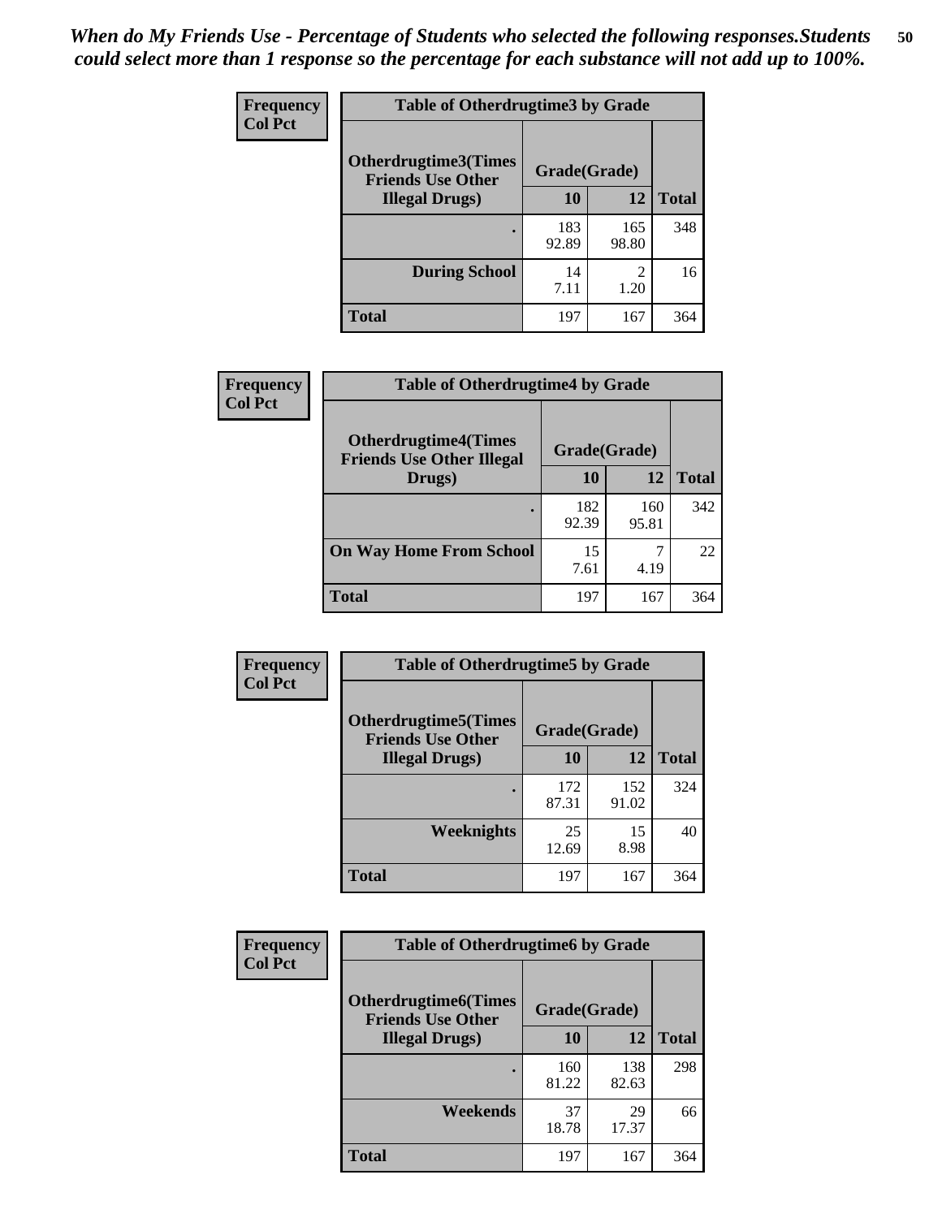*When do My Friends Use - Percentage of Students who selected the following responses.Students could select more than 1 response so the percentage for each substance will not add up to 100%.*

**Frequency**
**Col Pct**

| Table of Otherdrugtime3 by Grade | | | |
|---|---|---|---|
| Otherdrugtime3(Times Friends Use Other Illegal Drugs) | Grade(Grade) | | Total |
| | 10 | 12 | |
| . | 183<br>92.89 | 165<br>98.80 | 348 |
| During School | 14<br>7.11 | 2<br>1.20 | 16 |
| Total | 197 | 167 | 364 |

**Frequency**
**Col Pct**

| Table of Otherdrugtime4 by Grade | | | |
|---|---|---|---|
| Otherdrugtime4(Times Friends Use Other Illegal Drugs) | Grade(Grade) | | Total |
| | 10 | 12 | |
| . | 182<br>92.39 | 160<br>95.81 | 342 |
| On Way Home From School | 15<br>7.61 | 7<br>4.19 | 22 |
| Total | 197 | 167 | 364 |

**Frequency**
**Col Pct**

| Table of Otherdrugtime5 by Grade | | | |
|---|---|---|---|
| Otherdrugtime5(Times Friends Use Other Illegal Drugs) | Grade(Grade) | | Total |
| | 10 | 12 | |
| . | 172<br>87.31 | 152<br>91.02 | 324 |
| Weeknights | 25<br>12.69 | 15<br>8.98 | 40 |
| Total | 197 | 167 | 364 |

**Frequency**
**Col Pct**

| Table of Otherdrugtime6 by Grade | | | |
|---|---|---|---|
| Otherdrugtime6(Times Friends Use Other Illegal Drugs) | Grade(Grade) | | Total |
| | 10 | 12 | |
| . | 160<br>81.22 | 138<br>82.63 | 298 |
| Weekends | 37<br>18.78 | 29<br>17.37 | 66 |
| Total | 197 | 167 | 364 |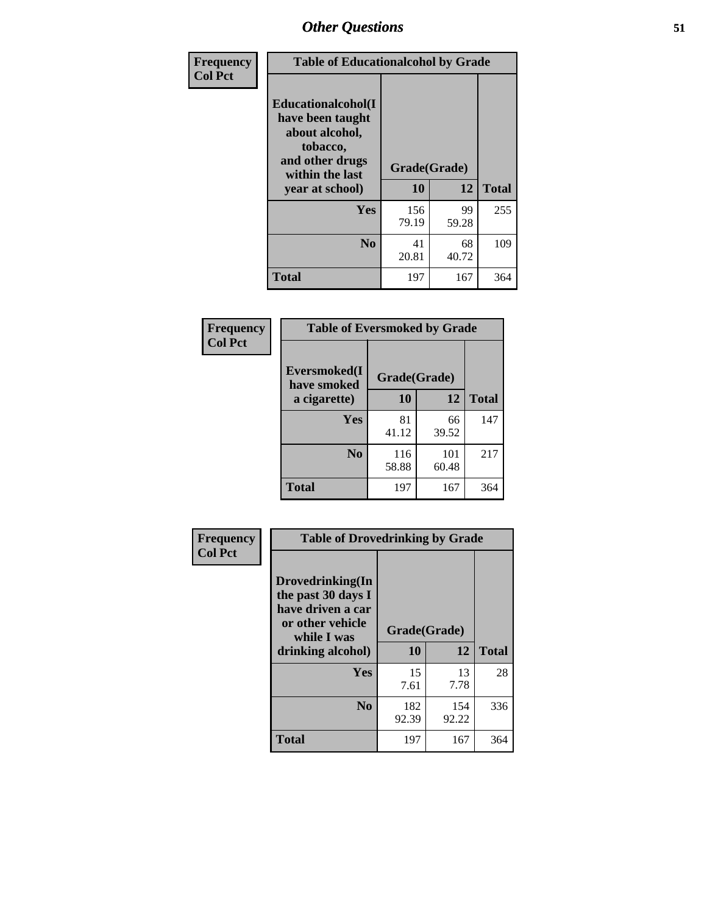## Other Questions

**Frequency / Col Pct**

| Table of Educationalcohol by Grade | | | |
|---|---|---|---|
| Educationalcohol(I have been taught about alcohol, tobacco, and other drugs within the last year at school) | Grade(Grade) | | |
| | 10 | 12 | Total |
| Yes | 156<br>79.19 | 99<br>59.28 | 255 |
| No | 41<br>20.81 | 68<br>40.72 | 109 |
| Total | 197 | 167 | 364 |

**Frequency / Col Pct**

| Table of Eversmoked by Grade | | | |
|---|---|---|---|
| Eversmoked(I have smoked a cigarette) | Grade(Grade) | | |
| | 10 | 12 | Total |
| Yes | 81<br>41.12 | 66<br>39.52 | 147 |
| No | 116<br>58.88 | 101<br>60.48 | 217 |
| Total | 197 | 167 | 364 |

**Frequency / Col Pct**

| Table of Drovedrinking by Grade | | | |
|---|---|---|---|
| Drovedrinking(In the past 30 days I have driven a car or other vehicle while I was drinking alcohol) | Grade(Grade) | | |
| | 10 | 12 | Total |
| Yes | 15<br>7.61 | 13<br>7.78 | 28 |
| No | 182<br>92.39 | 154<br>92.22 | 336 |
| Total | 197 | 167 | 364 |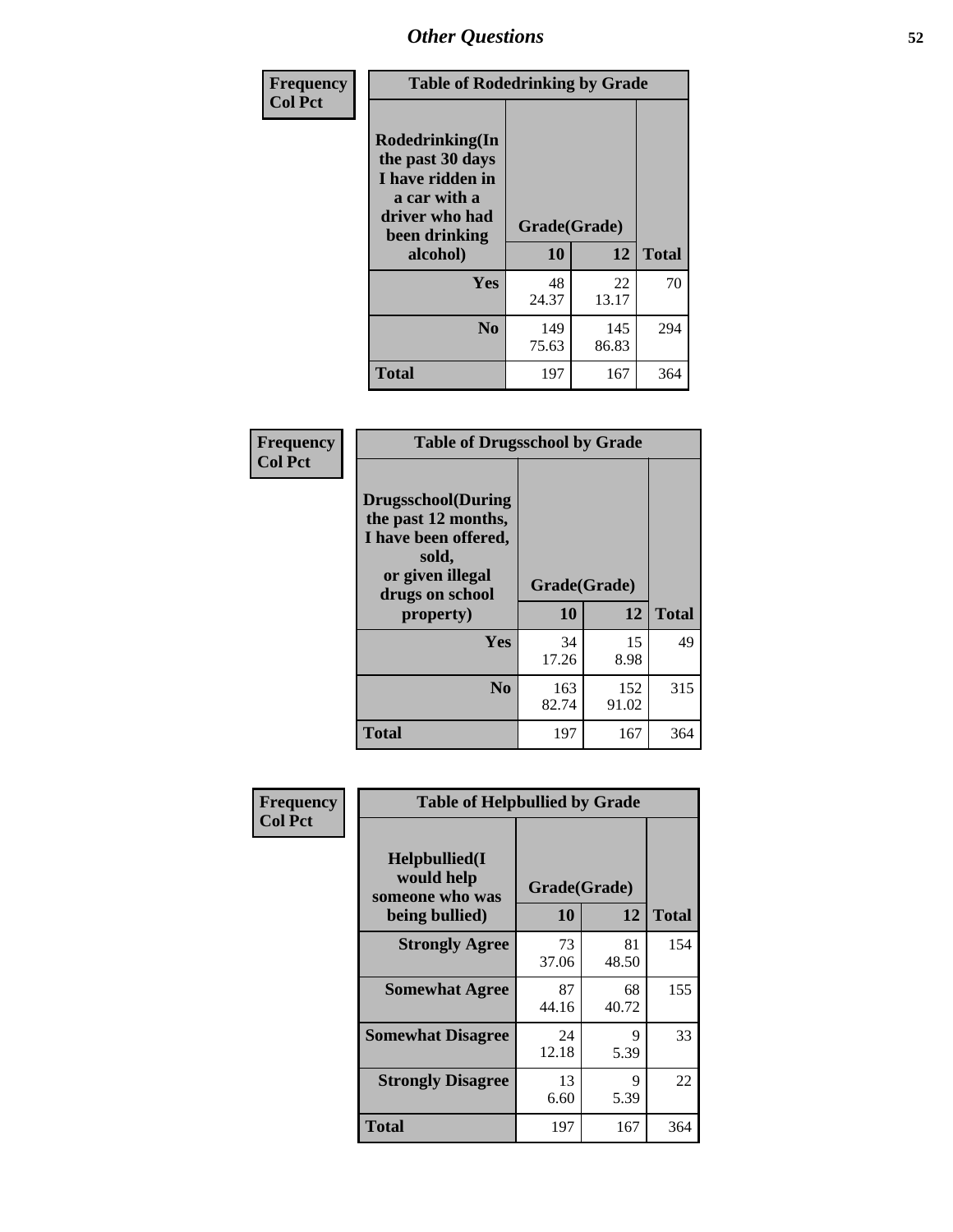# Other Questions

**Frequency Col Pct**

| Table of Rodedrinking by Grade | | | |
|---|---|---|---|
| Rodedrinking(In the past 30 days I have ridden in a car with a driver who had been drinking alcohol) | Grade(Grade) | | |
| | 10 | 12 | Total |
| Yes | 48<br>24.37 | 22<br>13.17 | 70 |
| No | 149<br>75.63 | 145<br>86.83 | 294 |
| Total | 197 | 167 | 364 |

**Frequency Col Pct**

| Table of Drugsschool by Grade | | | |
|---|---|---|---|
| Drugsschool(During the past 12 months, I have been offered, sold, or given illegal drugs on school property) | Grade(Grade) | | |
| | 10 | 12 | Total |
| Yes | 34<br>17.26 | 15<br>8.98 | 49 |
| No | 163<br>82.74 | 152<br>91.02 | 315 |
| Total | 197 | 167 | 364 |

**Frequency Col Pct**

| Table of Helpbullied by Grade | | | |
|---|---|---|---|
| Helpbullied(I would help someone who was being bullied) | Grade(Grade) | | |
| | 10 | 12 | Total |
| Strongly Agree | 73<br>37.06 | 81<br>48.50 | 154 |
| Somewhat Agree | 87<br>44.16 | 68<br>40.72 | 155 |
| Somewhat Disagree | 24<br>12.18 | 9<br>5.39 | 33 |
| Strongly Disagree | 13<br>6.60 | 9<br>5.39 | 22 |
| Total | 197 | 167 | 364 |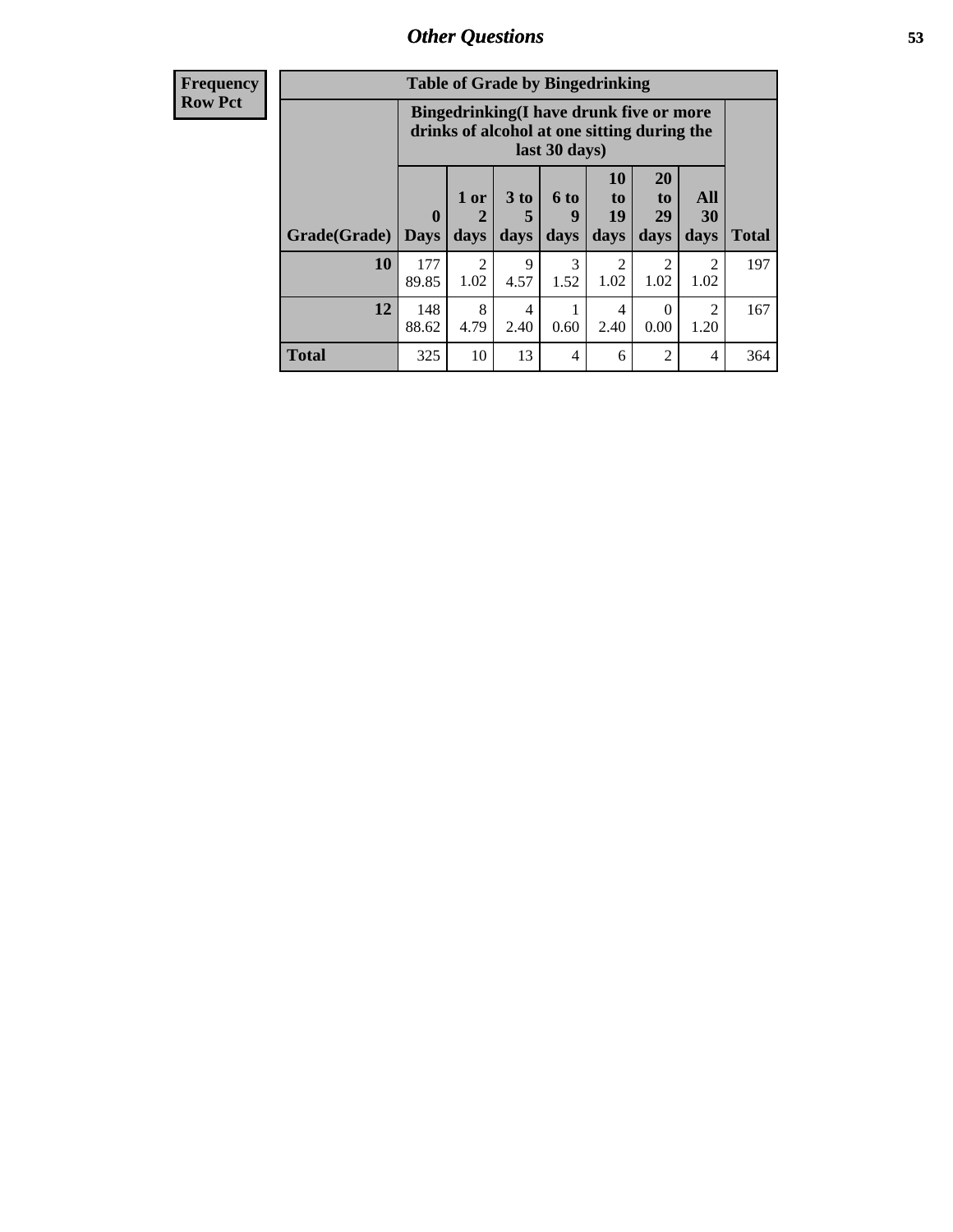| Frequency<br>Row Pct | Table of Grade by Bingedrinking | | | | | | | |
|---|---|---|---|---|---|---|---|---|
| | Bingedrinking(I have drunk five or more drinks of alcohol at one sitting during the last 30 days) | | | | | | | |
| Grade(Grade) | 0 Days | 1 or 2 days | 3 to 5 days | 6 to 9 days | 10 to 19 days | 20 to 29 days | All 30 days | Total |
| 10 | 177<br>89.85 | 2<br>1.02 | 9<br>4.57 | 3<br>1.52 | 2<br>1.02 | 2<br>1.02 | 2<br>1.02 | 197 |
| 12 | 148<br>88.62 | 8<br>4.79 | 4<br>2.40 | 1<br>0.60 | 4<br>2.40 | 0<br>0.00 | 2<br>1.20 | 167 |
| Total | 325 | 10 | 13 | 4 | 6 | 2 | 4 | 364 |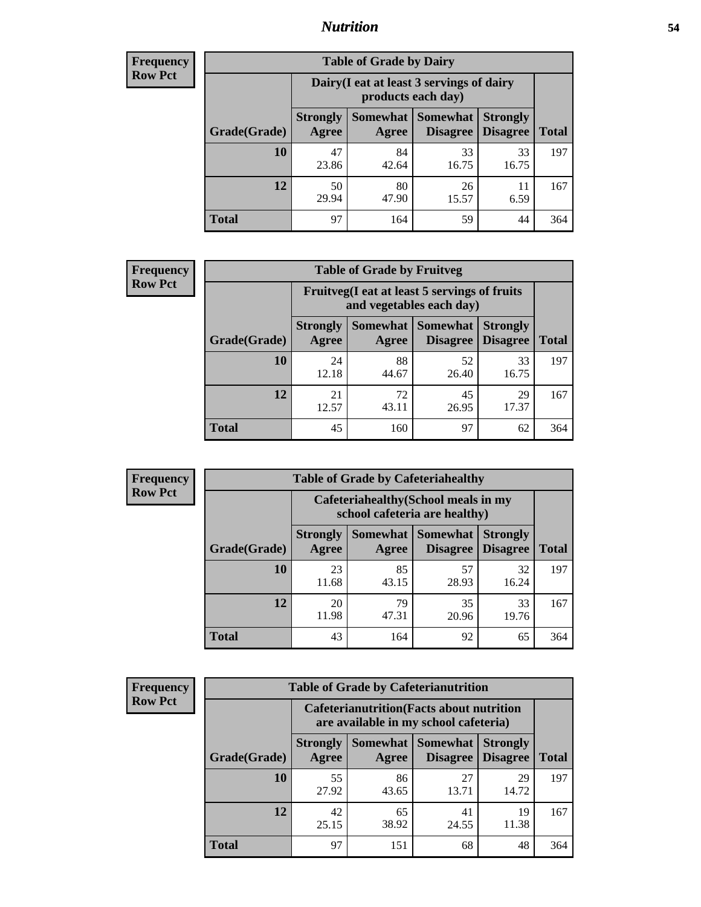# Nutrition

**Frequency**
**Row Pct**

| Table of Grade by Dairy | | | | | |
|---|---|---|---|---|---|
| | Dairy(I eat at least 3 servings of dairy products each day) | | | | |
| Grade(Grade) | Strongly Agree | Somewhat Agree | Somewhat Disagree | Strongly Disagree | Total |
| 10 | 47<br>23.86 | 84<br>42.64 | 33<br>16.75 | 33<br>16.75 | 197 |
| 12 | 50<br>29.94 | 80<br>47.90 | 26<br>15.57 | 11<br>6.59 | 167 |
| Total | 97 | 164 | 59 | 44 | 364 |

**Frequency**
**Row Pct**

| Table of Grade by Fruitveg | | | | | |
|---|---|---|---|---|---|
| | Fruitveg(I eat at least 5 servings of fruits and vegetables each day) | | | | |
| Grade(Grade) | Strongly Agree | Somewhat Agree | Somewhat Disagree | Strongly Disagree | Total |
| 10 | 24<br>12.18 | 88<br>44.67 | 52<br>26.40 | 33<br>16.75 | 197 |
| 12 | 21<br>12.57 | 72<br>43.11 | 45<br>26.95 | 29<br>17.37 | 167 |
| Total | 45 | 160 | 97 | 62 | 364 |

**Frequency**
**Row Pct**

| Table of Grade by Cafeteriahealthy | | | | | |
|---|---|---|---|---|---|
| | Cafeteriahealthy(School meals in my school cafeteria are healthy) | | | | |
| Grade(Grade) | Strongly Agree | Somewhat Agree | Somewhat Disagree | Strongly Disagree | Total |
| 10 | 23<br>11.68 | 85<br>43.15 | 57<br>28.93 | 32<br>16.24 | 197 |
| 12 | 20<br>11.98 | 79<br>47.31 | 35<br>20.96 | 33<br>19.76 | 167 |
| Total | 43 | 164 | 92 | 65 | 364 |

**Frequency**
**Row Pct**

| Table of Grade by Cafeterianutrition | | | | | |
|---|---|---|---|---|---|
| | Cafeterianutrition(Facts about nutrition are available in my school cafeteria) | | | | |
| Grade(Grade) | Strongly Agree | Somewhat Agree | Somewhat Disagree | Strongly Disagree | Total |
| 10 | 55<br>27.92 | 86<br>43.65 | 27<br>13.71 | 29<br>14.72 | 197 |
| 12 | 42<br>25.15 | 65<br>38.92 | 41<br>24.55 | 19<br>11.38 | 167 |
| Total | 97 | 151 | 68 | 48 | 364 |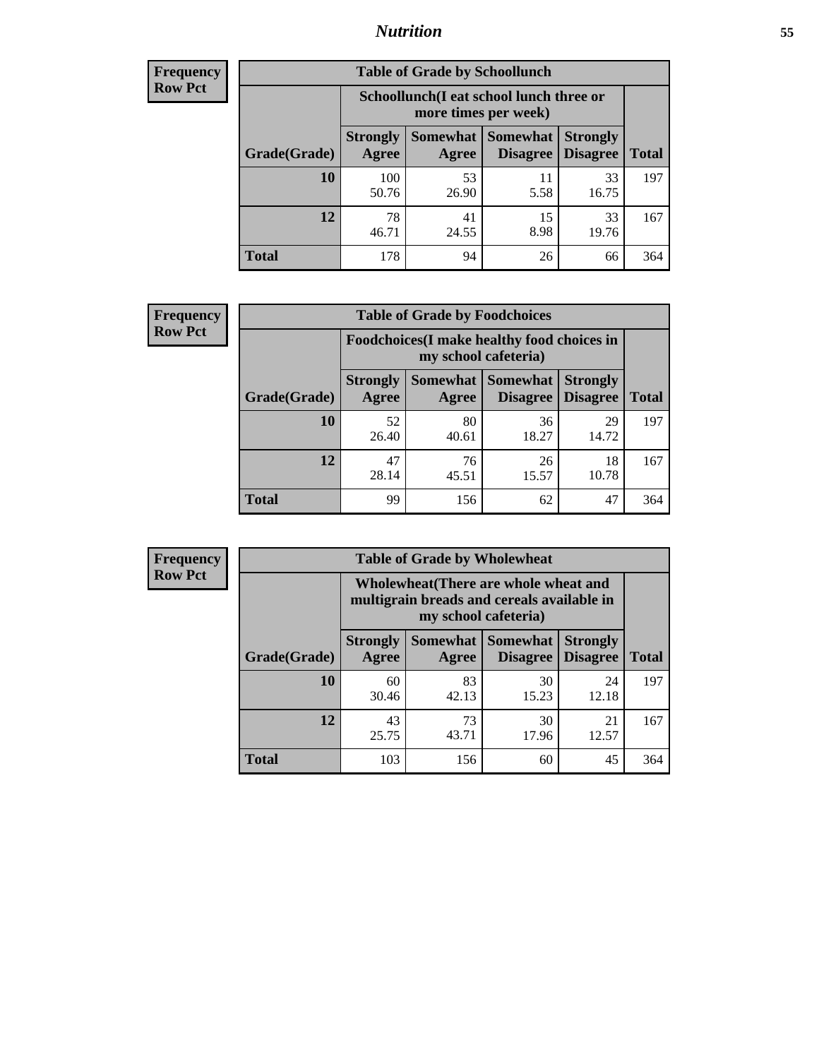## Nutrition

**Frequency**
**Row Pct**

| Table of Grade by Schoollunch | | | | | |
|---|---|---|---|---|---|
| | Schoollunch(I eat school lunch three or more times per week) | | | | |
| Grade(Grade) | Strongly Agree | Somewhat Agree | Somewhat Disagree | Strongly Disagree | Total |
| **10** | 100<br>50.76 | 53<br>26.90 | 11<br>5.58 | 33<br>16.75 | 197 |
| **12** | 78<br>46.71 | 41<br>24.55 | 15<br>8.98 | 33<br>19.76 | 167 |
| **Total** | 178 | 94 | 26 | 66 | 364 |

**Frequency**
**Row Pct**

| Table of Grade by Foodchoices | | | | | |
|---|---|---|---|---|---|
| | Foodchoices(I make healthy food choices in my school cafeteria) | | | | |
| Grade(Grade) | Strongly Agree | Somewhat Agree | Somewhat Disagree | Strongly Disagree | Total |
| **10** | 52<br>26.40 | 80<br>40.61 | 36<br>18.27 | 29<br>14.72 | 197 |
| **12** | 47<br>28.14 | 76<br>45.51 | 26<br>15.57 | 18<br>10.78 | 167 |
| **Total** | 99 | 156 | 62 | 47 | 364 |

**Frequency**
**Row Pct**

| Table of Grade by Wholewheat | | | | | |
|---|---|---|---|---|---|
| | Wholewheat(There are whole wheat and multigrain breads and cereals available in my school cafeteria) | | | | |
| Grade(Grade) | Strongly Agree | Somewhat Agree | Somewhat Disagree | Strongly Disagree | Total |
| **10** | 60<br>30.46 | 83<br>42.13 | 30<br>15.23 | 24<br>12.18 | 197 |
| **12** | 43<br>25.75 | 73<br>43.71 | 30<br>17.96 | 21<br>12.57 | 167 |
| **Total** | 103 | 156 | 60 | 45 | 364 |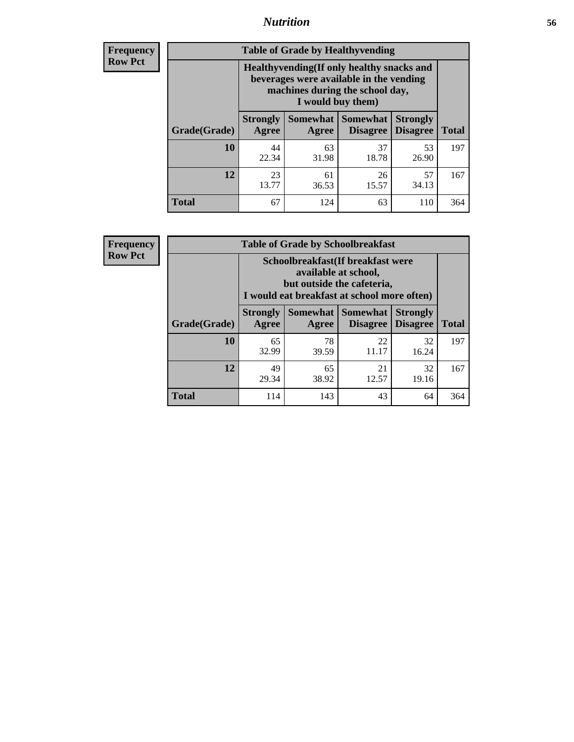## Nutrition

**Frequency**
**Row Pct**

| Table of Grade by Healthyvending | | | | | |
|---|---|---|---|---|---|
| | Healthyvending(If only healthy snacks and beverages were available in the vending machines during the school day, I would buy them) | | | | |
| Grade(Grade) | Strongly Agree | Somewhat Agree | Somewhat Disagree | Strongly Disagree | Total |
| 10 | 44<br>22.34 | 63<br>31.98 | 37<br>18.78 | 53<br>26.90 | 197 |
| 12 | 23<br>13.77 | 61<br>36.53 | 26<br>15.57 | 57<br>34.13 | 167 |
| Total | 67 | 124 | 63 | 110 | 364 |

**Frequency**
**Row Pct**

| Table of Grade by Schoolbreakfast | | | | | |
|---|---|---|---|---|---|
| | Schoolbreakfast(If breakfast were available at school, but outside the cafeteria, I would eat breakfast at school more often) | | | | |
| Grade(Grade) | Strongly Agree | Somewhat Agree | Somewhat Disagree | Strongly Disagree | Total |
| 10 | 65<br>32.99 | 78<br>39.59 | 22<br>11.17 | 32<br>16.24 | 197 |
| 12 | 49<br>29.34 | 65<br>38.92 | 21<br>12.57 | 32<br>19.16 | 167 |
| Total | 114 | 143 | 43 | 64 | 364 |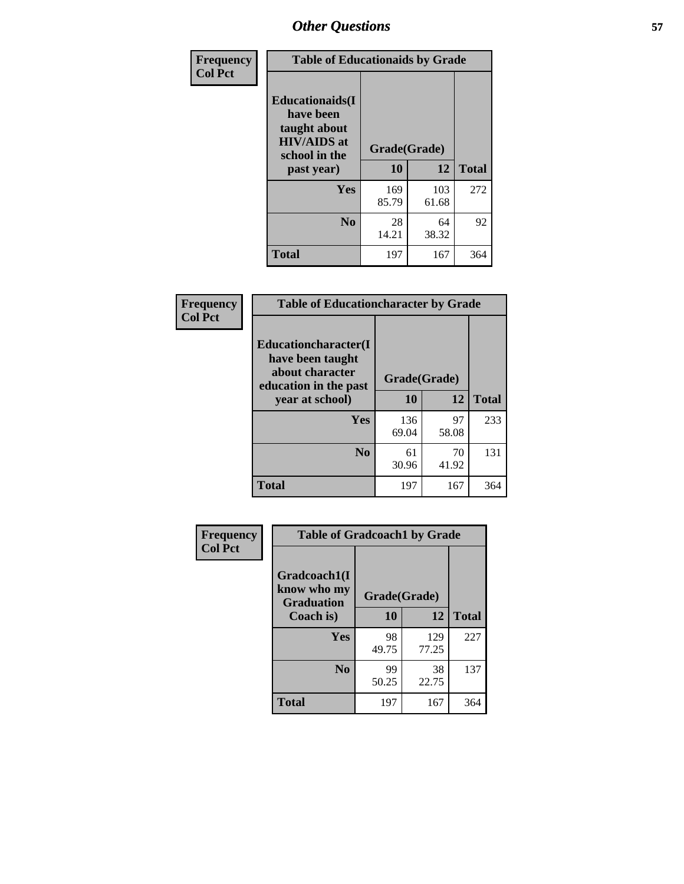| Frequency Col Pct | Table of Educationaids by Grade | | |
|---|---|---|---|
| Educationaids(I have been taught about HIV/AIDS at school in the past year) | Grade(Grade) | | |
| | 10 | 12 | Total |
| Yes | 169<br>85.79 | 103<br>61.68 | 272 |
| No | 28<br>14.21 | 64<br>38.32 | 92 |
| Total | 197 | 167 | 364 |

| Frequency Col Pct | Table of Educationcharacter by Grade | | |
|---|---|---|---|
| Educationcharacter(I have been taught about character education in the past year at school) | Grade(Grade) | | |
| | 10 | 12 | Total |
| Yes | 136<br>69.04 | 97<br>58.08 | 233 |
| No | 61<br>30.96 | 70<br>41.92 | 131 |
| Total | 197 | 167 | 364 |

| Frequency Col Pct | Table of Gradcoach1 by Grade | | |
|---|---|---|---|
| Gradcoach1(I know who my Graduation Coach is) | Grade(Grade) | | |
| | 10 | 12 | Total |
| Yes | 98<br>49.75 | 129<br>77.25 | 227 |
| No | 99<br>50.25 | 38<br>22.75 | 137 |
| Total | 197 | 167 | 364 |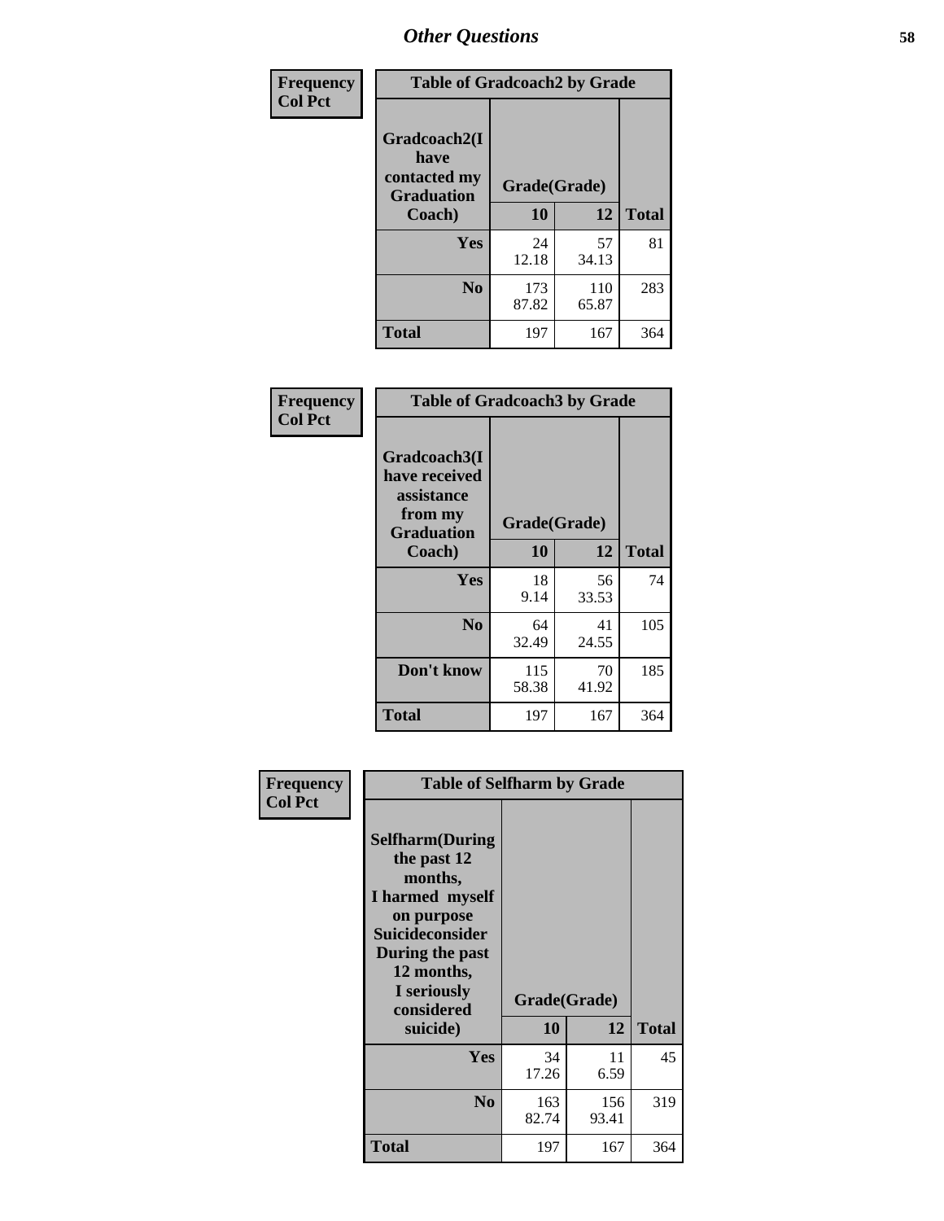# Other Questions

**Frequency**
**Col Pct**

| Table of Gradcoach2 by Grade | | | |
|---|---|---|---|
| Gradcoach2(I have contacted my Graduation Coach) | Grade(Grade) | | |
| | 10 | 12 | Total |
| Yes | 24<br>12.18 | 57<br>34.13 | 81 |
| No | 173<br>87.82 | 110<br>65.87 | 283 |
| Total | 197 | 167 | 364 |

**Frequency**
**Col Pct**

| Table of Gradcoach3 by Grade | | | |
|---|---|---|---|
| Gradcoach3(I have received assistance from my Graduation Coach) | Grade(Grade) | | |
| | 10 | 12 | Total |
| Yes | 18<br>9.14 | 56<br>33.53 | 74 |
| No | 64<br>32.49 | 41<br>24.55 | 105 |
| Don't know | 115<br>58.38 | 70<br>41.92 | 185 |
| Total | 197 | 167 | 364 |

**Frequency**
**Col Pct**

| Table of Selfharm by Grade | | | |
|---|---|---|---|
| Selfharm(During the past 12 months, I harmed myself on purpose Suicideconsider During the past 12 months, I seriously considered suicide) | Grade(Grade) | | |
| | 10 | 12 | Total |
| Yes | 34<br>17.26 | 11<br>6.59 | 45 |
| No | 163<br>82.74 | 156<br>93.41 | 319 |
| Total | 197 | 167 | 364 |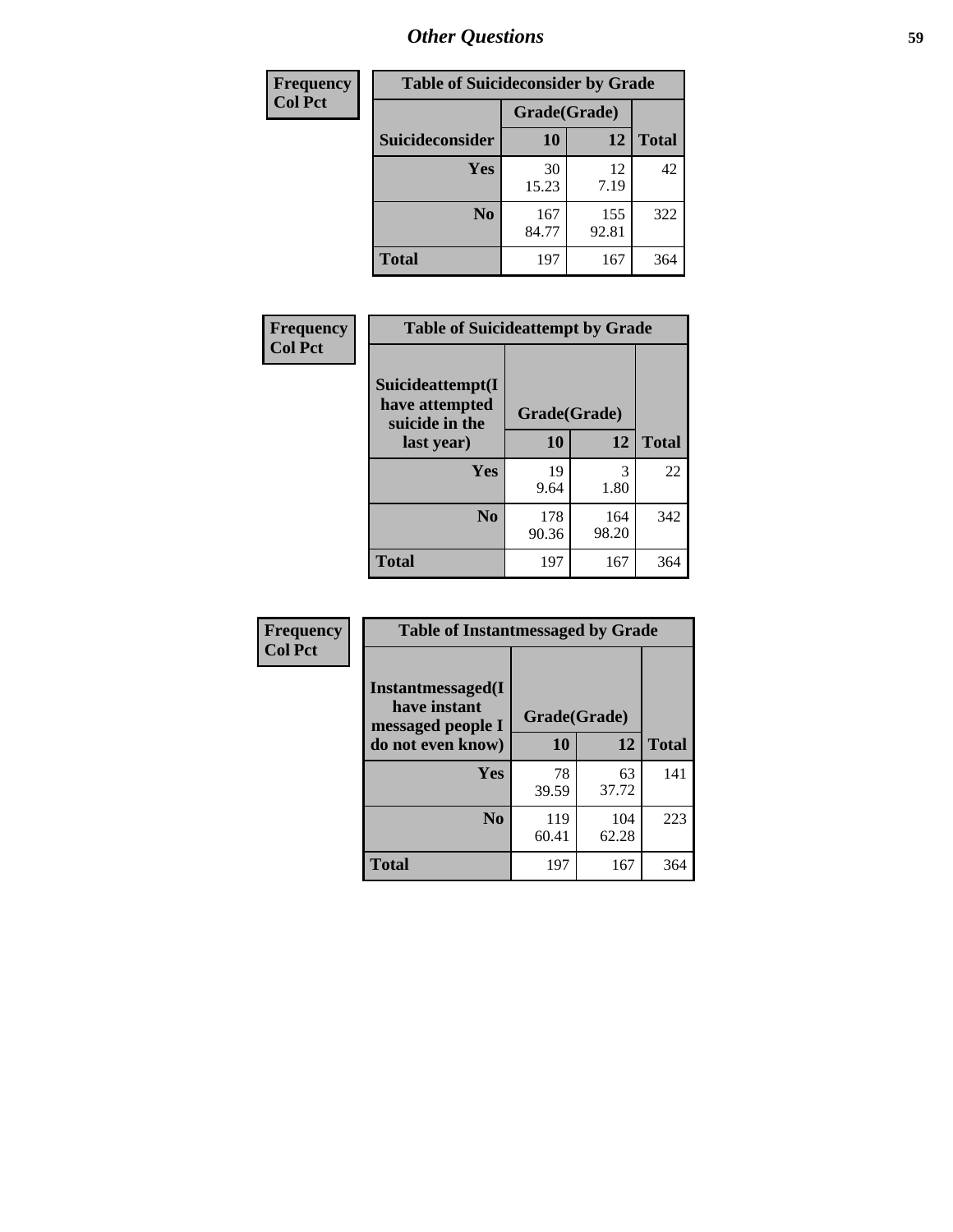## Other Questions

**Frequency / Col Pct**

**Table of Suicideconsider by Grade**

| Suicideconsider | Grade(Grade) 10 | 12 | Total |
|---|---|---|---|
| **Yes** | 30<br>15.23 | 12<br>7.19 | 42 |
| **No** | 167<br>84.77 | 155<br>92.81 | 322 |
| **Total** | 197 | 167 | 364 |

**Frequency / Col Pct**

**Table of Suicideattempt by Grade**

| Suicideattempt(I have attempted suicide in the last year) | Grade(Grade) 10 | 12 | Total |
|---|---|---|---|
| **Yes** | 19<br>9.64 | 3<br>1.80 | 22 |
| **No** | 178<br>90.36 | 164<br>98.20 | 342 |
| **Total** | 197 | 167 | 364 |

**Frequency / Col Pct**

**Table of Instantmessaged by Grade**

| Instantmessaged(I have instant messaged people I do not even know) | Grade(Grade) 10 | 12 | Total |
|---|---|---|---|
| **Yes** | 78<br>39.59 | 63<br>37.72 | 141 |
| **No** | 119<br>60.41 | 104<br>62.28 | 223 |
| **Total** | 197 | 167 | 364 |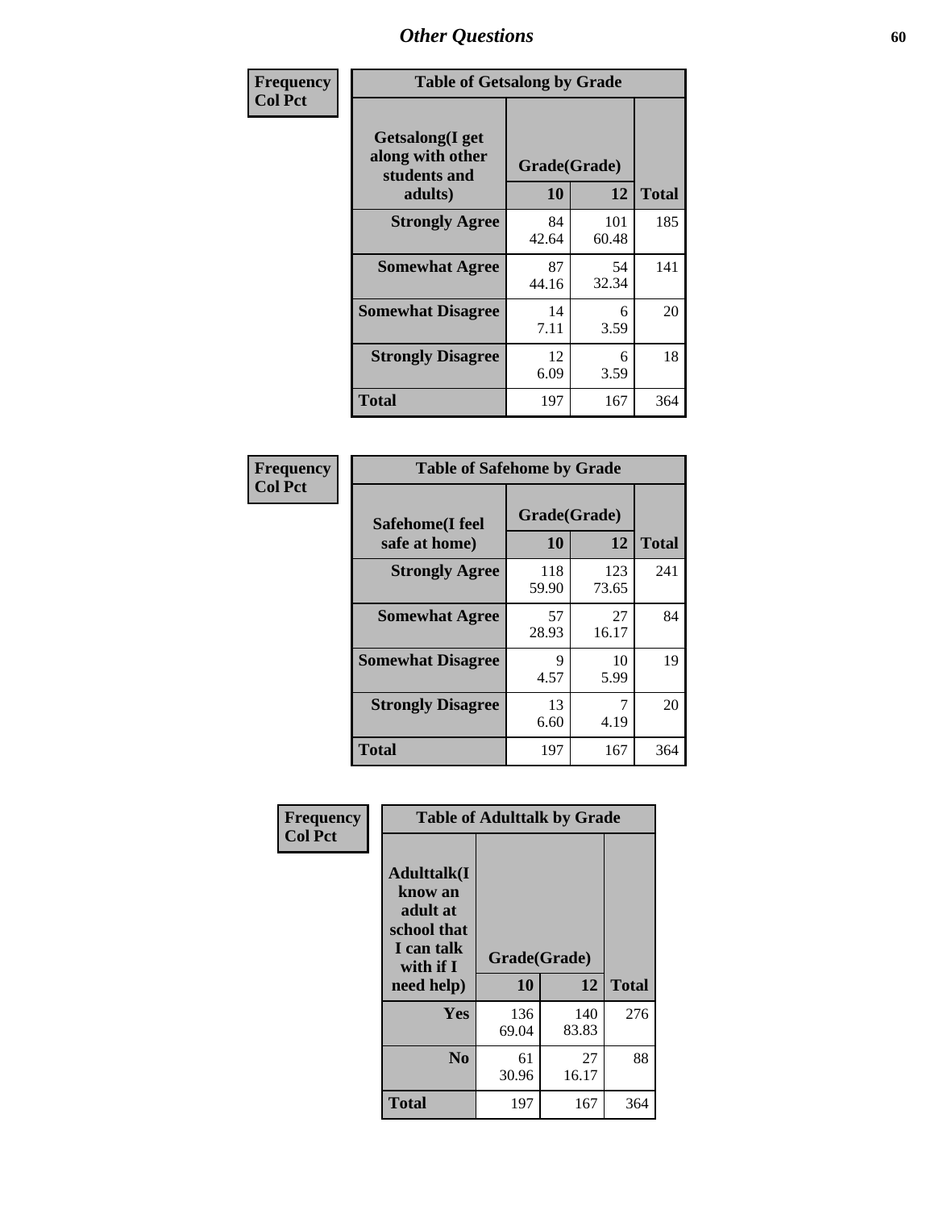# Other Questions

**Frequency**
**Col Pct**

| Table of Getsalong by Grade | | | |
|---|---|---|---|
| Getsalong(I get along with other students and adults) | Grade(Grade) | | Total |
| | 10 | 12 | |
| **Strongly Agree** | 84<br>42.64 | 101<br>60.48 | 185 |
| **Somewhat Agree** | 87<br>44.16 | 54<br>32.34 | 141 |
| **Somewhat Disagree** | 14<br>7.11 | 6<br>3.59 | 20 |
| **Strongly Disagree** | 12<br>6.09 | 6<br>3.59 | 18 |
| **Total** | 197 | 167 | 364 |

**Frequency**
**Col Pct**

| Table of Safehome by Grade | | | |
|---|---|---|---|
| Safehome(I feel safe at home) | Grade(Grade) | | Total |
| | 10 | 12 | |
| **Strongly Agree** | 118<br>59.90 | 123<br>73.65 | 241 |
| **Somewhat Agree** | 57<br>28.93 | 27<br>16.17 | 84 |
| **Somewhat Disagree** | 9<br>4.57 | 10<br>5.99 | 19 |
| **Strongly Disagree** | 13<br>6.60 | 7<br>4.19 | 20 |
| **Total** | 197 | 167 | 364 |

**Frequency**
**Col Pct**

| Table of Adulttalk by Grade | | | |
|---|---|---|---|
| Adulttalk(I know an adult at school that I can talk with if I need help) | Grade(Grade) | | Total |
| | 10 | 12 | |
| **Yes** | 136<br>69.04 | 140<br>83.83 | 276 |
| **No** | 61<br>30.96 | 27<br>16.17 | 88 |
| **Total** | 197 | 167 | 364 |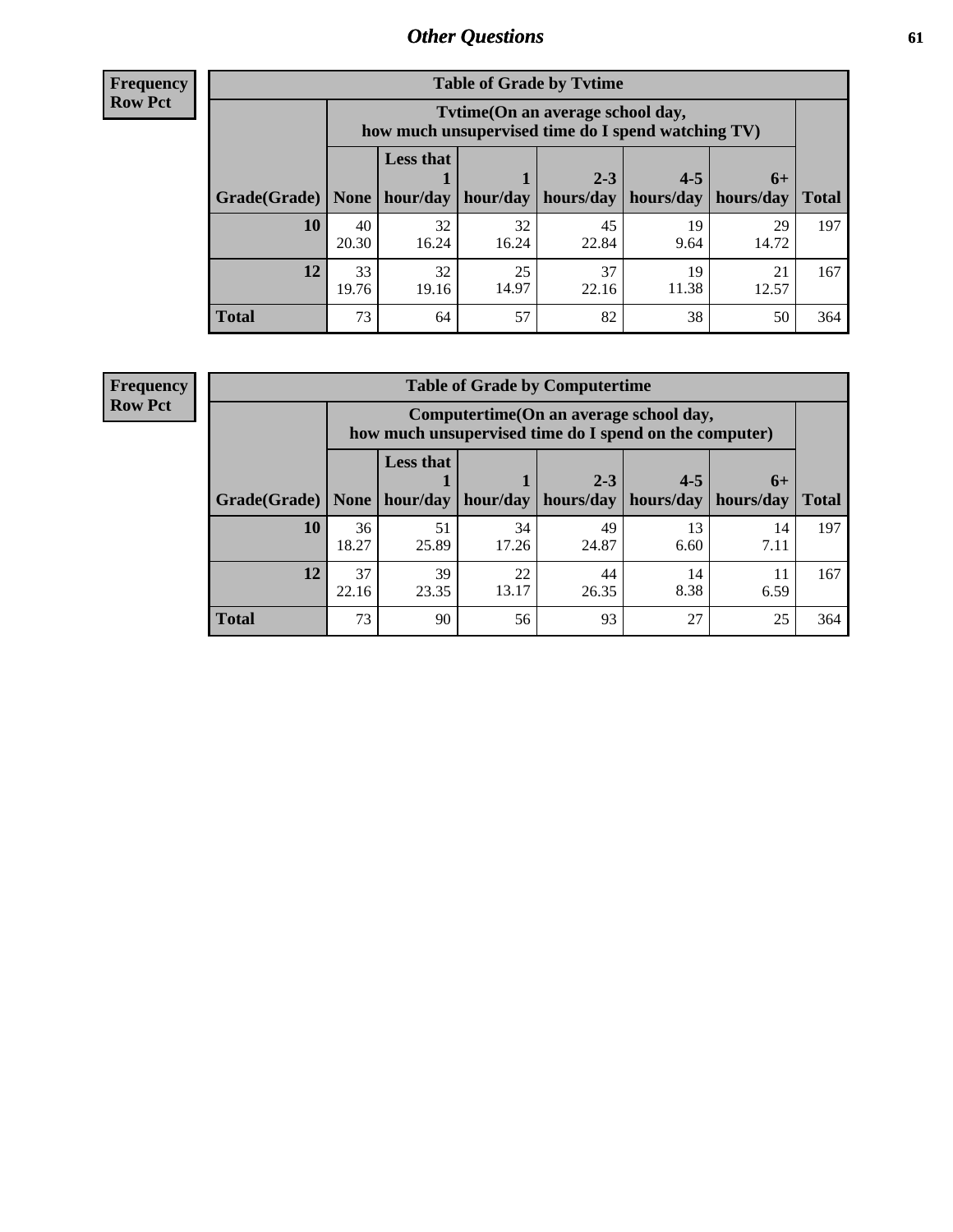# Other Questions

**Frequency**
**Row Pct**

**Table of Grade by Tvtime**

| Grade(Grade) | Tvtime(On an average school day, how much unsupervised time do I spend watching TV) None | Less that 1 hour/day | 1 hour/day | 2-3 hours/day | 4-5 hours/day | 6+ hours/day | Total |
|---|---|---|---|---|---|---|---|
| **10** | 40<br>20.30 | 32<br>16.24 | 32<br>16.24 | 45<br>22.84 | 19<br>9.64 | 29<br>14.72 | 197 |
| **12** | 33<br>19.76 | 32<br>19.16 | 25<br>14.97 | 37<br>22.16 | 19<br>11.38 | 21<br>12.57 | 167 |
| **Total** | 73 | 64 | 57 | 82 | 38 | 50 | 364 |

**Frequency**
**Row Pct**

**Table of Grade by Computertime**

| Grade(Grade) | Computertime(On an average school day, how much unsupervised time do I spend on the computer) None | Less that 1 hour/day | 1 hour/day | 2-3 hours/day | 4-5 hours/day | 6+ hours/day | Total |
|---|---|---|---|---|---|---|---|
| **10** | 36<br>18.27 | 51<br>25.89 | 34<br>17.26 | 49<br>24.87 | 13<br>6.60 | 14<br>7.11 | 197 |
| **12** | 37<br>22.16 | 39<br>23.35 | 22<br>13.17 | 44<br>26.35 | 14<br>8.38 | 11<br>6.59 | 167 |
| **Total** | 73 | 90 | 56 | 93 | 27 | 25 | 364 |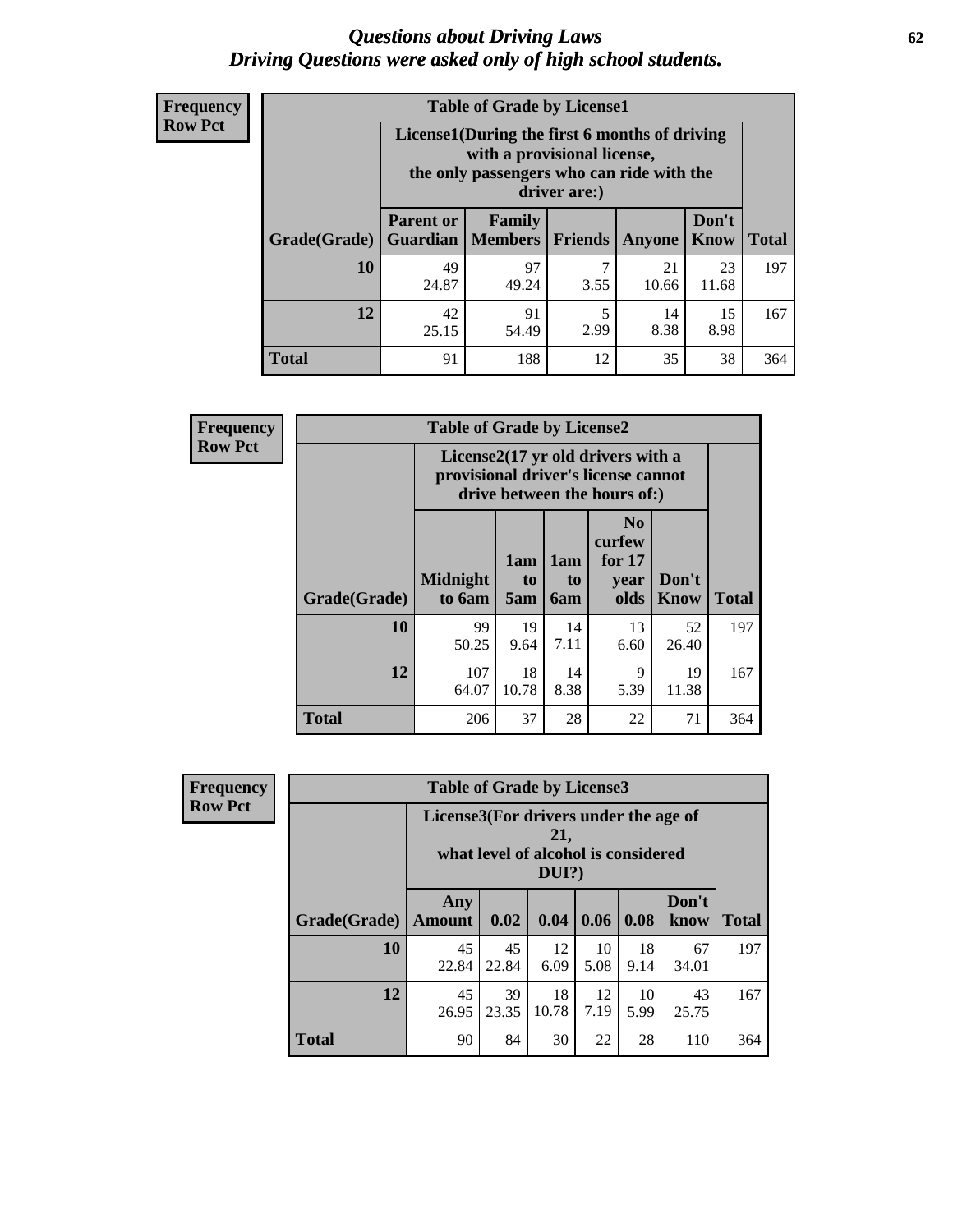# Questions about Driving Laws
## Driving Questions were asked only of high school students.

**Frequency**
**Row Pct**

**Table of Grade by License1**

| Grade(Grade) | License1(During the first 6 months of driving with a provisional license, the only passengers who can ride with the driver are:) | | | | | Total |
|---|---|---|---|---|---|---|
| | Parent or Guardian | Family Members | Friends | Anyone | Don't Know | |
| 10 | 49<br>24.87 | 97<br>49.24 | 7<br>3.55 | 21<br>10.66 | 23<br>11.68 | 197 |
| 12 | 42<br>25.15 | 91<br>54.49 | 5<br>2.99 | 14<br>8.38 | 15<br>8.98 | 167 |
| Total | 91 | 188 | 12 | 35 | 38 | 364 |

**Frequency**
**Row Pct**

**Table of Grade by License2**

| Grade(Grade) | License2(17 yr old drivers with a provisional driver's license cannot drive between the hours of:) | | | | | Total |
|---|---|---|---|---|---|---|
| | Midnight to 6am | 1am to 5am | 1am to 6am | No curfew for 17 year olds | Don't Know | |
| 10 | 99<br>50.25 | 19<br>9.64 | 14<br>7.11 | 13<br>6.60 | 52<br>26.40 | 197 |
| 12 | 107<br>64.07 | 18<br>10.78 | 14<br>8.38 | 9<br>5.39 | 19<br>11.38 | 167 |
| Total | 206 | 37 | 28 | 22 | 71 | 364 |

**Frequency**
**Row Pct**

**Table of Grade by License3**

| Grade(Grade) | License3(For drivers under the age of 21, what level of alcohol is considered DUI?) | | | | | | Total |
|---|---|---|---|---|---|---|---|
| | Any Amount | 0.02 | 0.04 | 0.06 | 0.08 | Don't know | |
| 10 | 45<br>22.84 | 45<br>22.84 | 12<br>6.09 | 10<br>5.08 | 18<br>9.14 | 67<br>34.01 | 197 |
| 12 | 45<br>26.95 | 39<br>23.35 | 18<br>10.78 | 12<br>7.19 | 10<br>5.99 | 43<br>25.75 | 167 |
| Total | 90 | 84 | 30 | 22 | 28 | 110 | 364 |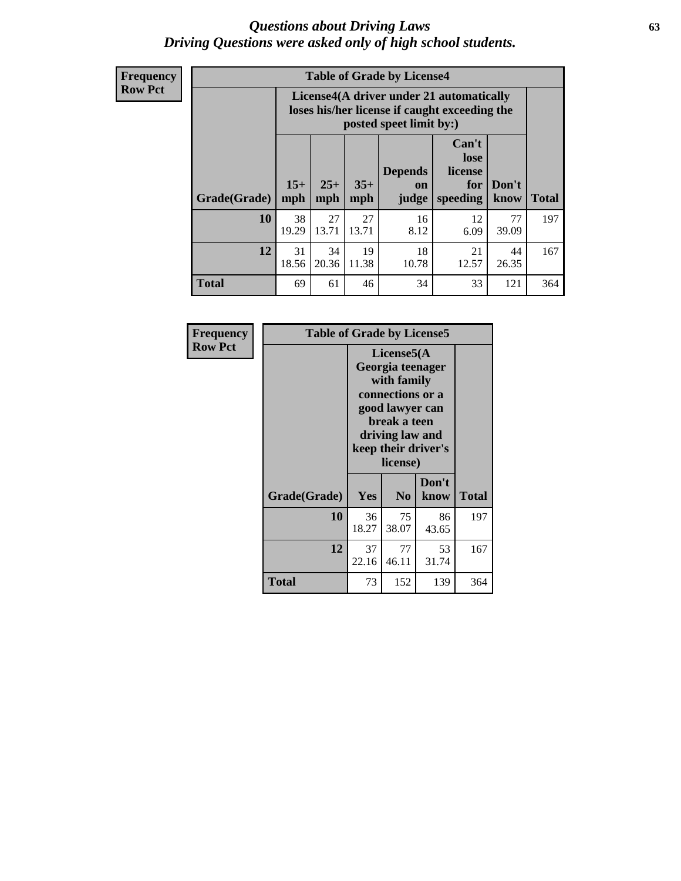# Questions about Driving Laws
## Driving Questions were asked only of high school students.

**Frequency**
**Row Pct**

| Table of Grade by License4 | | | | | | | |
|---|---|---|---|---|---|---|---|
| | License4(A driver under 21 automatically loses his/her license if caught exceeding the posted speet limit by:) | | | | | | |
| Grade(Grade) | 15+ mph | 25+ mph | 35+ mph | Depends on judge | Can't lose license for speeding | Don't know | Total |
| 10 | 38<br>19.29 | 27<br>13.71 | 27<br>13.71 | 16<br>8.12 | 12<br>6.09 | 77<br>39.09 | 197 |
| 12 | 31<br>18.56 | 34<br>20.36 | 19<br>11.38 | 18<br>10.78 | 21<br>12.57 | 44<br>26.35 | 167 |
| Total | 69 | 61 | 46 | 34 | 33 | 121 | 364 |

**Frequency**
**Row Pct**

| Table of Grade by License5 | | | | |
|---|---|---|---|---|
| | License5(A Georgia teenager with family connections or a good lawyer can break a teen driving law and keep their driver's license) | | | |
| Grade(Grade) | Yes | No | Don't know | Total |
| 10 | 36<br>18.27 | 75<br>38.07 | 86<br>43.65 | 197 |
| 12 | 37<br>22.16 | 77<br>46.11 | 53<br>31.74 | 167 |
| Total | 73 | 152 | 139 | 364 |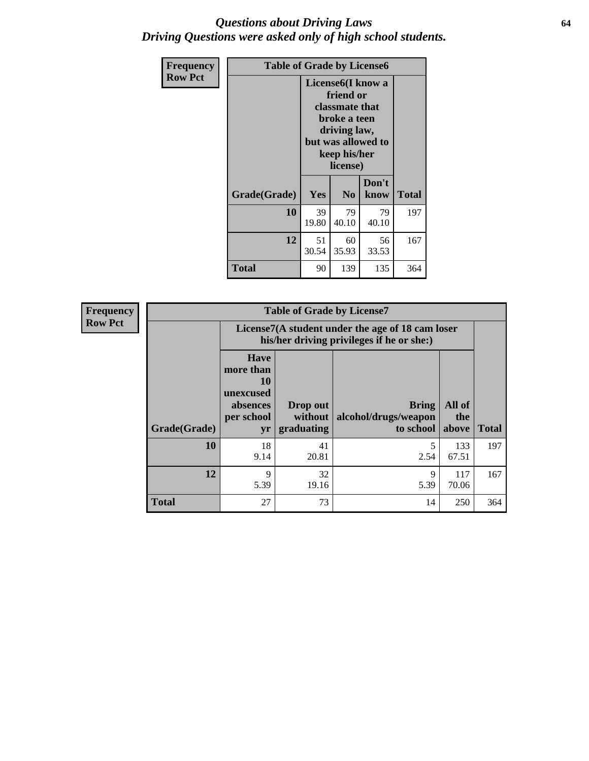# *Questions about Driving Laws*
# *Driving Questions were asked only of high school students.*

**Frequency**
**Row Pct**

| Table of Grade by License6 | | | | |
|---|---|---|---|---|
| | License6(I know a friend or classmate that broke a teen driving law, but was allowed to keep his/her license) | | | |
| Grade(Grade) | Yes | No | Don't know | Total |
| **10** | 39<br>19.80 | 79<br>40.10 | 79<br>40.10 | 197 |
| **12** | 51<br>30.54 | 60<br>35.93 | 56<br>33.53 | 167 |
| **Total** | 90 | 139 | 135 | 364 |

**Frequency**
**Row Pct**

| Table of Grade by License7 | | | | | |
|---|---|---|---|---|---|
| | License7(A student under the age of 18 cam loser his/her driving privileges if he or she:) | | | | |
| Grade(Grade) | Have more than 10 unexcused absences per school yr | Drop out without graduating | Bring alcohol/drugs/weapon to school | All of the above | Total |
| **10** | 18<br>9.14 | 41<br>20.81 | 5<br>2.54 | 133<br>67.51 | 197 |
| **12** | 9<br>5.39 | 32<br>19.16 | 9<br>5.39 | 117<br>70.06 | 167 |
| **Total** | 27 | 73 | 14 | 250 | 364 |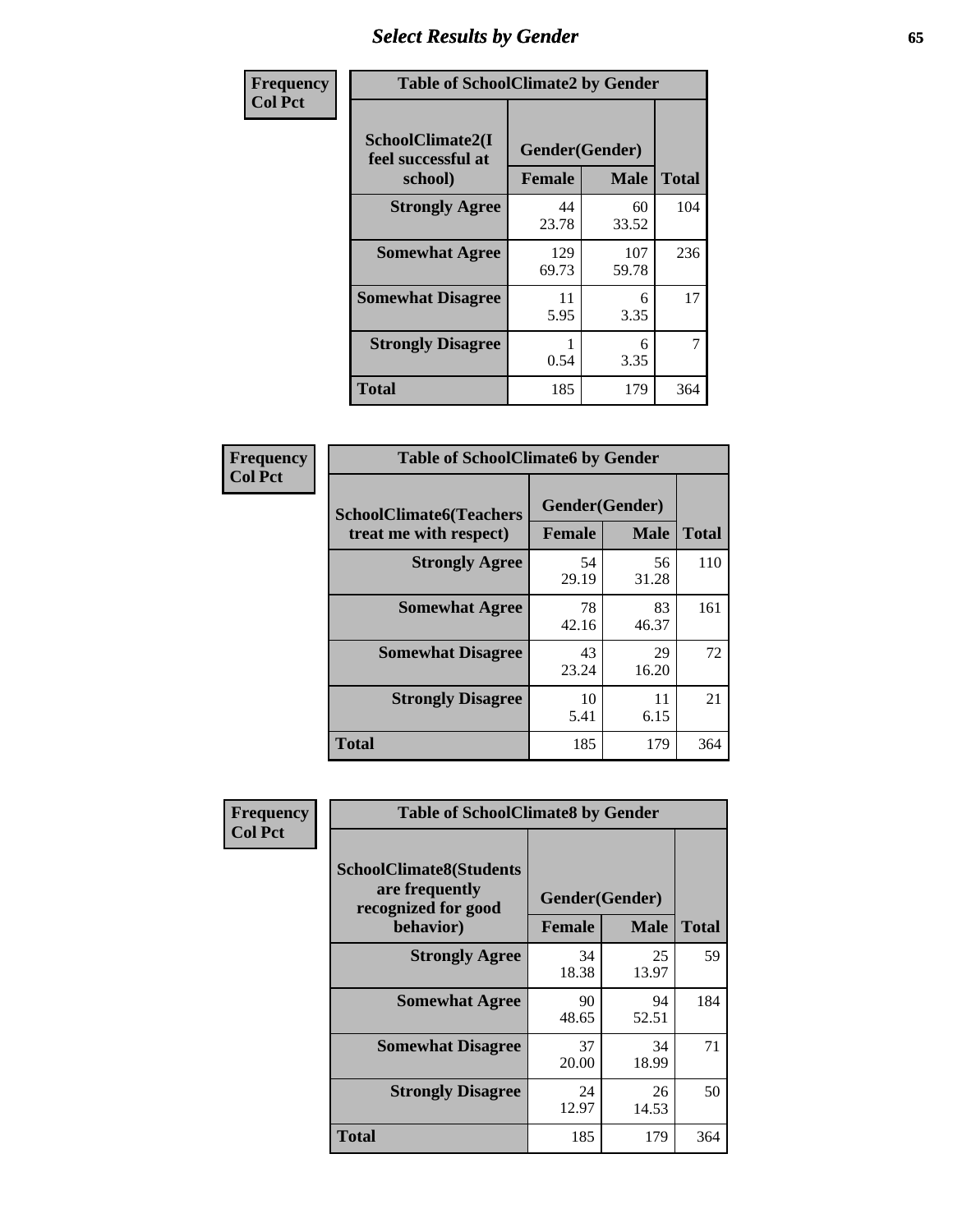## Select Results by Gender

**Frequency / Col Pct**

| Table of SchoolClimate2 by Gender | | | |
|---|---|---|---|
| SchoolClimate2(I feel successful at school) | Gender(Gender) | | Total |
| | Female | Male | |
| Strongly Agree | 44<br>23.78 | 60<br>33.52 | 104 |
| Somewhat Agree | 129<br>69.73 | 107<br>59.78 | 236 |
| Somewhat Disagree | 11<br>5.95 | 6<br>3.35 | 17 |
| Strongly Disagree | 1<br>0.54 | 6<br>3.35 | 7 |
| Total | 185 | 179 | 364 |

**Frequency / Col Pct**

| Table of SchoolClimate6 by Gender | | | |
|---|---|---|---|
| SchoolClimate6(Teachers treat me with respect) | Gender(Gender) | | Total |
| | Female | Male | |
| Strongly Agree | 54<br>29.19 | 56<br>31.28 | 110 |
| Somewhat Agree | 78<br>42.16 | 83<br>46.37 | 161 |
| Somewhat Disagree | 43<br>23.24 | 29<br>16.20 | 72 |
| Strongly Disagree | 10<br>5.41 | 11<br>6.15 | 21 |
| Total | 185 | 179 | 364 |

**Frequency / Col Pct**

| Table of SchoolClimate8 by Gender | | | |
|---|---|---|---|
| SchoolClimate8(Students are frequently recognized for good behavior) | Gender(Gender) | | Total |
| | Female | Male | |
| Strongly Agree | 34<br>18.38 | 25<br>13.97 | 59 |
| Somewhat Agree | 90<br>48.65 | 94<br>52.51 | 184 |
| Somewhat Disagree | 37<br>20.00 | 34<br>18.99 | 71 |
| Strongly Disagree | 24<br>12.97 | 26<br>14.53 | 50 |
| Total | 185 | 179 | 364 |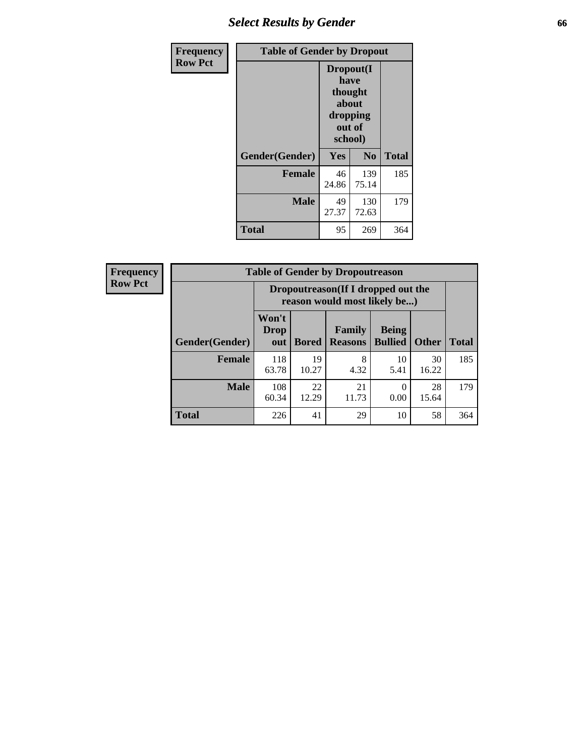## Select Results by Gender

**Frequency / Row Pct**

| Table of Gender by Dropout | | | |
|---|---|---|---|
| | Dropout(I have thought about dropping out of school) | | |
| Gender(Gender) | Yes | No | Total |
| **Female** | 46<br>24.86 | 139<br>75.14 | 185 |
| **Male** | 49<br>27.37 | 130<br>72.63 | 179 |
| **Total** | 95 | 269 | 364 |

**Frequency / Row Pct**

| Table of Gender by Dropoutreason | | | | | | |
|---|---|---|---|---|---|---|
| | Dropoutreason(If I dropped out the reason would most likely be...) | | | | | |
| Gender(Gender) | Won't Drop out | Bored | Family Reasons | Being Bullied | Other | Total |
| **Female** | 118<br>63.78 | 19<br>10.27 | 8<br>4.32 | 10<br>5.41 | 30<br>16.22 | 185 |
| **Male** | 108<br>60.34 | 22<br>12.29 | 21<br>11.73 | 0<br>0.00 | 28<br>15.64 | 179 |
| **Total** | 226 | 41 | 29 | 10 | 58 | 364 |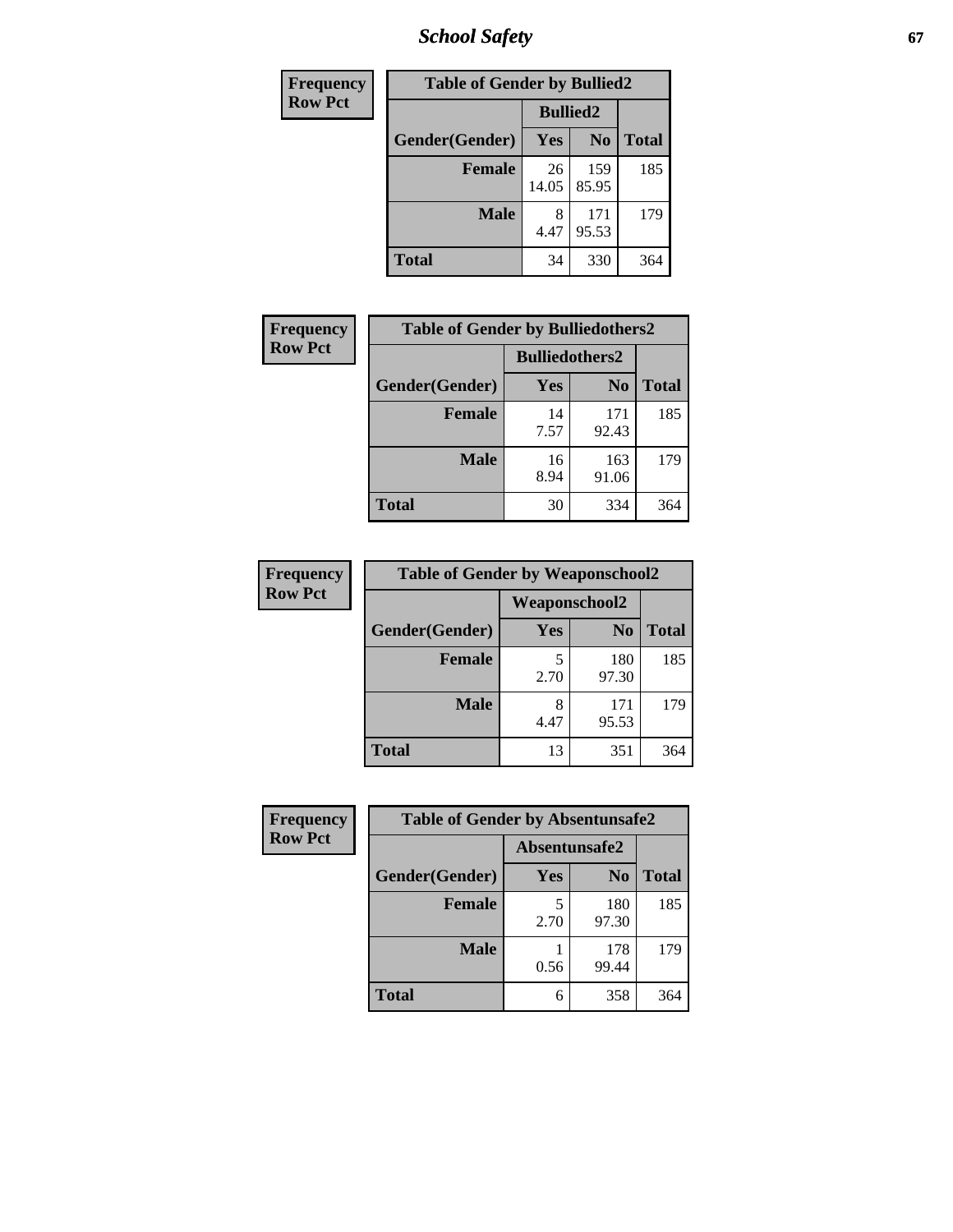| Frequency Row Pct | Table of Gender by Bullied2 | | |
|---|---|---|---|
| | Bullied2 | | |
| Gender(Gender) | Yes | No | Total |
| Female | 26 14.05 | 159 85.95 | 185 |
| Male | 8 4.47 | 171 95.53 | 179 |
| Total | 34 | 330 | 364 |

| Frequency Row Pct | Table of Gender by Bulliedothers2 | | |
|---|---|---|---|
| | Bulliedothers2 | | |
| Gender(Gender) | Yes | No | Total |
| Female | 14 7.57 | 171 92.43 | 185 |
| Male | 16 8.94 | 163 91.06 | 179 |
| Total | 30 | 334 | 364 |

| Frequency Row Pct | Table of Gender by Weaponschool2 | | |
|---|---|---|---|
| | Weaponschool2 | | |
| Gender(Gender) | Yes | No | Total |
| Female | 5 2.70 | 180 97.30 | 185 |
| Male | 8 4.47 | 171 95.53 | 179 |
| Total | 13 | 351 | 364 |

| Frequency Row Pct | Table of Gender by Absentunsafe2 | | |
|---|---|---|---|
| | Absentunsafe2 | | |
| Gender(Gender) | Yes | No | Total |
| Female | 5 2.70 | 180 97.30 | 185 |
| Male | 1 0.56 | 178 99.44 | 179 |
| Total | 6 | 358 | 364 |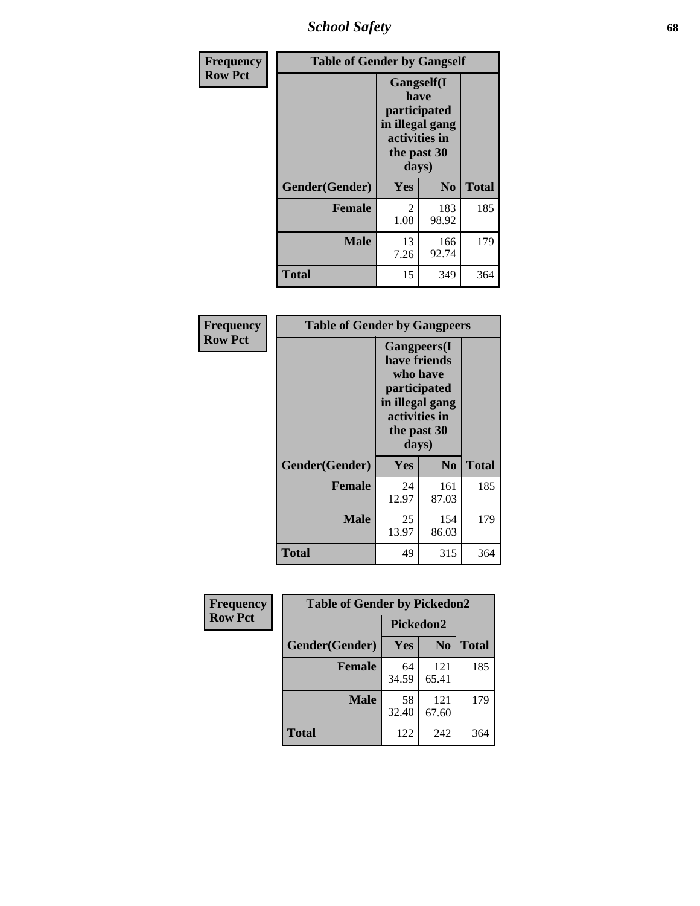| Frequency<br>Row Pct | Table of Gender by Gangself | | |
|---|---|---|---|
| | Gangself(I have participated in illegal gang activities in the past 30 days) | | |
| Gender(Gender) | Yes | No | Total |
| Female | 2<br>1.08 | 183<br>98.92 | 185 |
| Male | 13<br>7.26 | 166<br>92.74 | 179 |
| Total | 15 | 349 | 364 |

| Frequency<br>Row Pct | Table of Gender by Gangpeers | | |
|---|---|---|---|
| | Gangpeers(I have friends who have participated in illegal gang activities in the past 30 days) | | |
| Gender(Gender) | Yes | No | Total |
| Female | 24<br>12.97 | 161<br>87.03 | 185 |
| Male | 25<br>13.97 | 154<br>86.03 | 179 |
| Total | 49 | 315 | 364 |

| Frequency<br>Row Pct | Table of Gender by Pickedon2 | | |
|---|---|---|---|
| | Pickedon2 | | |
| Gender(Gender) | Yes | No | Total |
| Female | 64<br>34.59 | 121<br>65.41 | 185 |
| Male | 58<br>32.40 | 121<br>67.60 | 179 |
| Total | 122 | 242 | 364 |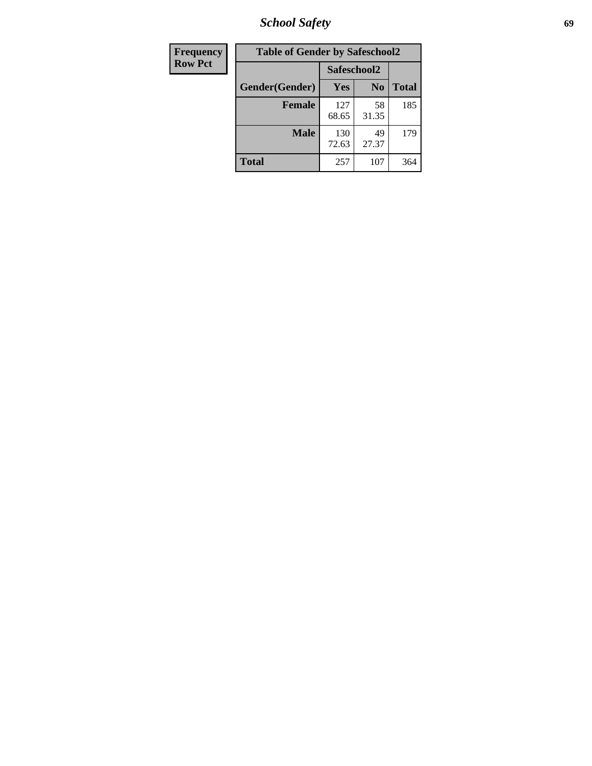| Frequency Row Pct |
|---|

| Table of Gender by Safeschool2 | | | |
|---|---|---|---|
| | Safeschool2 | | |
| Gender(Gender) | Yes | No | Total |
| Female | 127<br>68.65 | 58<br>31.35 | 185 |
| Male | 130<br>72.63 | 49<br>27.37 | 179 |
| Total | 257 | 107 | 364 |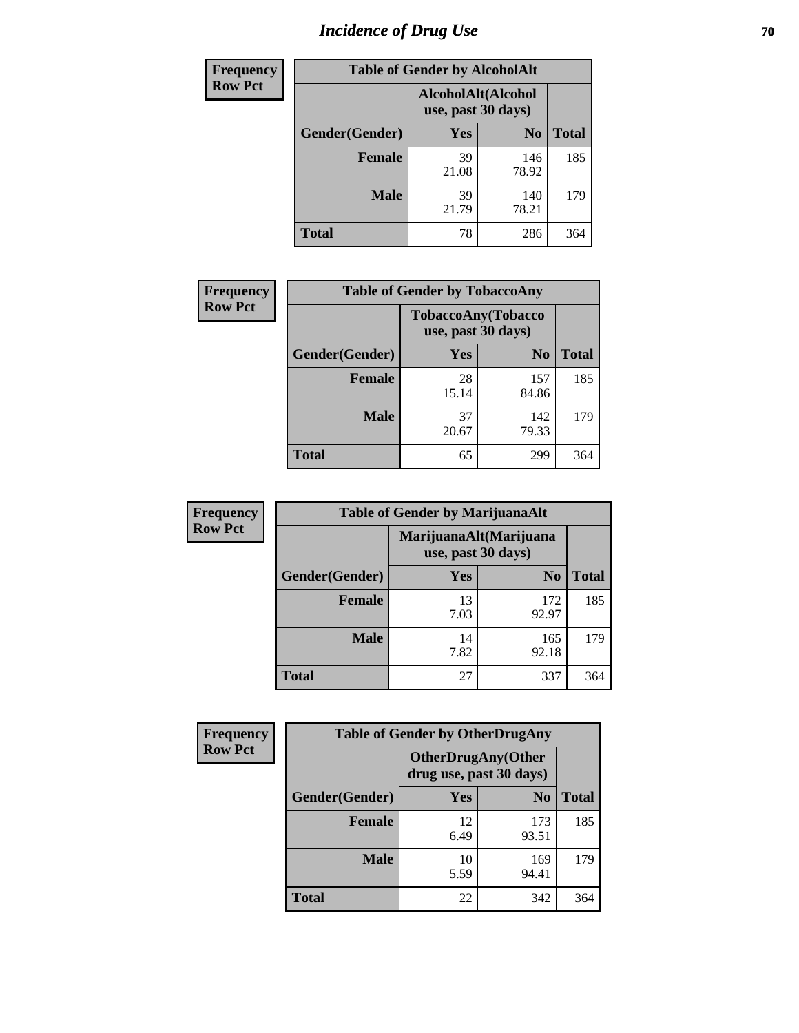# Incidence of Drug Use

| Frequency Row Pct | Table of Gender by AlcoholAlt | | |
|---|---|---|---|
| | AlcoholAlt(Alcohol use, past 30 days) | | |
| Gender(Gender) | Yes | No | Total |
| Female | 39<br>21.08 | 146<br>78.92 | 185 |
| Male | 39<br>21.79 | 140<br>78.21 | 179 |
| Total | 78 | 286 | 364 |

| Frequency Row Pct | Table of Gender by TobaccoAny | | |
|---|---|---|---|
| | TobaccoAny(Tobacco use, past 30 days) | | |
| Gender(Gender) | Yes | No | Total |
| Female | 28<br>15.14 | 157<br>84.86 | 185 |
| Male | 37<br>20.67 | 142<br>79.33 | 179 |
| Total | 65 | 299 | 364 |

| Frequency Row Pct | Table of Gender by MarijuanaAlt | | |
|---|---|---|---|
| | MarijuanaAlt(Marijuana use, past 30 days) | | |
| Gender(Gender) | Yes | No | Total |
| Female | 13<br>7.03 | 172<br>92.97 | 185 |
| Male | 14<br>7.82 | 165<br>92.18 | 179 |
| Total | 27 | 337 | 364 |

| Frequency Row Pct | Table of Gender by OtherDrugAny | | |
|---|---|---|---|
| | OtherDrugAny(Other drug use, past 30 days) | | |
| Gender(Gender) | Yes | No | Total |
| Female | 12<br>6.49 | 173<br>93.51 | 185 |
| Male | 10<br>5.59 | 169<br>94.41 | 179 |
| Total | 22 | 342 | 364 |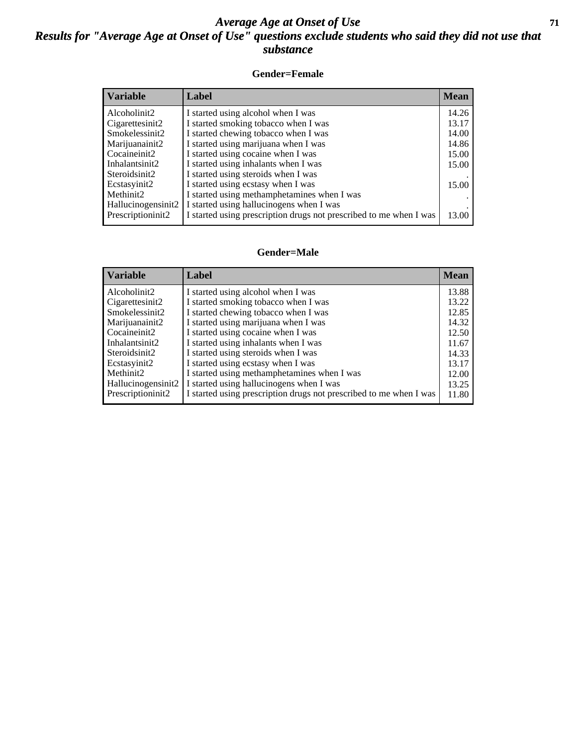# Average Age at Onset of Use

## Results for "Average Age at Onset of Use" questions exclude students who said they did not use that substance

### Gender=Female

| Variable | Label | Mean |
|---|---|---|
| Alcoholinit2 | I started using alcohol when I was | 14.26 |
| Cigarettesinit2 | I started smoking tobacco when I was | 13.17 |
| Smokelessinit2 | I started chewing tobacco when I was | 14.00 |
| Marijuanainit2 | I started using marijuana when I was | 14.86 |
| Cocaineinit2 | I started using cocaine when I was | 15.00 |
| Inhalantsinit2 | I started using inhalants when I was | 15.00 |
| Steroidsinit2 | I started using steroids when I was | . |
| Ecstasyinit2 | I started using ecstasy when I was | 15.00 |
| Methinit2 | I started using methamphetamines when I was | . |
| Hallucinogensinit2 | I started using hallucinogens when I was | . |
| Prescriptioninit2 | I started using prescription drugs not prescribed to me when I was | 13.00 |

### Gender=Male

| Variable | Label | Mean |
|---|---|---|
| Alcoholinit2 | I started using alcohol when I was | 13.88 |
| Cigarettesinit2 | I started smoking tobacco when I was | 13.22 |
| Smokelessinit2 | I started chewing tobacco when I was | 12.85 |
| Marijuanainit2 | I started using marijuana when I was | 14.32 |
| Cocaineinit2 | I started using cocaine when I was | 12.50 |
| Inhalantsinit2 | I started using inhalants when I was | 11.67 |
| Steroidsinit2 | I started using steroids when I was | 14.33 |
| Ecstasyinit2 | I started using ecstasy when I was | 13.17 |
| Methinit2 | I started using methamphetamines when I was | 12.00 |
| Hallucinogensinit2 | I started using hallucinogens when I was | 13.25 |
| Prescriptioninit2 | I started using prescription drugs not prescribed to me when I was | 11.80 |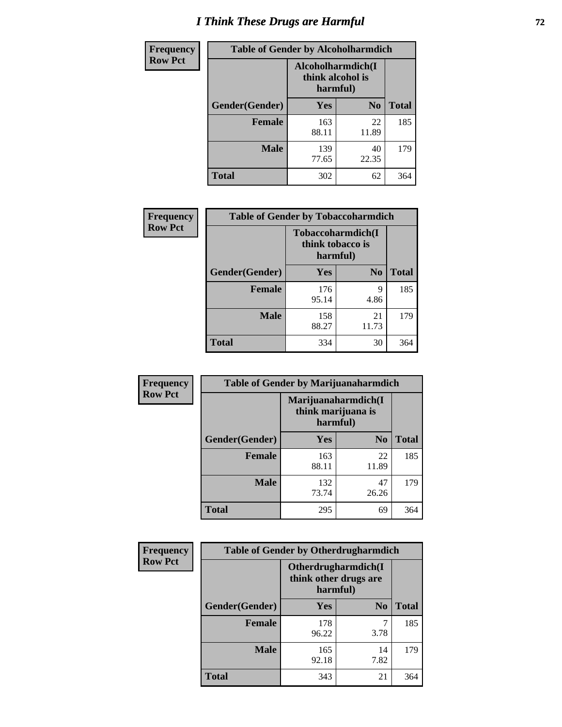# I Think These Drugs are Harmful

**Frequency**
**Row Pct**

| Table of Gender by Alcoholharmdich | | | |
|---|---|---|---|
| | Alcoholharmdich(I think alcohol is harmful) | | |
| Gender(Gender) | Yes | No | Total |
| Female | 163<br>88.11 | 22<br>11.89 | 185 |
| Male | 139<br>77.65 | 40<br>22.35 | 179 |
| Total | 302 | 62 | 364 |

**Frequency**
**Row Pct**

| Table of Gender by Tobaccoharmdich | | | |
|---|---|---|---|
| | Tobaccoharmdich(I think tobacco is harmful) | | |
| Gender(Gender) | Yes | No | Total |
| Female | 176<br>95.14 | 9<br>4.86 | 185 |
| Male | 158<br>88.27 | 21<br>11.73 | 179 |
| Total | 334 | 30 | 364 |

**Frequency**
**Row Pct**

| Table of Gender by Marijuanaharmdich | | | |
|---|---|---|---|
| | Marijuanaharmdich(I think marijuana is harmful) | | |
| Gender(Gender) | Yes | No | Total |
| Female | 163<br>88.11 | 22<br>11.89 | 185 |
| Male | 132<br>73.74 | 47<br>26.26 | 179 |
| Total | 295 | 69 | 364 |

**Frequency**
**Row Pct**

| Table of Gender by Otherdrugharmdich | | | |
|---|---|---|---|
| | Otherdrugharmdich(I think other drugs are harmful) | | |
| Gender(Gender) | Yes | No | Total |
| Female | 178<br>96.22 | 7<br>3.78 | 185 |
| Male | 165<br>92.18 | 14<br>7.82 | 179 |
| Total | 343 | 21 | 364 |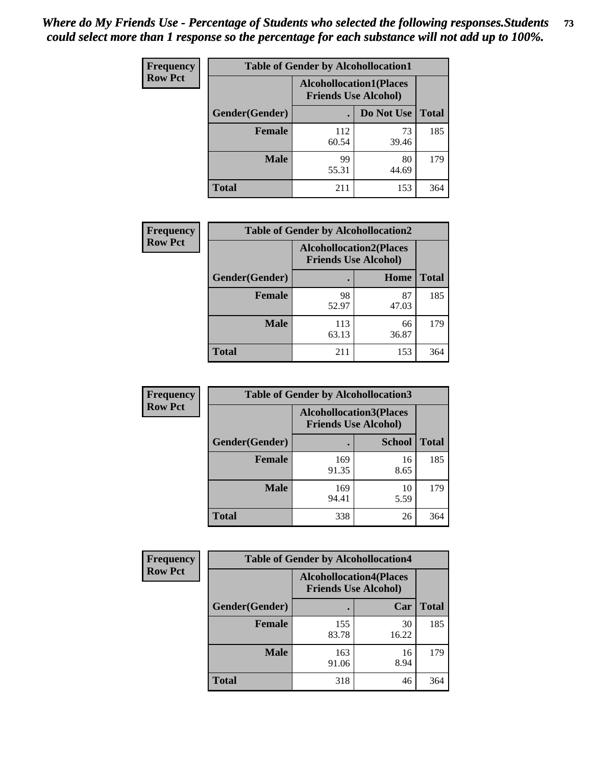*Where do My Friends Use - Percentage of Students who selected the following responses.Students could select more than 1 response so the percentage for each substance will not add up to 100%.*

**Frequency**
**Row Pct**

| Table of Gender by Alcohollocation1 | | | |
|---|---|---|---|
| | Alcohollocation1(Places Friends Use Alcohol) | | |
| Gender(Gender) | . | Do Not Use | Total |
| **Female** | 112<br>60.54 | 73<br>39.46 | 185 |
| **Male** | 99<br>55.31 | 80<br>44.69 | 179 |
| **Total** | 211 | 153 | 364 |

**Frequency**
**Row Pct**

| Table of Gender by Alcohollocation2 | | | |
|---|---|---|---|
| | Alcohollocation2(Places Friends Use Alcohol) | | |
| Gender(Gender) | . | Home | Total |
| **Female** | 98<br>52.97 | 87<br>47.03 | 185 |
| **Male** | 113<br>63.13 | 66<br>36.87 | 179 |
| **Total** | 211 | 153 | 364 |

**Frequency**
**Row Pct**

| Table of Gender by Alcohollocation3 | | | |
|---|---|---|---|
| | Alcohollocation3(Places Friends Use Alcohol) | | |
| Gender(Gender) | . | School | Total |
| **Female** | 169<br>91.35 | 16<br>8.65 | 185 |
| **Male** | 169<br>94.41 | 10<br>5.59 | 179 |
| **Total** | 338 | 26 | 364 |

**Frequency**
**Row Pct**

| Table of Gender by Alcohollocation4 | | | |
|---|---|---|---|
| | Alcohollocation4(Places Friends Use Alcohol) | | |
| Gender(Gender) | . | Car | Total |
| **Female** | 155<br>83.78 | 30<br>16.22 | 185 |
| **Male** | 163<br>91.06 | 16<br>8.94 | 179 |
| **Total** | 318 | 46 | 364 |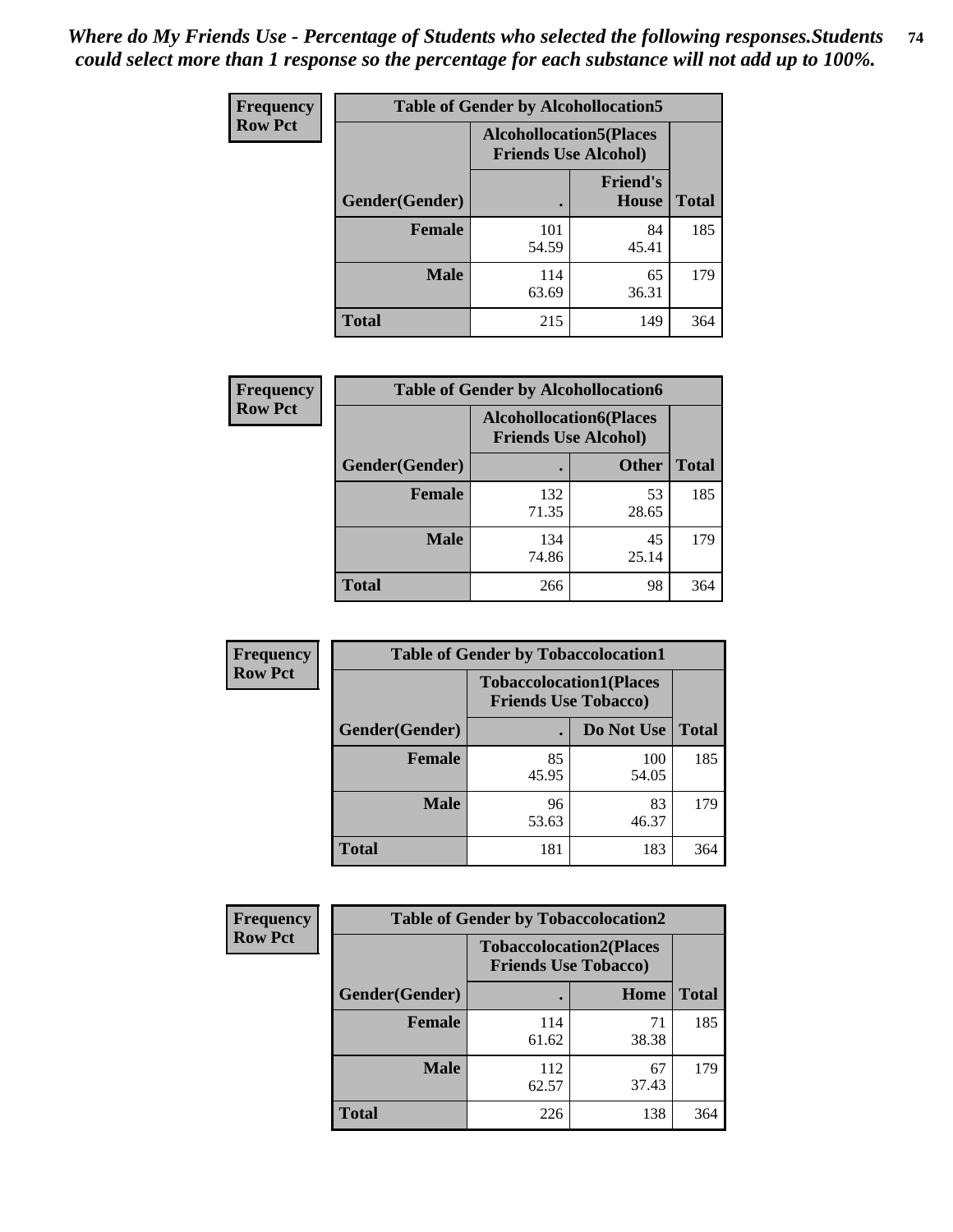*Where do My Friends Use - Percentage of Students who selected the following responses.Students could select more than 1 response so the percentage for each substance will not add up to 100%.*

**Frequency**
**Row Pct**

| Table of Gender by Alcohollocation5 | | | |
|---|---|---|---|
| | Alcohollocation5(Places Friends Use Alcohol) | | |
| Gender(Gender) | . | Friend's House | Total |
| **Female** | 101<br>54.59 | 84<br>45.41 | 185 |
| **Male** | 114<br>63.69 | 65<br>36.31 | 179 |
| **Total** | 215 | 149 | 364 |

**Frequency**
**Row Pct**

| Table of Gender by Alcohollocation6 | | | |
|---|---|---|---|
| | Alcohollocation6(Places Friends Use Alcohol) | | |
| Gender(Gender) | . | Other | Total |
| **Female** | 132<br>71.35 | 53<br>28.65 | 185 |
| **Male** | 134<br>74.86 | 45<br>25.14 | 179 |
| **Total** | 266 | 98 | 364 |

**Frequency**
**Row Pct**

| Table of Gender by Tobaccolocation1 | | | |
|---|---|---|---|
| | Tobaccolocation1(Places Friends Use Tobacco) | | |
| Gender(Gender) | . | Do Not Use | Total |
| **Female** | 85<br>45.95 | 100<br>54.05 | 185 |
| **Male** | 96<br>53.63 | 83<br>46.37 | 179 |
| **Total** | 181 | 183 | 364 |

**Frequency**
**Row Pct**

| Table of Gender by Tobaccolocation2 | | | |
|---|---|---|---|
| | Tobaccolocation2(Places Friends Use Tobacco) | | |
| Gender(Gender) | . | Home | Total |
| **Female** | 114<br>61.62 | 71<br>38.38 | 185 |
| **Male** | 112<br>62.57 | 67<br>37.43 | 179 |
| **Total** | 226 | 138 | 364 |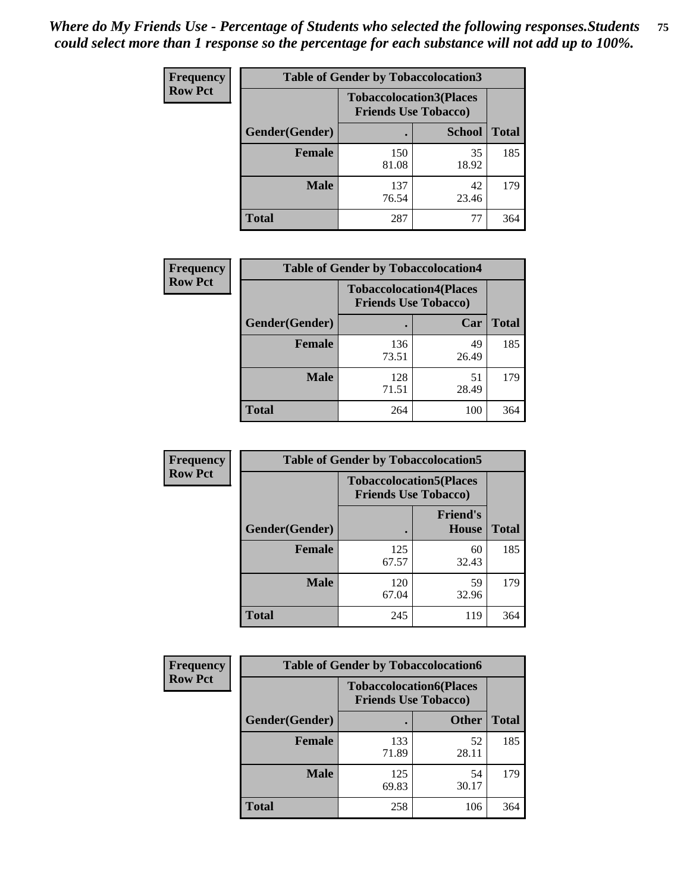*Where do My Friends Use - Percentage of Students who selected the following responses.Students could select more than 1 response so the percentage for each substance will not add up to 100%.*

**Frequency Row Pct**

| Table of Gender by Tobaccolocation3 | | | |
|---|---|---|---|
| | Tobaccolocation3(Places Friends Use Tobacco) | | |
| Gender(Gender) | . | School | Total |
| Female | 150<br>81.08 | 35<br>18.92 | 185 |
| Male | 137<br>76.54 | 42<br>23.46 | 179 |
| Total | 287 | 77 | 364 |

**Frequency Row Pct**

| Table of Gender by Tobaccolocation4 | | | |
|---|---|---|---|
| | Tobaccolocation4(Places Friends Use Tobacco) | | |
| Gender(Gender) | . | Car | Total |
| Female | 136<br>73.51 | 49<br>26.49 | 185 |
| Male | 128<br>71.51 | 51<br>28.49 | 179 |
| Total | 264 | 100 | 364 |

**Frequency Row Pct**

| Table of Gender by Tobaccolocation5 | | | |
|---|---|---|---|
| | Tobaccolocation5(Places Friends Use Tobacco) | | |
| Gender(Gender) | . | Friend's House | Total |
| Female | 125<br>67.57 | 60<br>32.43 | 185 |
| Male | 120<br>67.04 | 59<br>32.96 | 179 |
| Total | 245 | 119 | 364 |

**Frequency Row Pct**

| Table of Gender by Tobaccolocation6 | | | |
|---|---|---|---|
| | Tobaccolocation6(Places Friends Use Tobacco) | | |
| Gender(Gender) | . | Other | Total |
| Female | 133<br>71.89 | 52<br>28.11 | 185 |
| Male | 125<br>69.83 | 54<br>30.17 | 179 |
| Total | 258 | 106 | 364 |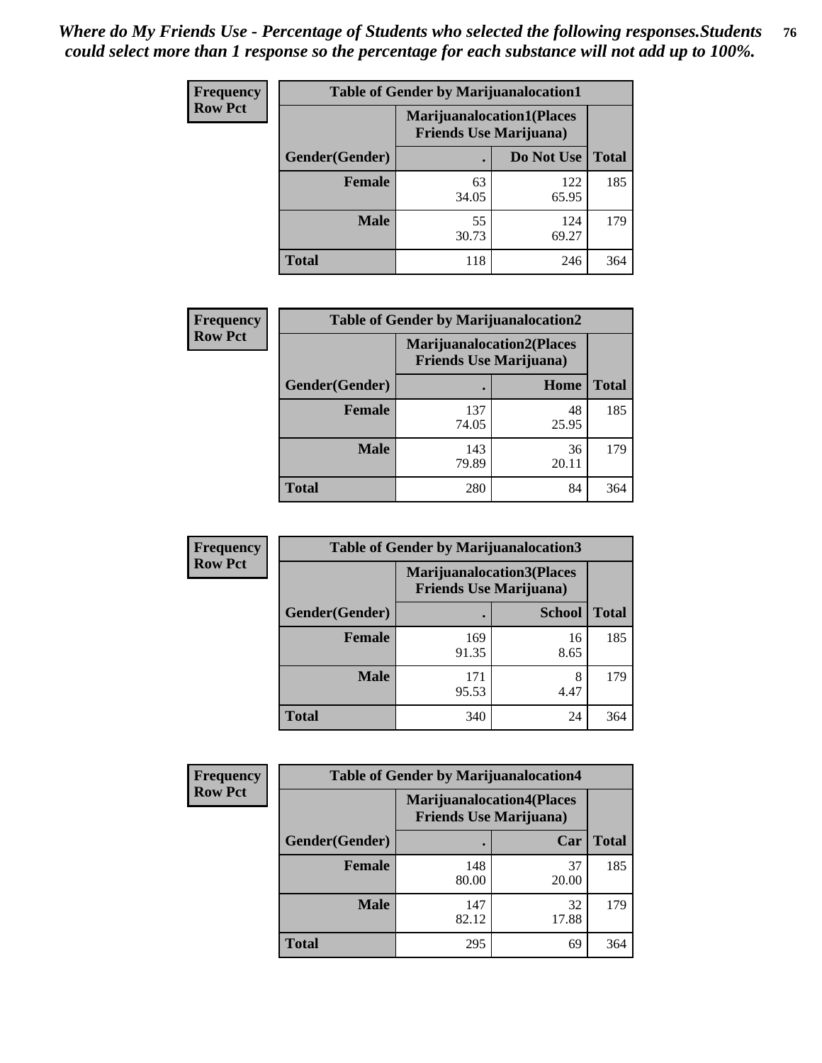*Where do My Friends Use - Percentage of Students who selected the following responses.Students could select more than 1 response so the percentage for each substance will not add up to 100%.*

**Frequency**
**Row Pct**

| Table of Gender by Marijuanalocation1 | | | |
|---|---|---|---|
| | Marijuanalocation1(Places Friends Use Marijuana) | | |
| Gender(Gender) | . | Do Not Use | Total |
| **Female** | 63<br>34.05 | 122<br>65.95 | 185 |
| **Male** | 55<br>30.73 | 124<br>69.27 | 179 |
| **Total** | 118 | 246 | 364 |

**Frequency**
**Row Pct**

| Table of Gender by Marijuanalocation2 | | | |
|---|---|---|---|
| | Marijuanalocation2(Places Friends Use Marijuana) | | |
| Gender(Gender) | . | Home | Total |
| **Female** | 137<br>74.05 | 48<br>25.95 | 185 |
| **Male** | 143<br>79.89 | 36<br>20.11 | 179 |
| **Total** | 280 | 84 | 364 |

**Frequency**
**Row Pct**

| Table of Gender by Marijuanalocation3 | | | |
|---|---|---|---|
| | Marijuanalocation3(Places Friends Use Marijuana) | | |
| Gender(Gender) | . | School | Total |
| **Female** | 169<br>91.35 | 16<br>8.65 | 185 |
| **Male** | 171<br>95.53 | 8<br>4.47 | 179 |
| **Total** | 340 | 24 | 364 |

**Frequency**
**Row Pct**

| Table of Gender by Marijuanalocation4 | | | |
|---|---|---|---|
| | Marijuanalocation4(Places Friends Use Marijuana) | | |
| Gender(Gender) | . | Car | Total |
| **Female** | 148<br>80.00 | 37<br>20.00 | 185 |
| **Male** | 147<br>82.12 | 32<br>17.88 | 179 |
| **Total** | 295 | 69 | 364 |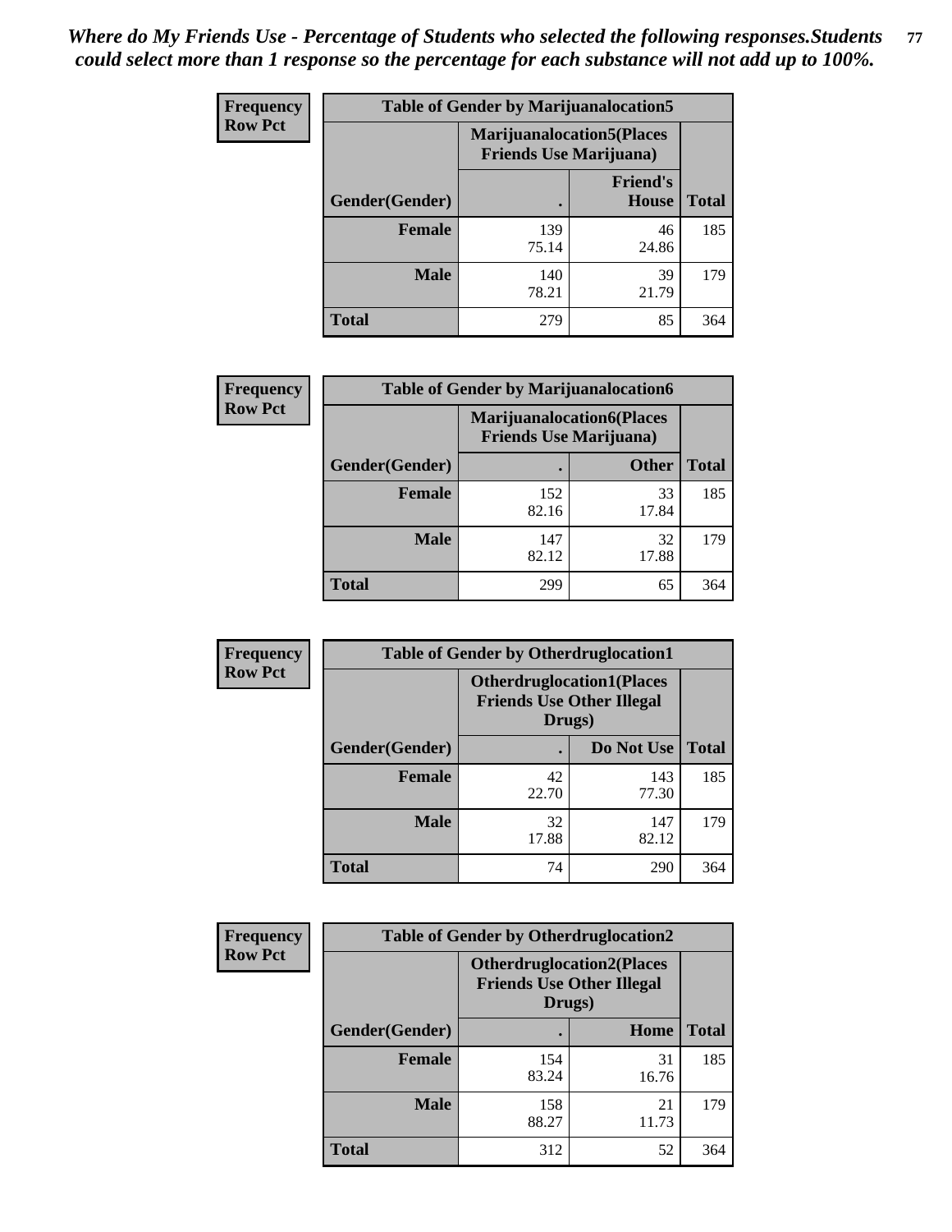*Where do My Friends Use - Percentage of Students who selected the following responses.Students could select more than 1 response so the percentage for each substance will not add up to 100%.*

**Frequency / Row Pct**

| Table of Gender by Marijuanalocation5 | | | |
|---|---|---|---|
| | Marijuanalocation5(Places Friends Use Marijuana) | | |
| Gender(Gender) | . | Friend's House | Total |
| **Female** | 139<br>75.14 | 46<br>24.86 | 185 |
| **Male** | 140<br>78.21 | 39<br>21.79 | 179 |
| **Total** | 279 | 85 | 364 |

**Frequency / Row Pct**

| Table of Gender by Marijuanalocation6 | | | |
|---|---|---|---|
| | Marijuanalocation6(Places Friends Use Marijuana) | | |
| Gender(Gender) | . | Other | Total |
| **Female** | 152<br>82.16 | 33<br>17.84 | 185 |
| **Male** | 147<br>82.12 | 32<br>17.88 | 179 |
| **Total** | 299 | 65 | 364 |

**Frequency / Row Pct**

| Table of Gender by Otherdruglocation1 | | | |
|---|---|---|---|
| | Otherdruglocation1(Places Friends Use Other Illegal Drugs) | | |
| Gender(Gender) | . | Do Not Use | Total |
| **Female** | 42<br>22.70 | 143<br>77.30 | 185 |
| **Male** | 32<br>17.88 | 147<br>82.12 | 179 |
| **Total** | 74 | 290 | 364 |

**Frequency / Row Pct**

| Table of Gender by Otherdruglocation2 | | | |
|---|---|---|---|
| | Otherdruglocation2(Places Friends Use Other Illegal Drugs) | | |
| Gender(Gender) | . | Home | Total |
| **Female** | 154<br>83.24 | 31<br>16.76 | 185 |
| **Male** | 158<br>88.27 | 21<br>11.73 | 179 |
| **Total** | 312 | 52 | 364 |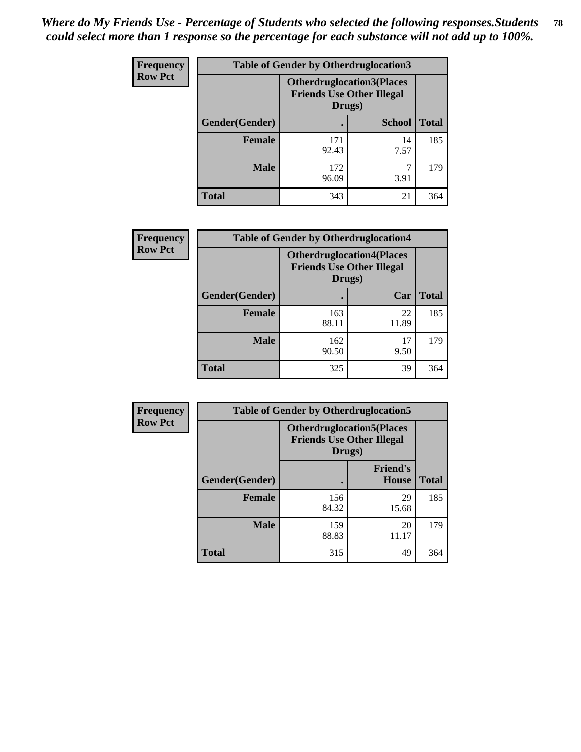*Where do My Friends Use - Percentage of Students who selected the following responses.Students could select more than 1 response so the percentage for each substance will not add up to 100%.*

**Frequency**
**Row Pct**

| Table of Gender by Otherdruglocation3 | | | |
|---|---|---|---|
| | Otherdruglocation3(Places Friends Use Other Illegal Drugs) | | |
| Gender(Gender) | . | School | Total |
| Female | 171<br>92.43 | 14<br>7.57 | 185 |
| Male | 172<br>96.09 | 7<br>3.91 | 179 |
| Total | 343 | 21 | 364 |

**Frequency**
**Row Pct**

| Table of Gender by Otherdruglocation4 | | | |
|---|---|---|---|
| | Otherdruglocation4(Places Friends Use Other Illegal Drugs) | | |
| Gender(Gender) | . | Car | Total |
| Female | 163<br>88.11 | 22<br>11.89 | 185 |
| Male | 162<br>90.50 | 17<br>9.50 | 179 |
| Total | 325 | 39 | 364 |

**Frequency**
**Row Pct**

| Table of Gender by Otherdruglocation5 | | | |
|---|---|---|---|
| | Otherdruglocation5(Places Friends Use Other Illegal Drugs) | | |
| Gender(Gender) | . | Friend's House | Total |
| Female | 156<br>84.32 | 29<br>15.68 | 185 |
| Male | 159<br>88.83 | 20<br>11.17 | 179 |
| Total | 315 | 49 | 364 |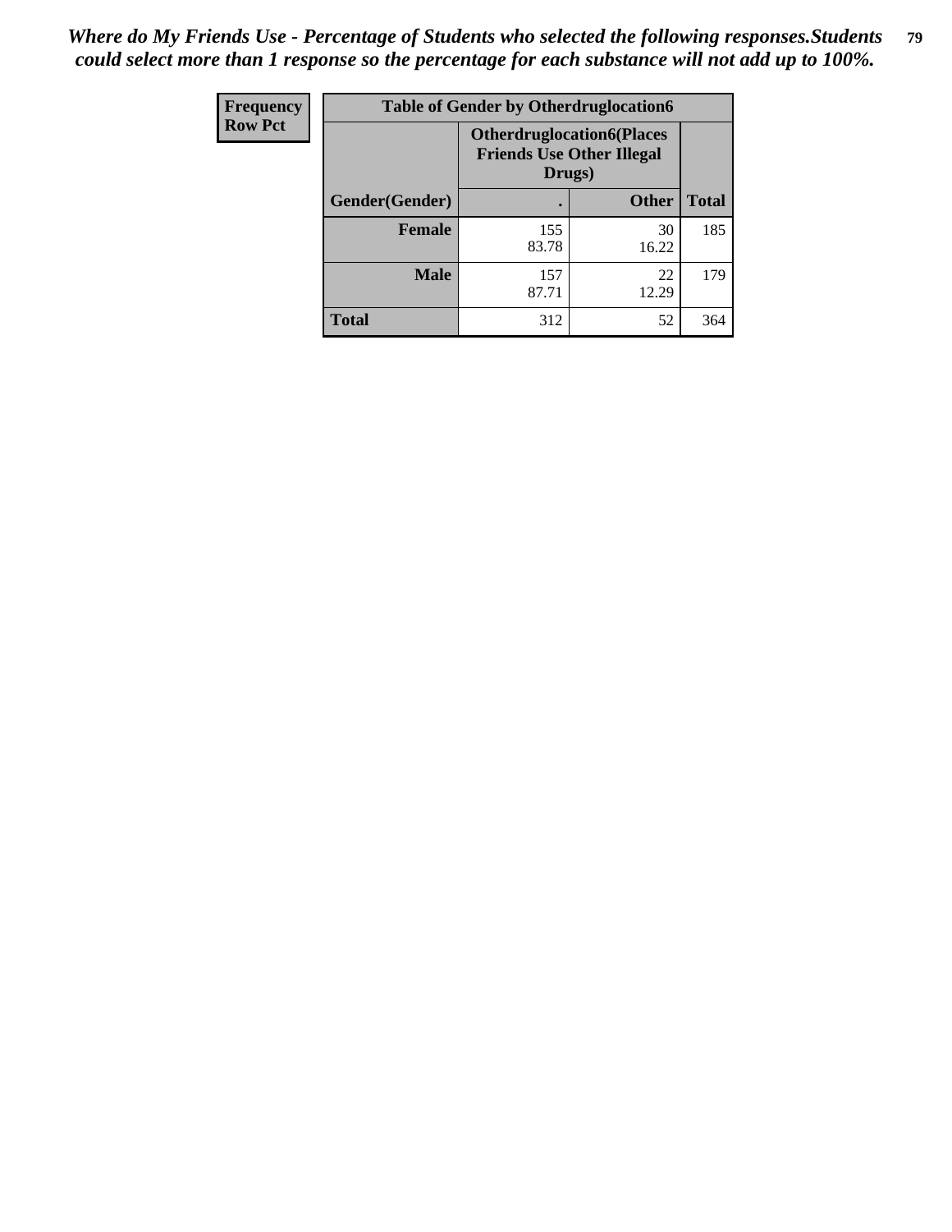*Where do My Friends Use - Percentage of Students who selected the following responses.Students could select more than 1 response so the percentage for each substance will not add up to 100%.*

| Frequency<br>Row Pct | Table of Gender by Otherdruglocation6 | | |
|---|---|---|---|
| | Otherdruglocation6(Places Friends Use Other Illegal Drugs) | | |
| Gender(Gender) | . | Other | Total |
| Female | 155<br>83.78 | 30<br>16.22 | 185 |
| Male | 157<br>87.71 | 22<br>12.29 | 179 |
| Total | 312 | 52 | 364 |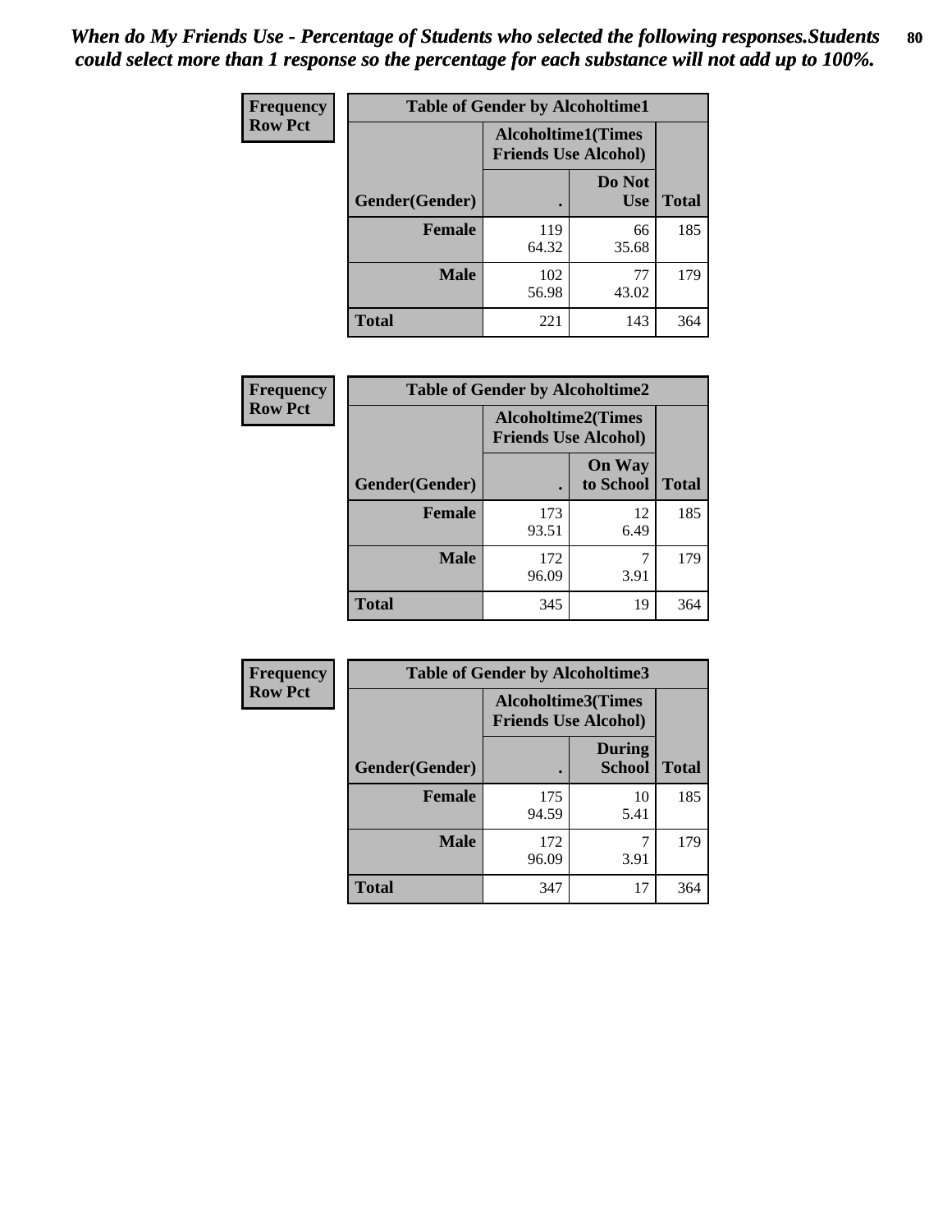*When do My Friends Use - Percentage of Students who selected the following responses.Students could select more than 1 response so the percentage for each substance will not add up to 100%.*

**Frequency**
**Row Pct**

| Table of Gender by Alcoholtime1 | | | |
|---|---|---|---|
| | Alcoholtime1(Times Friends Use Alcohol) | | |
| Gender(Gender) | . | Do Not Use | Total |
| **Female** | 119<br>64.32 | 66<br>35.68 | 185 |
| **Male** | 102<br>56.98 | 77<br>43.02 | 179 |
| **Total** | 221 | 143 | 364 |

**Frequency**
**Row Pct**

| Table of Gender by Alcoholtime2 | | | |
|---|---|---|---|
| | Alcoholtime2(Times Friends Use Alcohol) | | |
| Gender(Gender) | . | On Way to School | Total |
| **Female** | 173<br>93.51 | 12<br>6.49 | 185 |
| **Male** | 172<br>96.09 | 7<br>3.91 | 179 |
| **Total** | 345 | 19 | 364 |

**Frequency**
**Row Pct**

| Table of Gender by Alcoholtime3 | | | |
|---|---|---|---|
| | Alcoholtime3(Times Friends Use Alcohol) | | |
| Gender(Gender) | . | During School | Total |
| **Female** | 175<br>94.59 | 10<br>5.41 | 185 |
| **Male** | 172<br>96.09 | 7<br>3.91 | 179 |
| **Total** | 347 | 17 | 364 |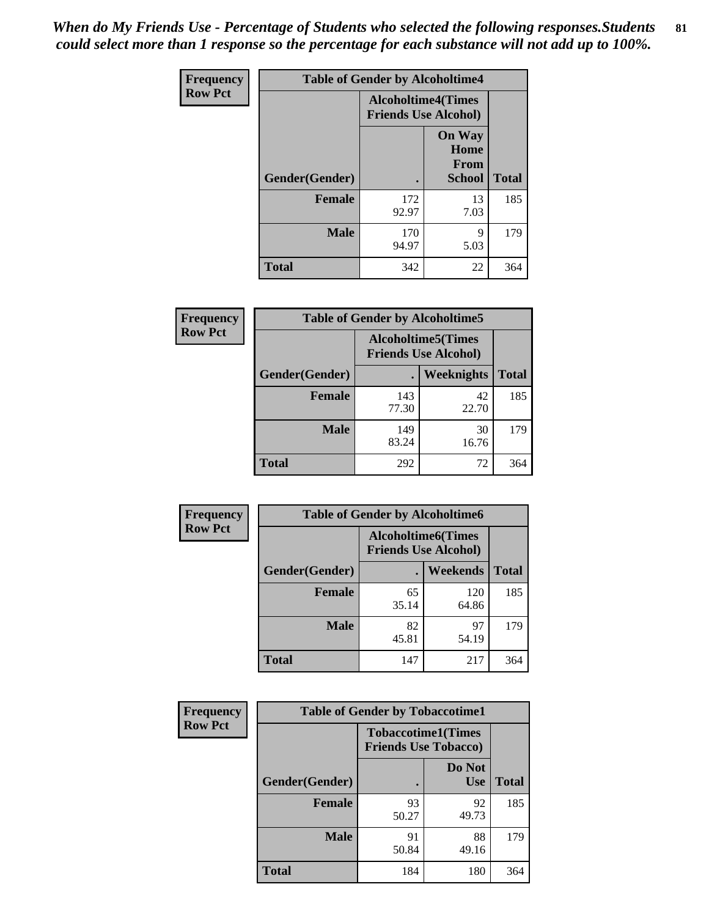*When do My Friends Use - Percentage of Students who selected the following responses.Students could select more than 1 response so the percentage for each substance will not add up to 100%.*

**Frequency**
**Row Pct**

**Table of Gender by Alcoholtime4**

| Gender(Gender) | Alcoholtime4(Times Friends Use Alcohol) | | Total |
|---|---|---|---|
| | . | On Way Home From School | |
| Female | 172<br>92.97 | 13<br>7.03 | 185 |
| Male | 170<br>94.97 | 9<br>5.03 | 179 |
| Total | 342 | 22 | 364 |

**Frequency**
**Row Pct**

**Table of Gender by Alcoholtime5**

| Gender(Gender) | Alcoholtime5(Times Friends Use Alcohol) | | Total |
|---|---|---|---|
| | . | Weeknights | |
| Female | 143<br>77.30 | 42<br>22.70 | 185 |
| Male | 149<br>83.24 | 30<br>16.76 | 179 |
| Total | 292 | 72 | 364 |

**Frequency**
**Row Pct**

**Table of Gender by Alcoholtime6**

| Gender(Gender) | Alcoholtime6(Times Friends Use Alcohol) | | Total |
|---|---|---|---|
| | . | Weekends | |
| Female | 65<br>35.14 | 120<br>64.86 | 185 |
| Male | 82<br>45.81 | 97<br>54.19 | 179 |
| Total | 147 | 217 | 364 |

**Frequency**
**Row Pct**

**Table of Gender by Tobaccotime1**

| Gender(Gender) | Tobaccotime1(Times Friends Use Tobacco) | | Total |
|---|---|---|---|
| | . | Do Not Use | |
| Female | 93<br>50.27 | 92<br>49.73 | 185 |
| Male | 91<br>50.84 | 88<br>49.16 | 179 |
| Total | 184 | 180 | 364 |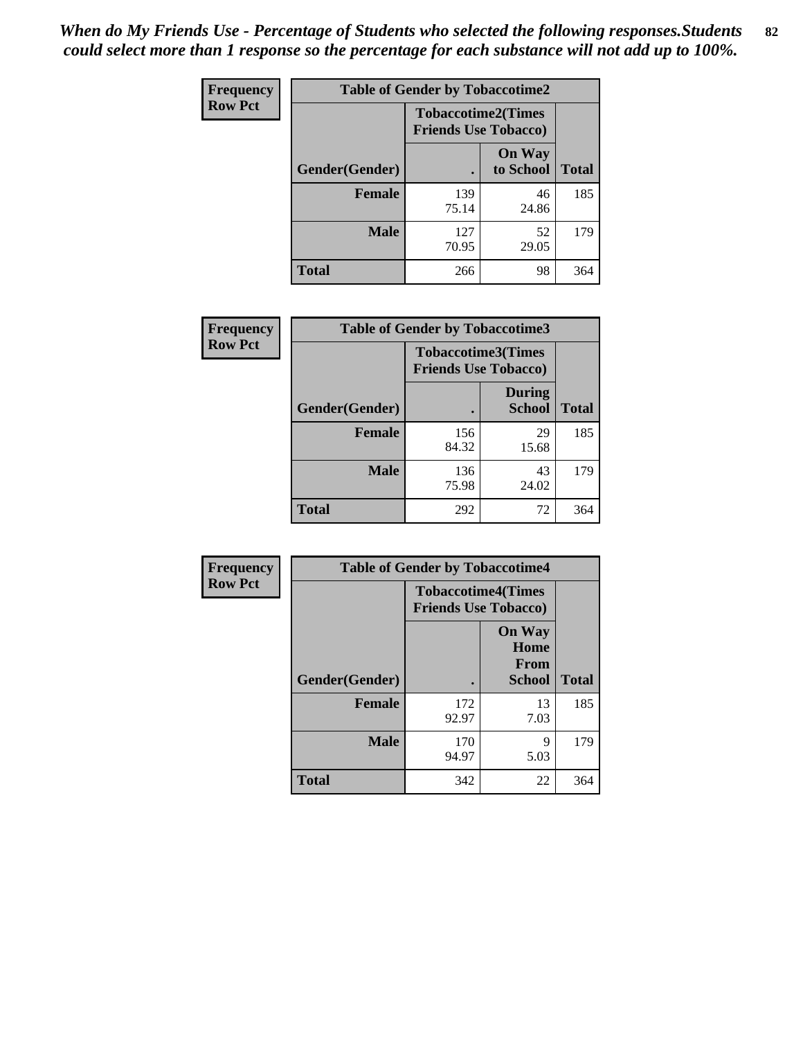*When do My Friends Use - Percentage of Students who selected the following responses.Students could select more than 1 response so the percentage for each substance will not add up to 100%.*

**Frequency**
**Row Pct**

| Table of Gender by Tobaccotime2 | | | |
|---|---|---|---|
| | Tobaccotime2(Times Friends Use Tobacco) | | |
| Gender(Gender) | . | On Way to School | Total |
| **Female** | 139<br>75.14 | 46<br>24.86 | 185 |
| **Male** | 127<br>70.95 | 52<br>29.05 | 179 |
| **Total** | 266 | 98 | 364 |

**Frequency**
**Row Pct**

| Table of Gender by Tobaccotime3 | | | |
|---|---|---|---|
| | Tobaccotime3(Times Friends Use Tobacco) | | |
| Gender(Gender) | . | During School | Total |
| **Female** | 156<br>84.32 | 29<br>15.68 | 185 |
| **Male** | 136<br>75.98 | 43<br>24.02 | 179 |
| **Total** | 292 | 72 | 364 |

**Frequency**
**Row Pct**

| Table of Gender by Tobaccotime4 | | | |
|---|---|---|---|
| | Tobaccotime4(Times Friends Use Tobacco) | | |
| Gender(Gender) | . | On Way Home From School | Total |
| **Female** | 172<br>92.97 | 13<br>7.03 | 185 |
| **Male** | 170<br>94.97 | 9<br>5.03 | 179 |
| **Total** | 342 | 22 | 364 |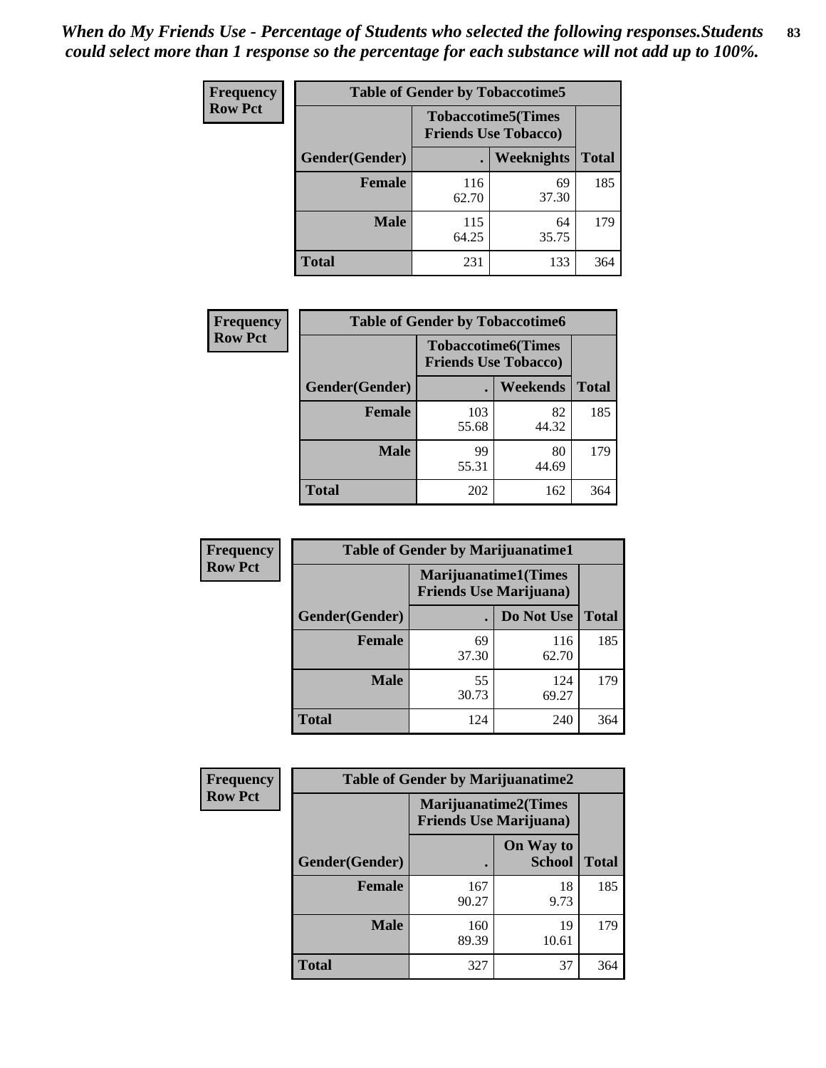*When do My Friends Use - Percentage of Students who selected the following responses.Students could select more than 1 response so the percentage for each substance will not add up to 100%.*

**Frequency**
**Row Pct**

| Table of Gender by Tobaccotime5 | | | |
|---|---|---|---|
| | Tobaccotime5(Times Friends Use Tobacco) | | |
| Gender(Gender) | . | Weeknights | Total |
| **Female** | 116<br>62.70 | 69<br>37.30 | 185 |
| **Male** | 115<br>64.25 | 64<br>35.75 | 179 |
| **Total** | 231 | 133 | 364 |

**Frequency**
**Row Pct**

| Table of Gender by Tobaccotime6 | | | |
|---|---|---|---|
| | Tobaccotime6(Times Friends Use Tobacco) | | |
| Gender(Gender) | . | Weekends | Total |
| **Female** | 103<br>55.68 | 82<br>44.32 | 185 |
| **Male** | 99<br>55.31 | 80<br>44.69 | 179 |
| **Total** | 202 | 162 | 364 |

**Frequency**
**Row Pct**

| Table of Gender by Marijuanatime1 | | | |
|---|---|---|---|
| | Marijuanatime1(Times Friends Use Marijuana) | | |
| Gender(Gender) | . | Do Not Use | Total |
| **Female** | 69<br>37.30 | 116<br>62.70 | 185 |
| **Male** | 55<br>30.73 | 124<br>69.27 | 179 |
| **Total** | 124 | 240 | 364 |

**Frequency**
**Row Pct**

| Table of Gender by Marijuanatime2 | | | |
|---|---|---|---|
| | Marijuanatime2(Times Friends Use Marijuana) | | |
| Gender(Gender) | . | On Way to School | Total |
| **Female** | 167<br>90.27 | 18<br>9.73 | 185 |
| **Male** | 160<br>89.39 | 19<br>10.61 | 179 |
| **Total** | 327 | 37 | 364 |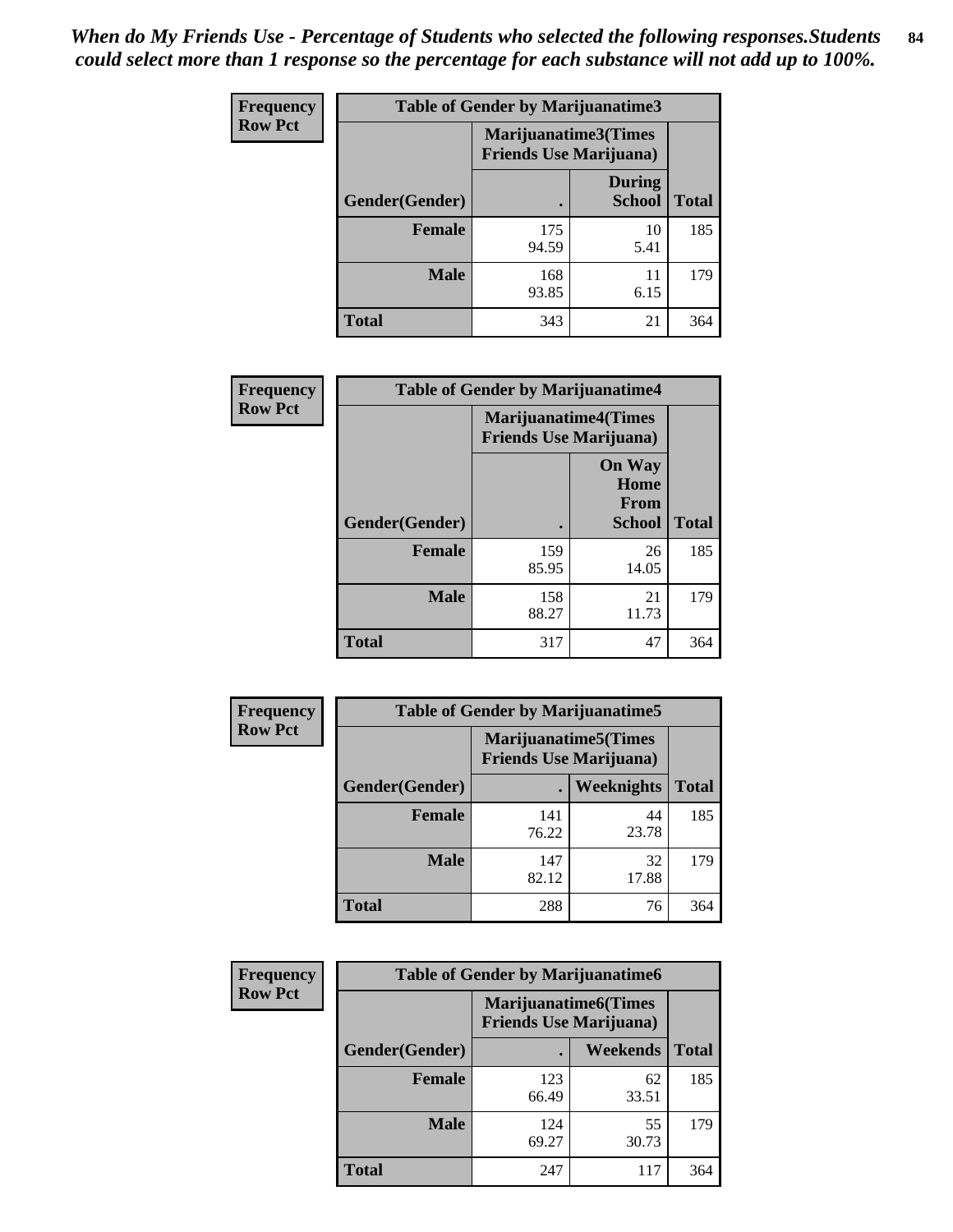*When do My Friends Use - Percentage of Students who selected the following responses.Students could select more than 1 response so the percentage for each substance will not add up to 100%.*

| Frequency Row Pct | Table of Gender by Marijuanatime3 | | |
|---|---|---|---|
| | Marijuanatime3(Times Friends Use Marijuana) | | |
| Gender(Gender) | . | During School | Total |
| **Female** | 175<br>94.59 | 10<br>5.41 | 185 |
| **Male** | 168<br>93.85 | 11<br>6.15 | 179 |
| **Total** | 343 | 21 | 364 |

| Frequency Row Pct | Table of Gender by Marijuanatime4 | | |
|---|---|---|---|
| | Marijuanatime4(Times Friends Use Marijuana) | | |
| Gender(Gender) | . | On Way Home From School | Total |
| **Female** | 159<br>85.95 | 26<br>14.05 | 185 |
| **Male** | 158<br>88.27 | 21<br>11.73 | 179 |
| **Total** | 317 | 47 | 364 |

| Frequency Row Pct | Table of Gender by Marijuanatime5 | | |
|---|---|---|---|
| | Marijuanatime5(Times Friends Use Marijuana) | | |
| Gender(Gender) | . | Weeknights | Total |
| **Female** | 141<br>76.22 | 44<br>23.78 | 185 |
| **Male** | 147<br>82.12 | 32<br>17.88 | 179 |
| **Total** | 288 | 76 | 364 |

| Frequency Row Pct | Table of Gender by Marijuanatime6 | | |
|---|---|---|---|
| | Marijuanatime6(Times Friends Use Marijuana) | | |
| Gender(Gender) | . | Weekends | Total |
| **Female** | 123<br>66.49 | 62<br>33.51 | 185 |
| **Male** | 124<br>69.27 | 55<br>30.73 | 179 |
| **Total** | 247 | 117 | 364 |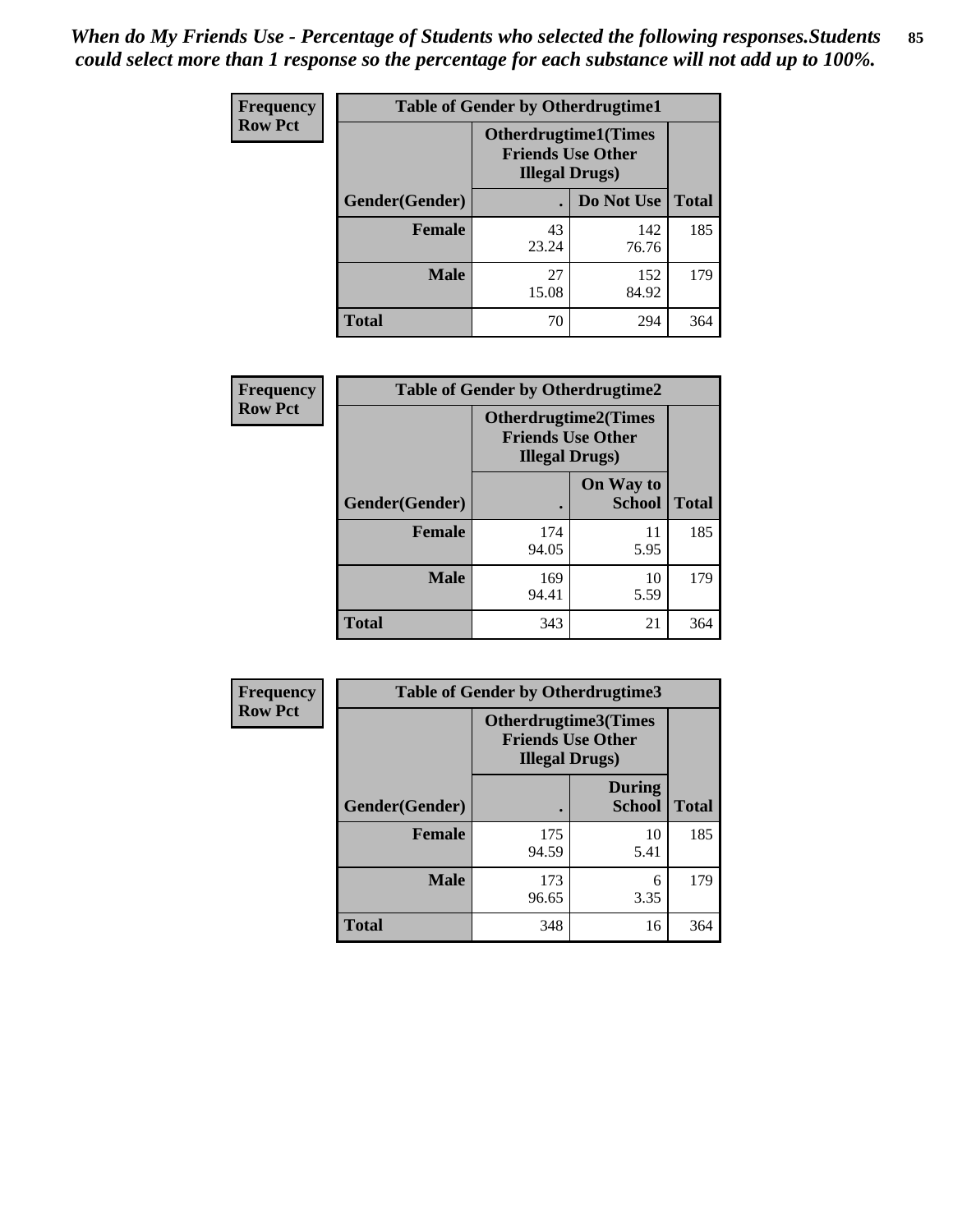*When do My Friends Use - Percentage of Students who selected the following responses.Students could select more than 1 response so the percentage for each substance will not add up to 100%.*

**Frequency**
**Row Pct**

| Table of Gender by Otherdrugtime1 | | | |
|---|---|---|---|
| | Otherdrugtime1(Times Friends Use Other Illegal Drugs) | | |
| Gender(Gender) | . | Do Not Use | Total |
| Female | 43<br>23.24 | 142<br>76.76 | 185 |
| Male | 27<br>15.08 | 152<br>84.92 | 179 |
| Total | 70 | 294 | 364 |

**Frequency**
**Row Pct**

| Table of Gender by Otherdrugtime2 | | | |
|---|---|---|---|
| | Otherdrugtime2(Times Friends Use Other Illegal Drugs) | | |
| Gender(Gender) | . | On Way to School | Total |
| Female | 174<br>94.05 | 11<br>5.95 | 185 |
| Male | 169<br>94.41 | 10<br>5.59 | 179 |
| Total | 343 | 21 | 364 |

**Frequency**
**Row Pct**

| Table of Gender by Otherdrugtime3 | | | |
|---|---|---|---|
| | Otherdrugtime3(Times Friends Use Other Illegal Drugs) | | |
| Gender(Gender) | . | During School | Total |
| Female | 175<br>94.59 | 10<br>5.41 | 185 |
| Male | 173<br>96.65 | 6<br>3.35 | 179 |
| Total | 348 | 16 | 364 |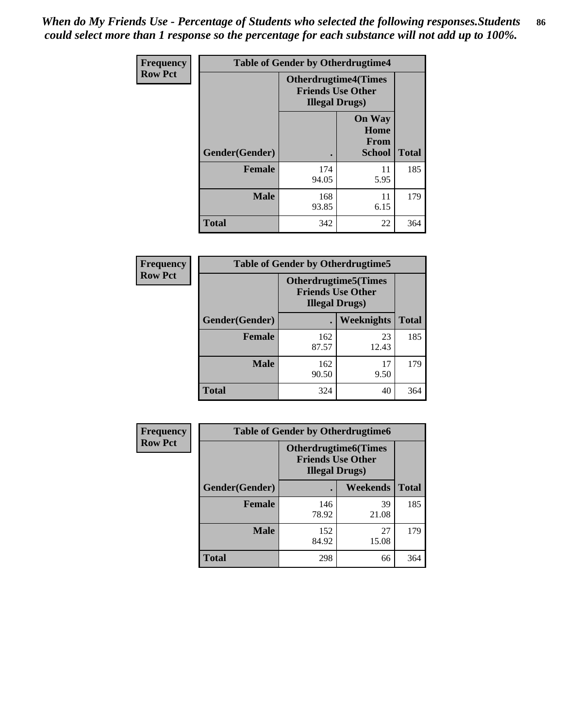*When do My Friends Use - Percentage of Students who selected the following responses.Students could select more than 1 response so the percentage for each substance will not add up to 100%.*

**Frequency**
**Row Pct**

| Table of Gender by Otherdrugtime4 | | | |
|---|---|---|---|
| | Otherdrugtime4(Times Friends Use Other Illegal Drugs) | | |
| Gender(Gender) | . | On Way Home From School | Total |
| **Female** | 174<br>94.05 | 11<br>5.95 | 185 |
| **Male** | 168<br>93.85 | 11<br>6.15 | 179 |
| **Total** | 342 | 22 | 364 |

**Frequency**
**Row Pct**

| Table of Gender by Otherdrugtime5 | | | |
|---|---|---|---|
| | Otherdrugtime5(Times Friends Use Other Illegal Drugs) | | |
| Gender(Gender) | . | Weeknights | Total |
| **Female** | 162<br>87.57 | 23<br>12.43 | 185 |
| **Male** | 162<br>90.50 | 17<br>9.50 | 179 |
| **Total** | 324 | 40 | 364 |

**Frequency**
**Row Pct**

| Table of Gender by Otherdrugtime6 | | | |
|---|---|---|---|
| | Otherdrugtime6(Times Friends Use Other Illegal Drugs) | | |
| Gender(Gender) | . | Weekends | Total |
| **Female** | 146<br>78.92 | 39<br>21.08 | 185 |
| **Male** | 152<br>84.92 | 27<br>15.08 | 179 |
| **Total** | 298 | 66 | 364 |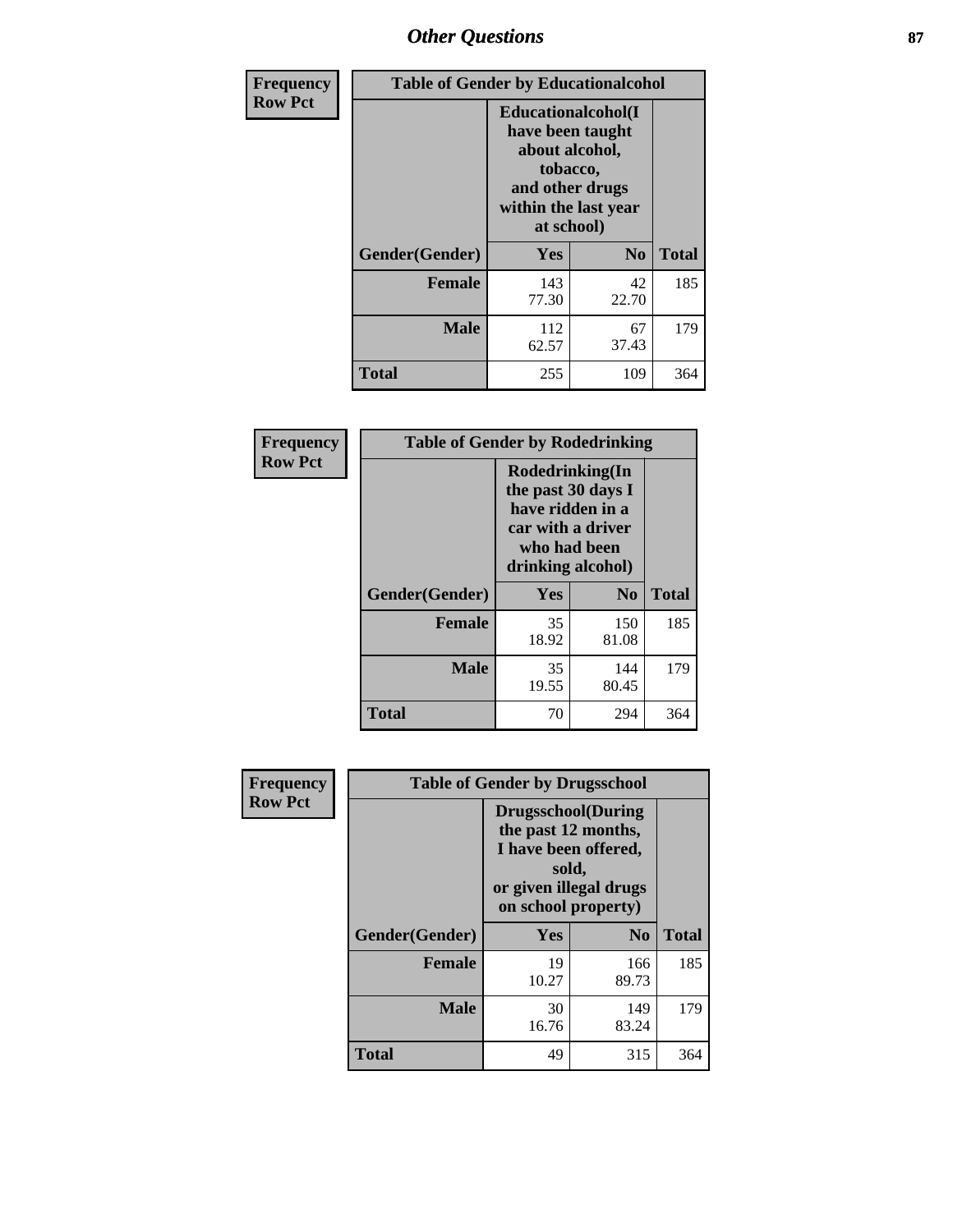# Other Questions

| Frequency Row Pct | Table of Gender by Educationalcohol | | |
|---|---|---|---|
| | Educationalcohol(I have been taught about alcohol, tobacco, and other drugs within the last year at school) | | |
| Gender(Gender) | Yes | No | Total |
| Female | 143<br>77.30 | 42<br>22.70 | 185 |
| Male | 112<br>62.57 | 67<br>37.43 | 179 |
| Total | 255 | 109 | 364 |

| Frequency Row Pct | Table of Gender by Rodedrinking | | |
|---|---|---|---|
| | Rodedrinking(In the past 30 days I have ridden in a car with a driver who had been drinking alcohol) | | |
| Gender(Gender) | Yes | No | Total |
| Female | 35<br>18.92 | 150<br>81.08 | 185 |
| Male | 35<br>19.55 | 144<br>80.45 | 179 |
| Total | 70 | 294 | 364 |

| Frequency Row Pct | Table of Gender by Drugsschool | | |
|---|---|---|---|
| | Drugsschool(During the past 12 months, I have been offered, sold, or given illegal drugs on school property) | | |
| Gender(Gender) | Yes | No | Total |
| Female | 19<br>10.27 | 166<br>89.73 | 185 |
| Male | 30<br>16.76 | 149<br>83.24 | 179 |
| Total | 49 | 315 | 364 |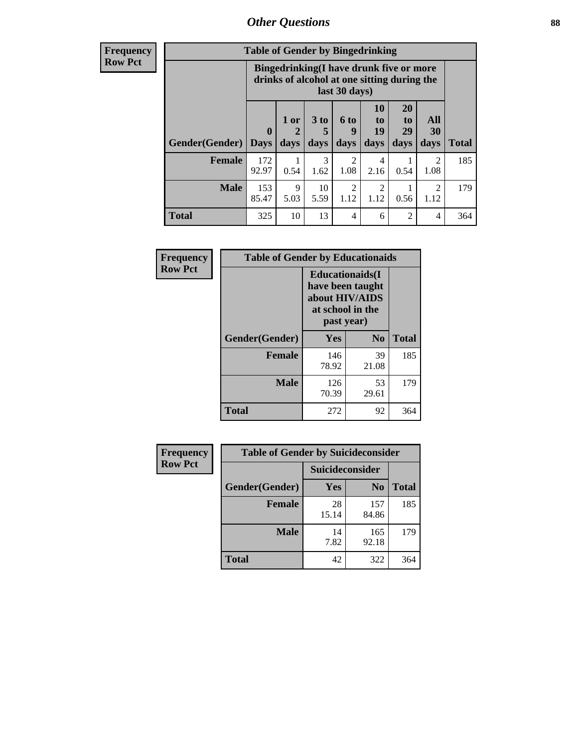## Other Questions

**Frequency**
**Row Pct**

| Table of Gender by Bingedrinking | | | | | | | | |
|---|---|---|---|---|---|---|---|---|
| | Bingedrinking(I have drunk five or more drinks of alcohol at one sitting during the last 30 days) | | | | | | | |
| Gender(Gender) | 0 Days | 1 or 2 days | 3 to 5 days | 6 to 9 days | 10 to 19 days | 20 to 29 days | All 30 days | Total |
| **Female** | 172<br>92.97 | 1<br>0.54 | 3<br>1.62 | 2<br>1.08 | 4<br>2.16 | 1<br>0.54 | 2<br>1.08 | 185 |
| **Male** | 153<br>85.47 | 9<br>5.03 | 10<br>5.59 | 2<br>1.12 | 2<br>1.12 | 1<br>0.56 | 2<br>1.12 | 179 |
| **Total** | 325 | 10 | 13 | 4 | 6 | 2 | 4 | 364 |

**Frequency**
**Row Pct**

| Table of Gender by Educationaids | | | |
|---|---|---|---|
| | Educationaids(I have been taught about HIV/AIDS at school in the past year) | | |
| Gender(Gender) | Yes | No | Total |
| **Female** | 146<br>78.92 | 39<br>21.08 | 185 |
| **Male** | 126<br>70.39 | 53<br>29.61 | 179 |
| **Total** | 272 | 92 | 364 |

**Frequency**
**Row Pct**

| Table of Gender by Suicideconsider | | | |
|---|---|---|---|
| | Suicideconsider | | |
| Gender(Gender) | Yes | No | Total |
| **Female** | 28<br>15.14 | 157<br>84.86 | 185 |
| **Male** | 14<br>7.82 | 165<br>92.18 | 179 |
| **Total** | 42 | 322 | 364 |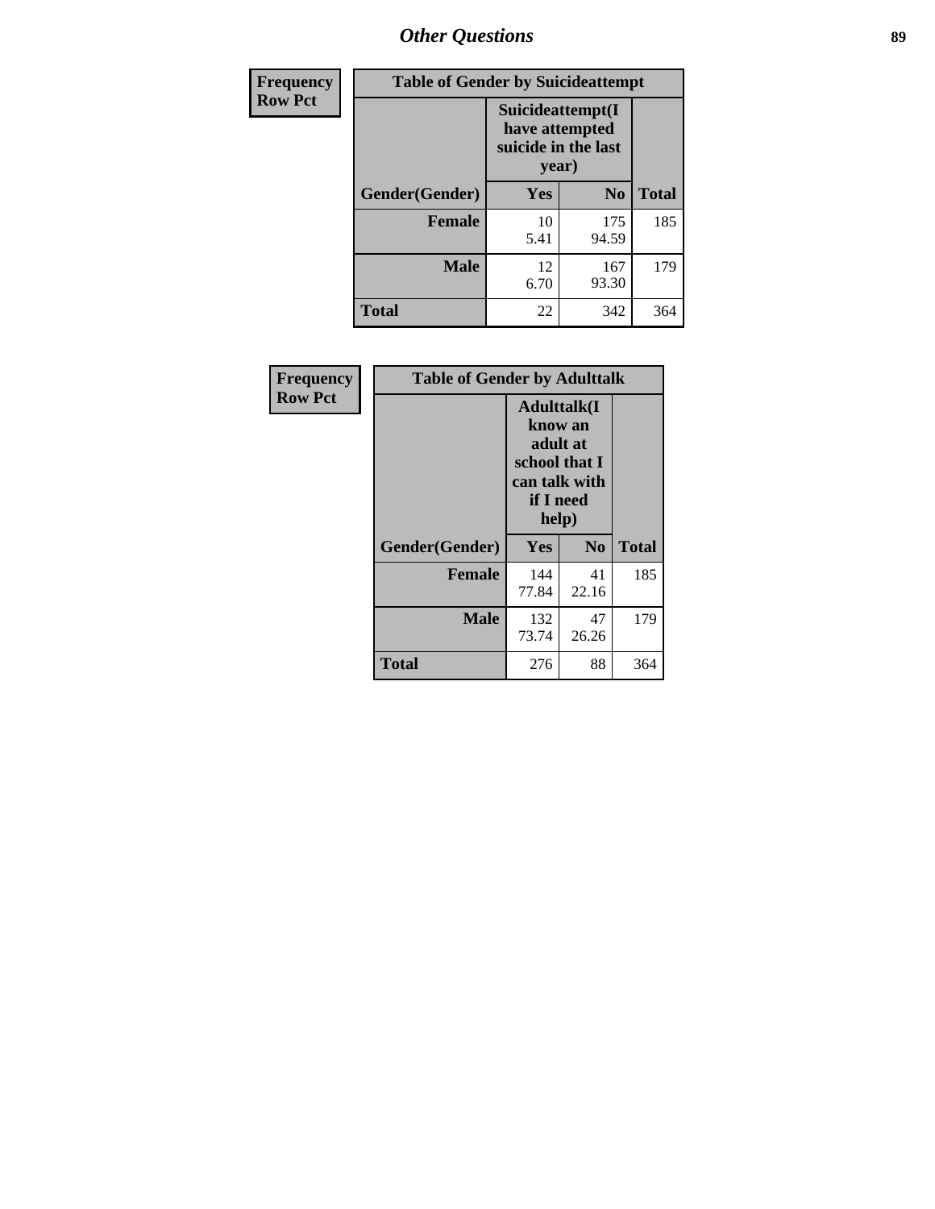## Other Questions

| Frequency<br>Row Pct | | | |
|---|---|---|---|

**Table of Gender by Suicideattempt**

| | Suicideattempt(I have attempted suicide in the last year) | | |
|---|---|---|---|
| Gender(Gender) | Yes | No | Total |
| **Female** | 10<br>5.41 | 175<br>94.59 | 185 |
| **Male** | 12<br>6.70 | 167<br>93.30 | 179 |
| **Total** | 22 | 342 | 364 |

| Frequency<br>Row Pct | | | |
|---|---|---|---|

**Table of Gender by Adulttalk**

| | Adulttalk(I know an adult at school that I can talk with if I need help) | | |
|---|---|---|---|
| Gender(Gender) | Yes | No | Total |
| **Female** | 144<br>77.84 | 41<br>22.16 | 185 |
| **Male** | 132<br>73.74 | 47<br>26.26 | 179 |
| **Total** | 276 | 88 | 364 |